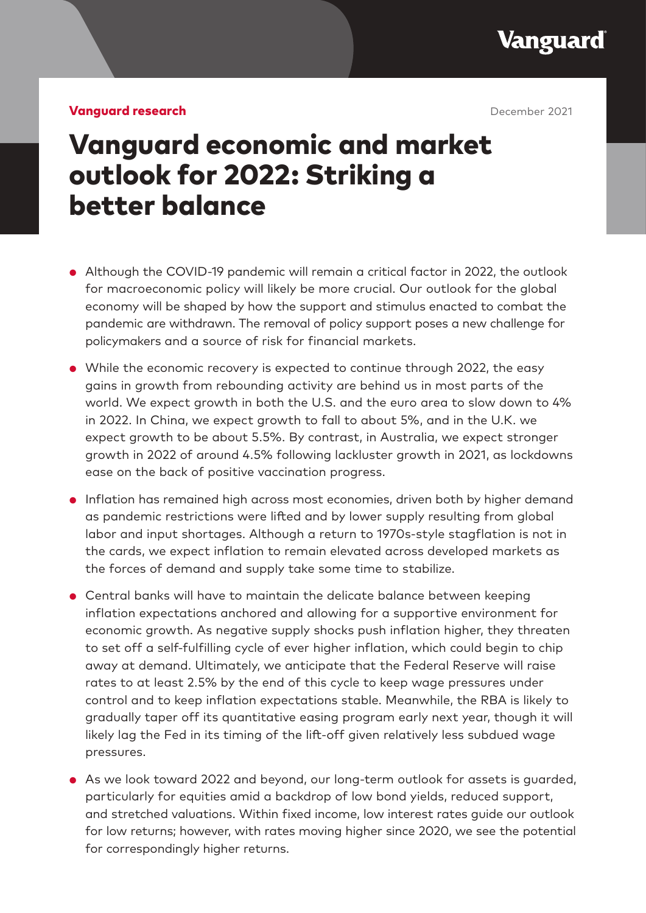Vanguard research

December 2021

# Vanguard economic and market outlook for 2022: Striking a better balance

- Although the COVID-19 pandemic will remain a critical factor in 2022, the outlook for macroeconomic policy will likely be more crucial. Our outlook for the global economy will be shaped by how the support and stimulus enacted to combat the pandemic are withdrawn. The removal of policy support poses a new challenge for policymakers and a source of risk for financial markets.
- While the economic recovery is expected to continue through 2022, the easy gains in growth from rebounding activity are behind us in most parts of the world. We expect growth in both the U.S. and the euro area to slow down to 4% in 2022. In China, we expect growth to fall to about 5%, and in the U.K. we expect growth to be about 5.5%. By contrast, in Australia, we expect stronger growth in 2022 of around 4.5% following lackluster growth in 2021, as lockdowns ease on the back of positive vaccination progress.
- Inflation has remained high across most economies, driven both by higher demand as pandemic restrictions were lifted and by lower supply resulting from global labor and input shortages. Although a return to 1970s-style stagflation is not in the cards, we expect inflation to remain elevated across developed markets as the forces of demand and supply take some time to stabilize.
- Central banks will have to maintain the delicate balance between keeping inflation expectations anchored and allowing for a supportive environment for economic growth. As negative supply shocks push inflation higher, they threaten to set off a self-fulfilling cycle of ever higher inflation, which could begin to chip away at demand. Ultimately, we anticipate that the Federal Reserve will raise rates to at least 2.5% by the end of this cycle to keep wage pressures under control and to keep inflation expectations stable. Meanwhile, the RBA is likely to gradually taper off its quantitative easing program early next year, though it will likely lag the Fed in its timing of the lift-off given relatively less subdued wage pressures.
- As we look toward 2022 and beyond, our long-term outlook for assets is guarded, particularly for equities amid a backdrop of low bond yields, reduced support, and stretched valuations. Within fixed income, low interest rates guide our outlook for low returns; however, with rates moving higher since 2020, we see the potential for correspondingly higher returns.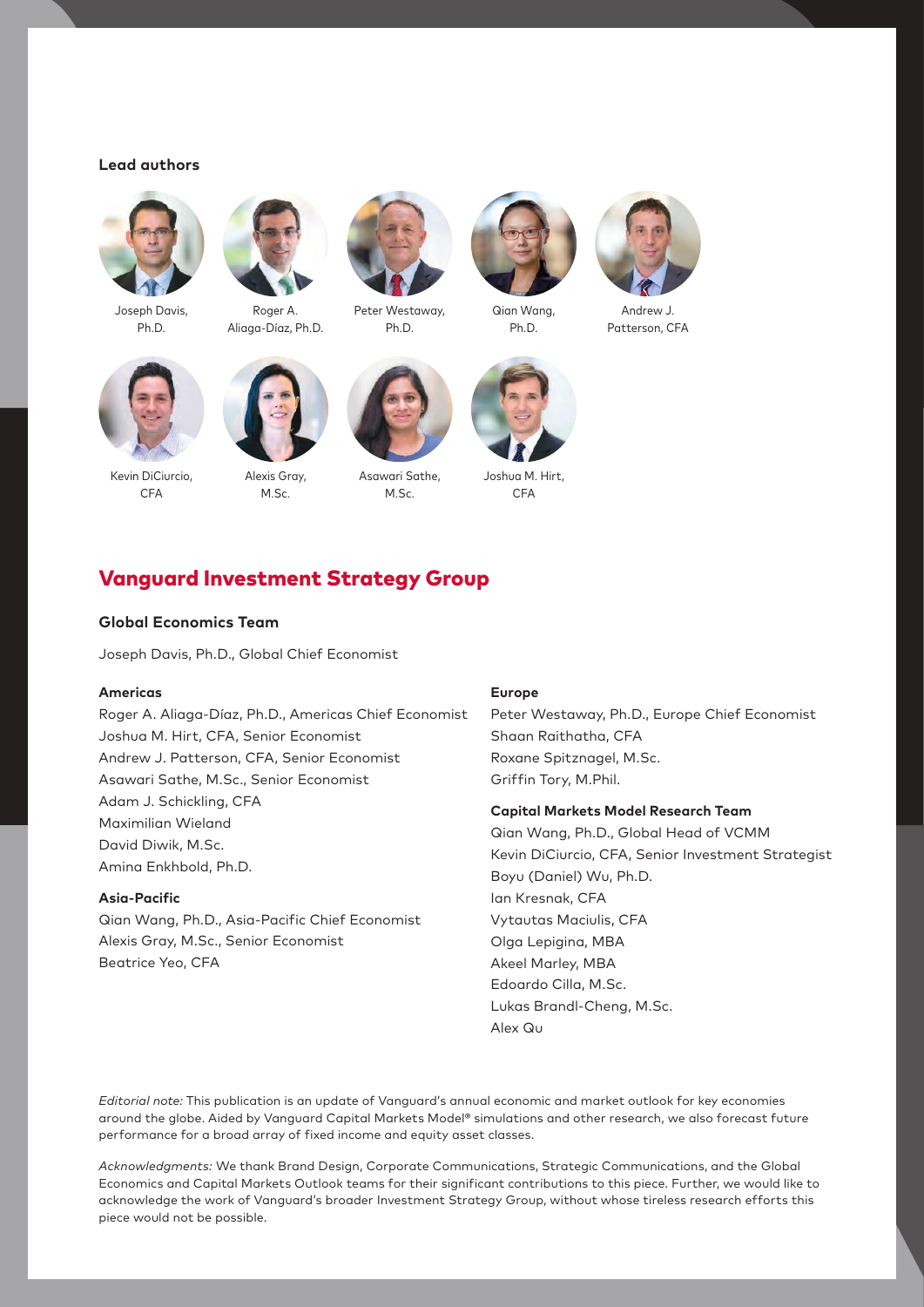**Lead authors**

Joseph Davis, Ph.D.

Roger A. Aliaga-Díaz, Ph.D.

Peter Westaway, Ph.D.

Qian Wang, Ph.D.

Andrew J. Patterson, CFA

Kevin DiCiurcio, CFA

Alexis Gray, M.Sc.

Asawari Sathe, M.Sc.

Joshua M. Hirt, CFA

## Vanguard Investment Strategy Group

### Global Economics Team

Joseph Davis, Ph.D., Global Chief Economist

**Americas**

Roger A. Aliaga-Díaz, Ph.D., Americas Chief Economist
Joshua M. Hirt, CFA, Senior Economist
Andrew J. Patterson, CFA, Senior Economist
Asawari Sathe, M.Sc., Senior Economist
Adam J. Schickling, CFA
Maximilian Wieland
David Diwik, M.Sc.
Amina Enkhbold, Ph.D.

**Asia-Pacific**

Qian Wang, Ph.D., Asia-Pacific Chief Economist
Alexis Gray, M.Sc., Senior Economist
Beatrice Yeo, CFA

**Europe**

Peter Westaway, Ph.D., Europe Chief Economist
Shaan Raithatha, CFA
Roxane Spitznagel, M.Sc.
Griffin Tory, M.Phil.

### Capital Markets Model Research Team

Qian Wang, Ph.D., Global Head of VCMM
Kevin DiCiurcio, CFA, Senior Investment Strategist
Boyu (Daniel) Wu, Ph.D.
Ian Kresnak, CFA
Vytautas Maciulis, CFA
Olga Lepigina, MBA
Akeel Marley, MBA
Edoardo Cilla, M.Sc.
Lukas Brandl-Cheng, M.Sc.
Alex Qu

*Editorial note:* This publication is an update of Vanguard's annual economic and market outlook for key economies around the globe. Aided by Vanguard Capital Markets Model® simulations and other research, we also forecast future performance for a broad array of fixed income and equity asset classes.

*Acknowledgments:* We thank Brand Design, Corporate Communications, Strategic Communications, and the Global Economics and Capital Markets Outlook teams for their significant contributions to this piece. Further, we would like to acknowledge the work of Vanguard's broader Investment Strategy Group, without whose tireless research efforts this piece would not be possible.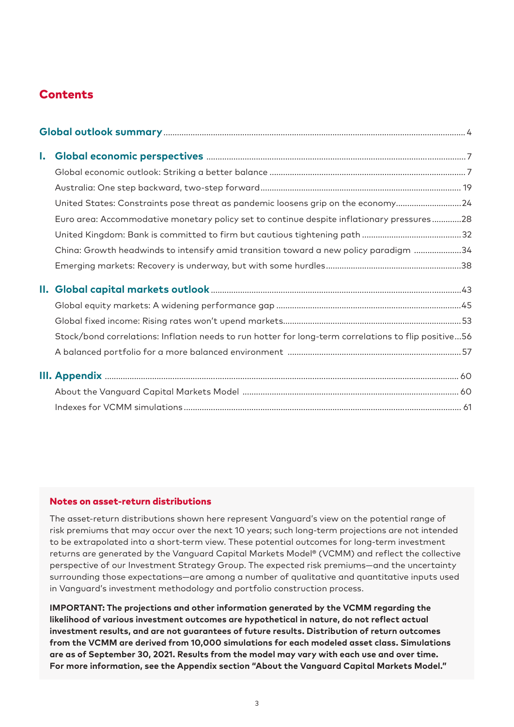# Contents

**Global outlook summary** ..... 4

**I. Global economic perspectives** ..... 7

- Global economic outlook: Striking a better balance ..... 7
- Australia: One step backward, two-step forward ..... 19
- United States: Constraints pose threat as pandemic loosens grip on the economy ..... 24
- Euro area: Accommodative monetary policy set to continue despite inflationary pressures ..... 28
- United Kingdom: Bank is committed to firm but cautious tightening path ..... 32
- China: Growth headwinds to intensify amid transition toward a new policy paradigm ..... 34
- Emerging markets: Recovery is underway, but with some hurdles ..... 38

**II. Global capital markets outlook** ..... 43

- Global equity markets: A widening performance gap ..... 45
- Global fixed income: Rising rates won't upend markets ..... 53
- Stock/bond correlations: Inflation needs to run hotter for long-term correlations to flip positive ..... 56
- A balanced portfolio for a more balanced environment ..... 57

**III. Appendix** ..... 60

- About the Vanguard Capital Markets Model ..... 60
- Indexes for VCMM simulations ..... 61

## Notes on asset-return distributions

The asset-return distributions shown here represent Vanguard's view on the potential range of risk premiums that may occur over the next 10 years; such long-term projections are not intended to be extrapolated into a short-term view. These potential outcomes for long-term investment returns are generated by the Vanguard Capital Markets Model® (VCMM) and reflect the collective perspective of our Investment Strategy Group. The expected risk premiums—and the uncertainty surrounding those expectations—are among a number of qualitative and quantitative inputs used in Vanguard's investment methodology and portfolio construction process.

**IMPORTANT: The projections and other information generated by the VCMM regarding the likelihood of various investment outcomes are hypothetical in nature, do not reflect actual investment results, and are not guarantees of future results. Distribution of return outcomes from the VCMM are derived from 10,000 simulations for each modeled asset class. Simulations are as of September 30, 2021. Results from the model may vary with each use and over time. For more information, see the Appendix section "About the Vanguard Capital Markets Model."**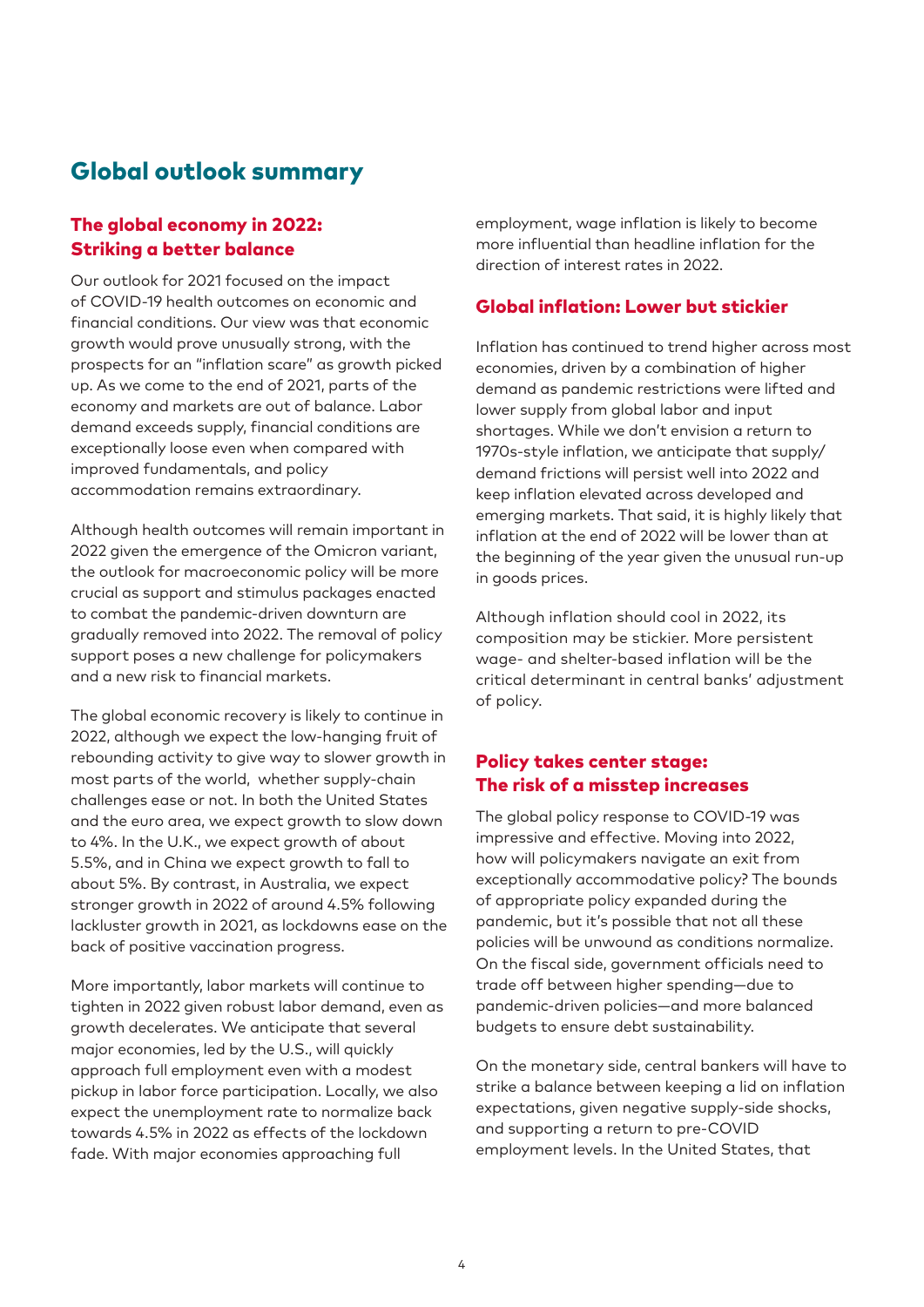# Global outlook summary

## The global economy in 2022: Striking a better balance

Our outlook for 2021 focused on the impact of COVID-19 health outcomes on economic and financial conditions. Our view was that economic growth would prove unusually strong, with the prospects for an "inflation scare" as growth picked up. As we come to the end of 2021, parts of the economy and markets are out of balance. Labor demand exceeds supply, financial conditions are exceptionally loose even when compared with improved fundamentals, and policy accommodation remains extraordinary.

Although health outcomes will remain important in 2022 given the emergence of the Omicron variant, the outlook for macroeconomic policy will be more crucial as support and stimulus packages enacted to combat the pandemic-driven downturn are gradually removed into 2022. The removal of policy support poses a new challenge for policymakers and a new risk to financial markets.

The global economic recovery is likely to continue in 2022, although we expect the low-hanging fruit of rebounding activity to give way to slower growth in most parts of the world, whether supply-chain challenges ease or not. In both the United States and the euro area, we expect growth to slow down to 4%. In the U.K., we expect growth of about 5.5%, and in China we expect growth to fall to about 5%. By contrast, in Australia, we expect stronger growth in 2022 of around 4.5% following lackluster growth in 2021, as lockdowns ease on the back of positive vaccination progress.

More importantly, labor markets will continue to tighten in 2022 given robust labor demand, even as growth decelerates. We anticipate that several major economies, led by the U.S., will quickly approach full employment even with a modest pickup in labor force participation. Locally, we also expect the unemployment rate to normalize back towards 4.5% in 2022 as effects of the lockdown fade. With major economies approaching full employment, wage inflation is likely to become more influential than headline inflation for the direction of interest rates in 2022.

## Global inflation: Lower but stickier

Inflation has continued to trend higher across most economies, driven by a combination of higher demand as pandemic restrictions were lifted and lower supply from global labor and input shortages. While we don't envision a return to 1970s-style inflation, we anticipate that supply/demand frictions will persist well into 2022 and keep inflation elevated across developed and emerging markets. That said, it is highly likely that inflation at the end of 2022 will be lower than at the beginning of the year given the unusual run-up in goods prices.

Although inflation should cool in 2022, its composition may be stickier. More persistent wage- and shelter-based inflation will be the critical determinant in central banks' adjustment of policy.

## Policy takes center stage: The risk of a misstep increases

The global policy response to COVID-19 was impressive and effective. Moving into 2022, how will policymakers navigate an exit from exceptionally accommodative policy? The bounds of appropriate policy expanded during the pandemic, but it's possible that not all these policies will be unwound as conditions normalize. On the fiscal side, government officials need to trade off between higher spending—due to pandemic-driven policies—and more balanced budgets to ensure debt sustainability.

On the monetary side, central bankers will have to strike a balance between keeping a lid on inflation expectations, given negative supply-side shocks, and supporting a return to pre-COVID employment levels. In the United States, that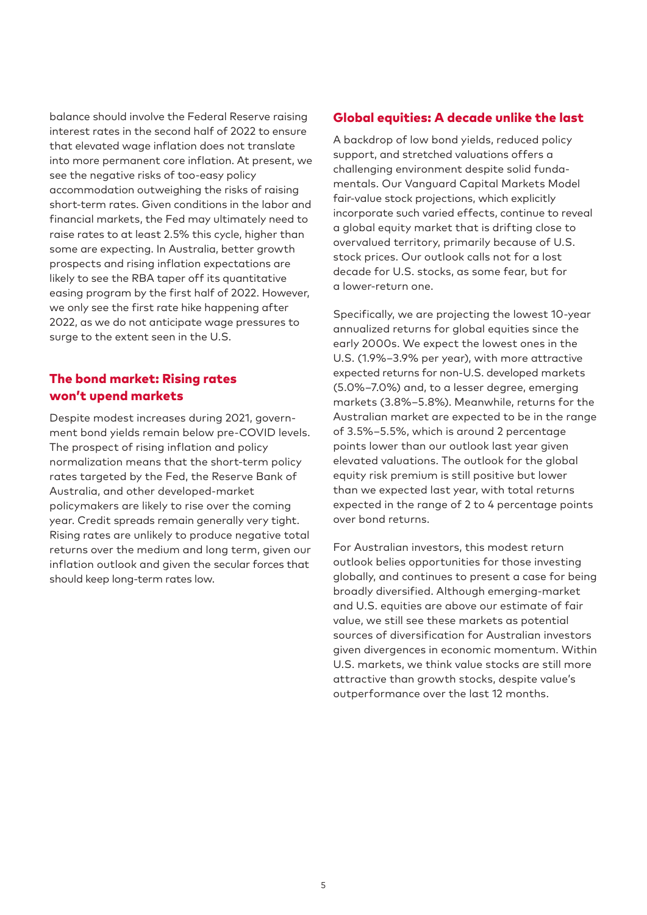balance should involve the Federal Reserve raising interest rates in the second half of 2022 to ensure that elevated wage inflation does not translate into more permanent core inflation. At present, we see the negative risks of too-easy policy accommodation outweighing the risks of raising short-term rates. Given conditions in the labor and financial markets, the Fed may ultimately need to raise rates to at least 2.5% this cycle, higher than some are expecting. In Australia, better growth prospects and rising inflation expectations are likely to see the RBA taper off its quantitative easing program by the first half of 2022. However, we only see the first rate hike happening after 2022, as we do not anticipate wage pressures to surge to the extent seen in the U.S.

## The bond market: Rising rates won't upend markets

Despite modest increases during 2021, government bond yields remain below pre-COVID levels. The prospect of rising inflation and policy normalization means that the short-term policy rates targeted by the Fed, the Reserve Bank of Australia, and other developed-market policymakers are likely to rise over the coming year. Credit spreads remain generally very tight. Rising rates are unlikely to produce negative total returns over the medium and long term, given our inflation outlook and given the secular forces that should keep long-term rates low.

## Global equities: A decade unlike the last

A backdrop of low bond yields, reduced policy support, and stretched valuations offers a challenging environment despite solid fundamentals. Our Vanguard Capital Markets Model fair-value stock projections, which explicitly incorporate such varied effects, continue to reveal a global equity market that is drifting close to overvalued territory, primarily because of U.S. stock prices. Our outlook calls not for a lost decade for U.S. stocks, as some fear, but for a lower-return one.

Specifically, we are projecting the lowest 10-year annualized returns for global equities since the early 2000s. We expect the lowest ones in the U.S. (1.9%–3.9% per year), with more attractive expected returns for non-U.S. developed markets (5.0%–7.0%) and, to a lesser degree, emerging markets (3.8%–5.8%). Meanwhile, returns for the Australian market are expected to be in the range of 3.5%–5.5%, which is around 2 percentage points lower than our outlook last year given elevated valuations. The outlook for the global equity risk premium is still positive but lower than we expected last year, with total returns expected in the range of 2 to 4 percentage points over bond returns.

For Australian investors, this modest return outlook belies opportunities for those investing globally, and continues to present a case for being broadly diversified. Although emerging-market and U.S. equities are above our estimate of fair value, we still see these markets as potential sources of diversification for Australian investors given divergences in economic momentum. Within U.S. markets, we think value stocks are still more attractive than growth stocks, despite value's outperformance over the last 12 months.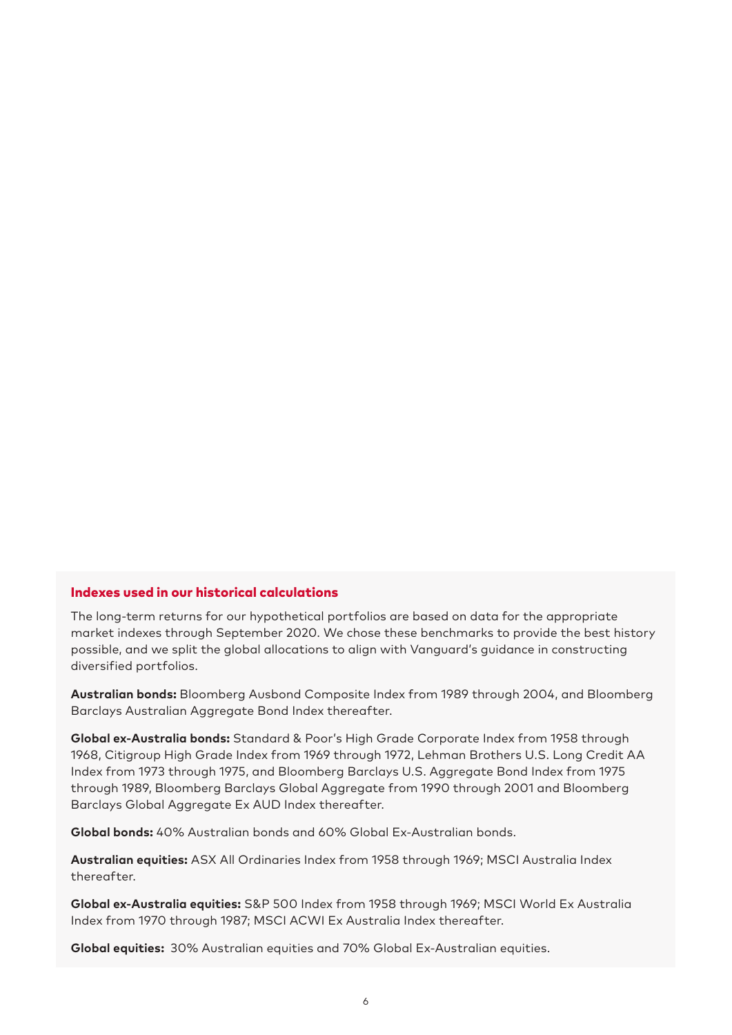### Indexes used in our historical calculations

The long-term returns for our hypothetical portfolios are based on data for the appropriate market indexes through September 2020. We chose these benchmarks to provide the best history possible, and we split the global allocations to align with Vanguard's guidance in constructing diversified portfolios.

**Australian bonds:** Bloomberg Ausbond Composite Index from 1989 through 2004, and Bloomberg Barclays Australian Aggregate Bond Index thereafter.

**Global ex-Australia bonds:** Standard & Poor's High Grade Corporate Index from 1958 through 1968, Citigroup High Grade Index from 1969 through 1972, Lehman Brothers U.S. Long Credit AA Index from 1973 through 1975, and Bloomberg Barclays U.S. Aggregate Bond Index from 1975 through 1989, Bloomberg Barclays Global Aggregate from 1990 through 2001 and Bloomberg Barclays Global Aggregate Ex AUD Index thereafter.

**Global bonds:** 40% Australian bonds and 60% Global Ex-Australian bonds.

**Australian equities:** ASX All Ordinaries Index from 1958 through 1969; MSCI Australia Index thereafter.

**Global ex-Australia equities:** S&P 500 Index from 1958 through 1969; MSCI World Ex Australia Index from 1970 through 1987; MSCI ACWI Ex Australia Index thereafter.

**Global equities:** 30% Australian equities and 70% Global Ex-Australian equities.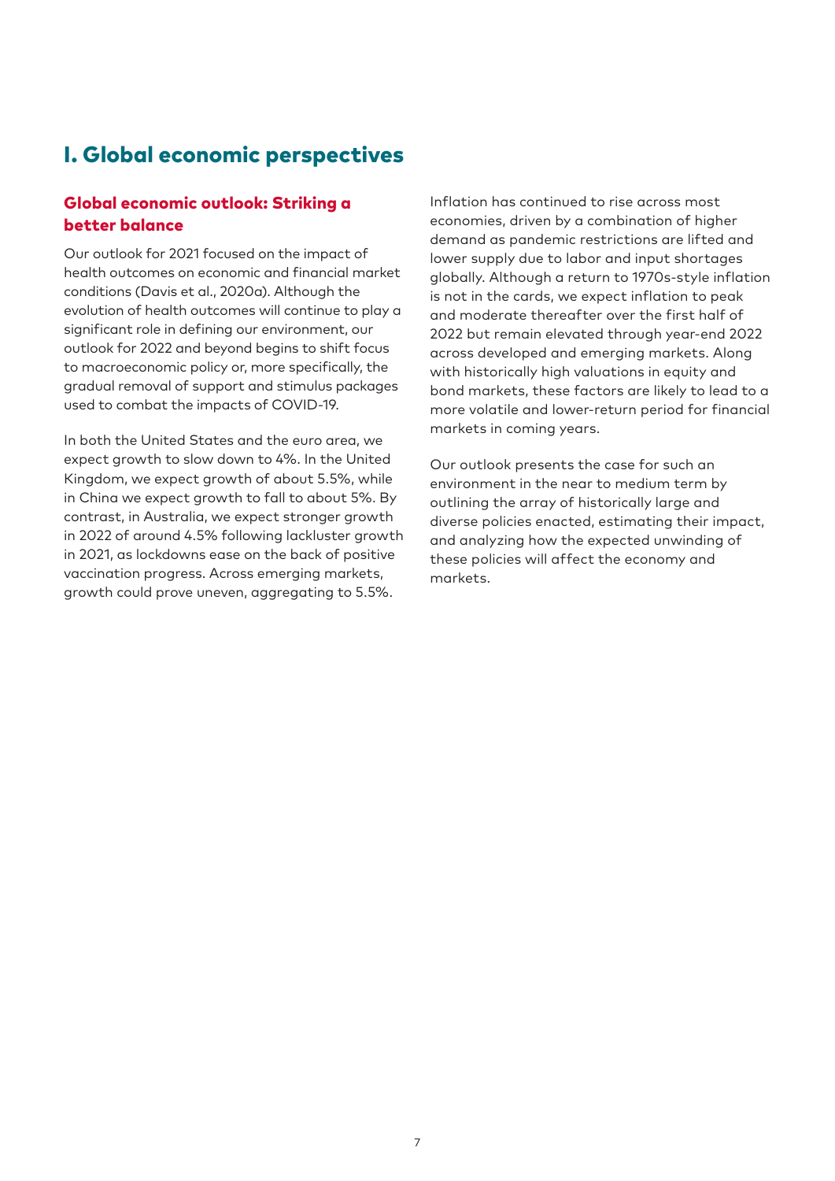# I. Global economic perspectives

## Global economic outlook: Striking a better balance

Our outlook for 2021 focused on the impact of health outcomes on economic and financial market conditions (Davis et al., 2020a). Although the evolution of health outcomes will continue to play a significant role in defining our environment, our outlook for 2022 and beyond begins to shift focus to macroeconomic policy or, more specifically, the gradual removal of support and stimulus packages used to combat the impacts of COVID-19.

In both the United States and the euro area, we expect growth to slow down to 4%. In the United Kingdom, we expect growth of about 5.5%, while in China we expect growth to fall to about 5%. By contrast, in Australia, we expect stronger growth in 2022 of around 4.5% following lackluster growth in 2021, as lockdowns ease on the back of positive vaccination progress. Across emerging markets, growth could prove uneven, aggregating to 5.5%.

Inflation has continued to rise across most economies, driven by a combination of higher demand as pandemic restrictions are lifted and lower supply due to labor and input shortages globally. Although a return to 1970s-style inflation is not in the cards, we expect inflation to peak and moderate thereafter over the first half of 2022 but remain elevated through year-end 2022 across developed and emerging markets. Along with historically high valuations in equity and bond markets, these factors are likely to lead to a more volatile and lower-return period for financial markets in coming years.

Our outlook presents the case for such an environment in the near to medium term by outlining the array of historically large and diverse policies enacted, estimating their impact, and analyzing how the expected unwinding of these policies will affect the economy and markets.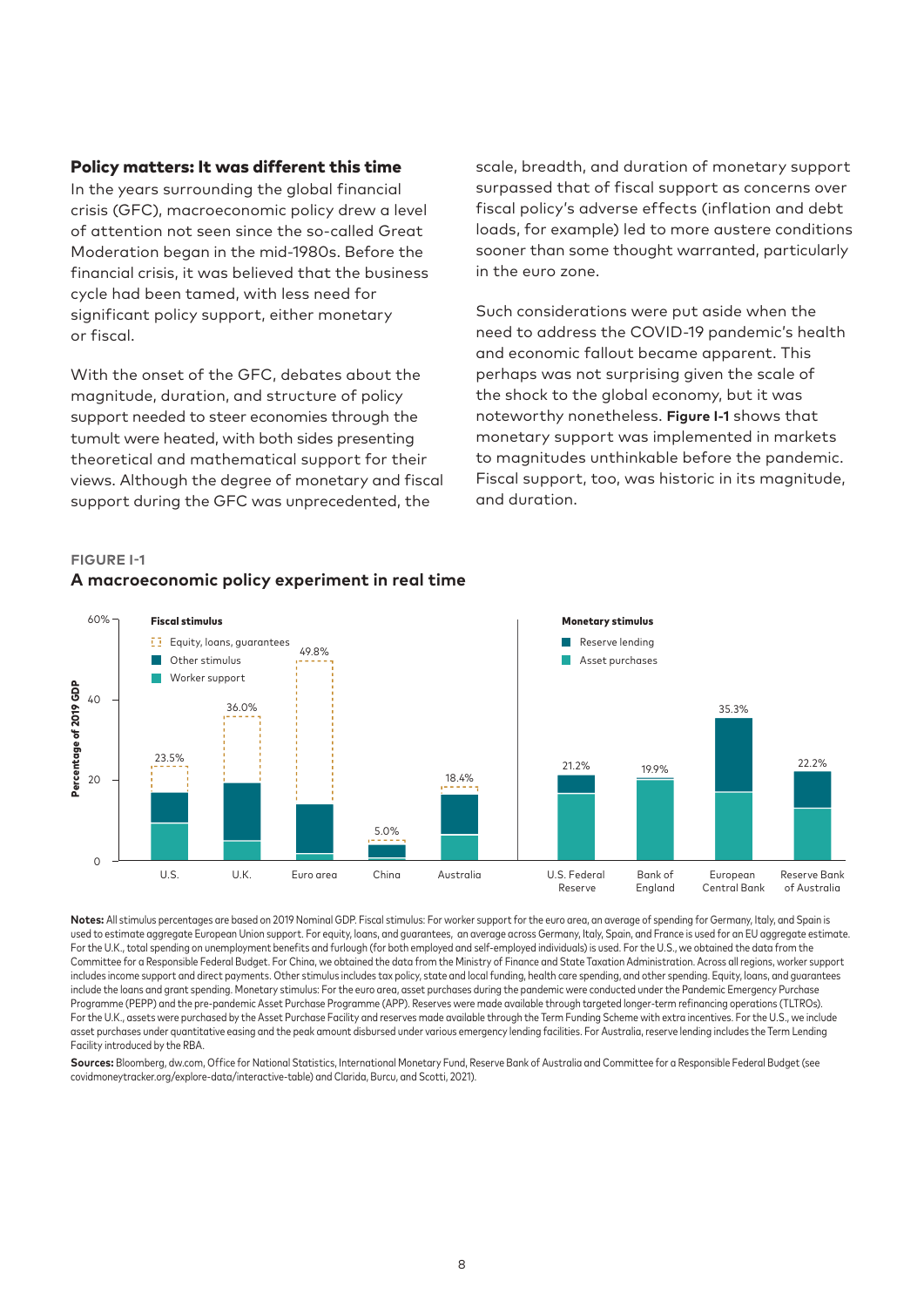### Policy matters: It was different this time

In the years surrounding the global financial crisis (GFC), macroeconomic policy drew a level of attention not seen since the so-called Great Moderation began in the mid-1980s. Before the financial crisis, it was believed that the business cycle had been tamed, with less need for significant policy support, either monetary or fiscal.

With the onset of the GFC, debates about the magnitude, duration, and structure of policy support needed to steer economies through the tumult were heated, with both sides presenting theoretical and mathematical support for their views. Although the degree of monetary and fiscal support during the GFC was unprecedented, the scale, breadth, and duration of monetary support surpassed that of fiscal support as concerns over fiscal policy's adverse effects (inflation and debt loads, for example) led to more austere conditions sooner than some thought warranted, particularly in the euro zone.

Such considerations were put aside when the need to address the COVID-19 pandemic's health and economic fallout became apparent. This perhaps was not surprising given the scale of the shock to the global economy, but it was noteworthy nonetheless. **Figure I-1** shows that monetary support was implemented in markets to magnitudes unthinkable before the pandemic. Fiscal support, too, was historic in its magnitude, and duration.

**FIGURE I-1**

**A macroeconomic policy experiment in real time**

Percentage of 2019 GDP

| | Total |
|---|---|
| **Fiscal stimulus** (Equity, loans, guarantees; Other stimulus; Worker support) | |
| U.S. | 23.5% |
| U.K. | 36.0% |
| Euro area | 49.8% |
| China | 5.0% |
| Australia | 18.4% |
| **Monetary stimulus** (Reserve lending; Asset purchases) | |
| U.S. Federal Reserve | 21.2% |
| Bank of England | 19.9% |
| European Central Bank | 35.3% |
| Reserve Bank of Australia | 22.2% |

**Notes:** All stimulus percentages are based on 2019 Nominal GDP. Fiscal stimulus: For worker support for the euro area, an average of spending for Germany, Italy, and Spain is used to estimate aggregate European Union support. For equity, loans, and guarantees, an average across Germany, Italy, Spain, and France is used for an EU aggregate estimate. For the U.K., total spending on unemployment benefits and furlough (for both employed and self-employed individuals) is used. For the U.S., we obtained the data from the Committee for a Responsible Federal Budget. For China, we obtained the data from the Ministry of Finance and State Taxation Administration. Across all regions, worker support includes income support and direct payments. Other stimulus includes tax policy, state and local funding, health care spending, and other spending. Equity, loans, and guarantees include the loans and grant spending. Monetary stimulus: For the euro area, asset purchases during the pandemic were conducted under the Pandemic Emergency Purchase Programme (PEPP) and the pre-pandemic Asset Purchase Programme (APP). Reserves were made available through targeted longer-term refinancing operations (TLTROs). For the U.K., assets were purchased by the Asset Purchase Facility and reserves made available through the Term Funding Scheme with extra incentives. For the U.S., we include asset purchases under quantitative easing and the peak amount disbursed under various emergency lending facilities. For Australia, reserve lending includes the Term Lending Facility introduced by the RBA.

**Sources:** Bloomberg, dw.com, Office for National Statistics, International Monetary Fund, Reserve Bank of Australia and Committee for a Responsible Federal Budget (see covidmoneytracker.org/explore-data/interactive-table) and Clarida, Burcu, and Scotti, 2021).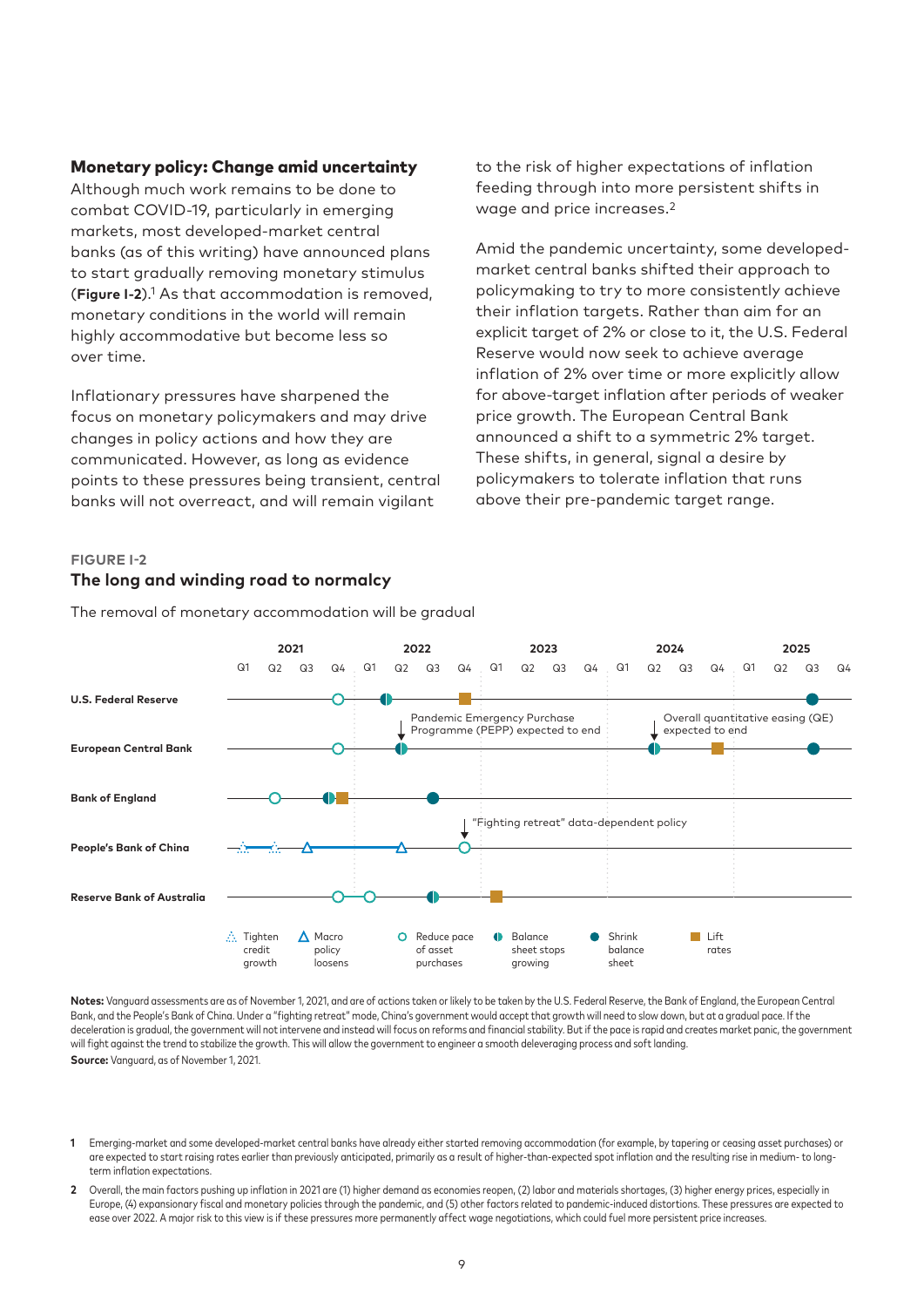## Monetary policy: Change amid uncertainty

Although much work remains to be done to combat COVID-19, particularly in emerging markets, most developed-market central banks (as of this writing) have announced plans to start gradually removing monetary stimulus (**Figure I-2**).[1] As that accommodation is removed, monetary conditions in the world will remain highly accommodative but become less so over time.

Inflationary pressures have sharpened the focus on monetary policymakers and may drive changes in policy actions and how they are communicated. However, as long as evidence points to these pressures being transient, central banks will not overreact, and will remain vigilant to the risk of higher expectations of inflation feeding through into more persistent shifts in wage and price increases.[2]

Amid the pandemic uncertainty, some developed-market central banks shifted their approach to policymaking to try to more consistently achieve their inflation targets. Rather than aim for an explicit target of 2% or close to it, the U.S. Federal Reserve would now seek to achieve average inflation of 2% over time or more explicitly allow for above-target inflation after periods of weaker price growth. The European Central Bank announced a shift to a symmetric 2% target. These shifts, in general, signal a desire by policymakers to tolerate inflation that runs above their pre-pandemic target range.

**FIGURE I-2**

### The long and winding road to normalcy

The removal of monetary accommodation will be gradual

| | 2021 | | | | 2022 | | | | 2023 | | | | 2024 | | | | 2025 | | | |
|---|---|---|---|---|---|---|---|---|---|---|---|---|---|---|---|---|---|---|---|---|
| | Q1 | Q2 | Q3 | Q4 | Q1 | Q2 | Q3 | Q4 | Q1 | Q2 | Q3 | Q4 | Q1 | Q2 | Q3 | Q4 | Q1 | Q2 | Q3 | Q4 |
| U.S. Federal Reserve | | | | Reduce pace of asset purchases | Balance sheet stops growing | | | Lift rates | | | | | | | | | | | Shrink balance sheet | |
| European Central Bank | | | | Reduce pace of asset purchases | | Balance sheet stops growing (Pandemic Emergency Purchase Programme (PEPP) expected to end) | | | | | | | | Balance sheet stops growing (Overall quantitative easing (QE) expected to end) | | Lift rates | | | Shrink balance sheet | |
| Bank of England | | Reduce pace of asset purchases | | Balance sheet stops growing; Lift rates | | | Shrink balance sheet | | | | | | | | | | | | | |
| People's Bank of China | Tighten credit growth | Tighten credit growth | Macro policy loosens | | | Macro policy loosens | | Reduce pace of asset purchases ("Fighting retreat" data-dependent policy) | | | | | | | | | | | | |
| Reserve Bank of Australia | | | | Reduce pace of asset purchases | Reduce pace of asset purchases | | Balance sheet stops growing | | Lift rates | | | | | | | | | | | |

**Notes:** Vanguard assessments are as of November 1, 2021, and are of actions taken or likely to be taken by the U.S. Federal Reserve, the Bank of England, the European Central Bank, and the People's Bank of China. Under a "fighting retreat" mode, China's government would accept that growth will need to slow down, but at a gradual pace. If the deceleration is gradual, the government will not intervene and instead will focus on reforms and financial stability. But if the pace is rapid and creates market panic, the government will fight against the trend to stabilize the growth. This will allow the government to engineer a smooth deleveraging process and soft landing.

**Source:** Vanguard, as of November 1, 2021.

1 Emerging-market and some developed-market central banks have already either started removing accommodation (for example, by tapering or ceasing asset purchases) or are expected to start raising rates earlier than previously anticipated, primarily as a result of higher-than-expected spot inflation and the resulting rise in medium- to long-term inflation expectations.

2 Overall, the main factors pushing up inflation in 2021 are (1) higher demand as economies reopen, (2) labor and materials shortages, (3) higher energy prices, especially in Europe, (4) expansionary fiscal and monetary policies through the pandemic, and (5) other factors related to pandemic-induced distortions. These pressures are expected to ease over 2022. A major risk to this view is if these pressures more permanently affect wage negotiations, which could fuel more persistent price increases.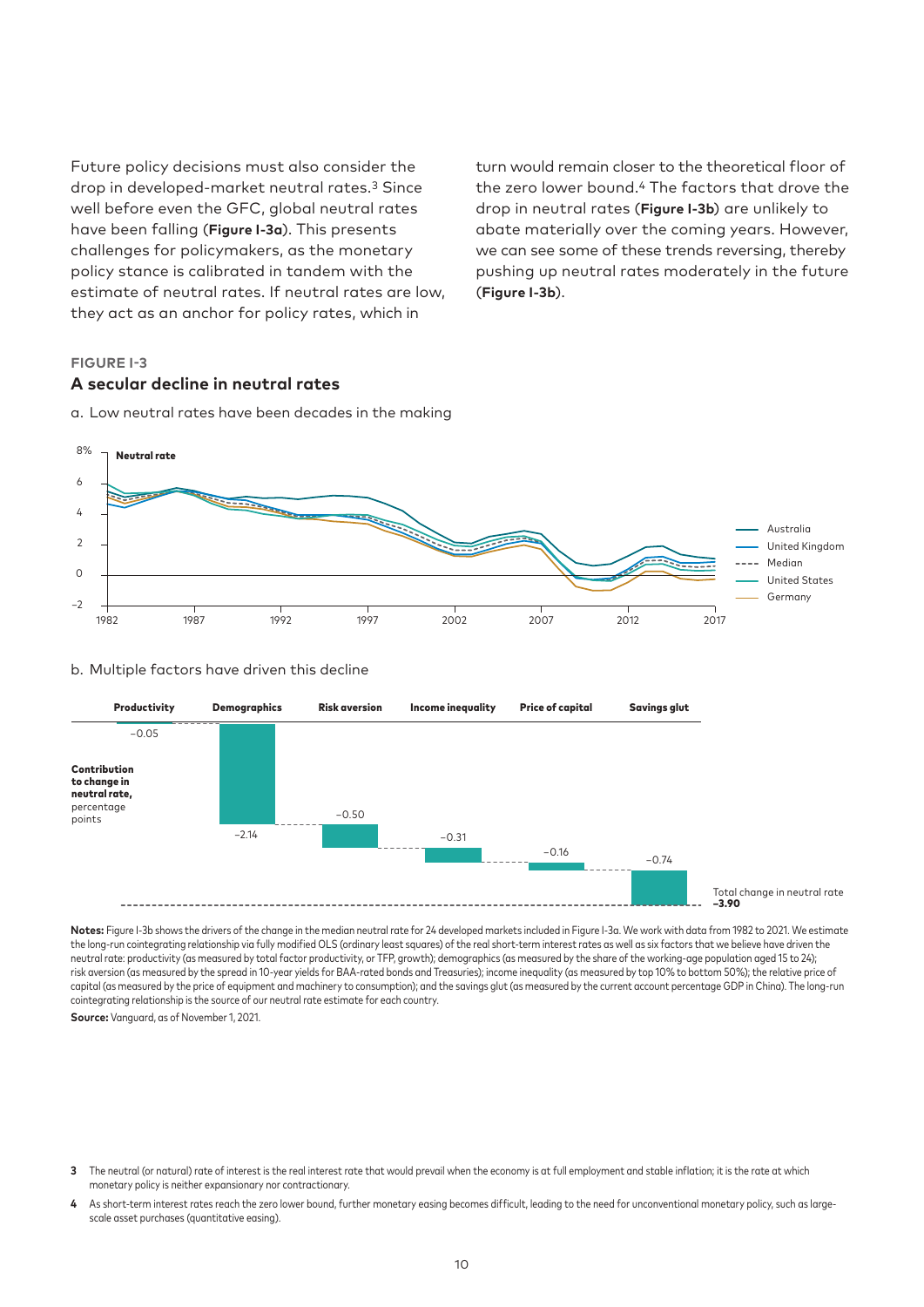Future policy decisions must also consider the drop in developed-market neutral rates.[3] Since well before even the GFC, global neutral rates have been falling (**Figure I-3a**). This presents challenges for policymakers, as the monetary policy stance is calibrated in tandem with the estimate of neutral rates. If neutral rates are low, they act as an anchor for policy rates, which in turn would remain closer to the theoretical floor of the zero lower bound.[4] The factors that drove the drop in neutral rates (**Figure I-3b**) are unlikely to abate materially over the coming years. However, we can see some of these trends reversing, thereby pushing up neutral rates moderately in the future (**Figure I-3b**).

**FIGURE I-3**

## A secular decline in neutral rates

a. Low neutral rates have been decades in the making

b. Multiple factors have driven this decline

| | Productivity | Demographics | Risk aversion | Income inequality | Price of capital | Savings glut | Total change in neutral rate |
|---|---|---|---|---|---|---|---|
| Contribution to change in neutral rate, percentage points | −0.05 | −2.14 | −0.50 | −0.31 | −0.16 | −0.74 | −3.90 |

**Notes:** Figure I-3b shows the drivers of the change in the median neutral rate for 24 developed markets included in Figure I-3a. We work with data from 1982 to 2021. We estimate the long-run cointegrating relationship via fully modified OLS (ordinary least squares) of the real short-term interest rates as well as six factors that we believe have driven the neutral rate: productivity (as measured by total factor productivity, or TFP, growth); demographics (as measured by the share of the working-age population aged 15 to 24); risk aversion (as measured by the spread in 10-year yields for BAA-rated bonds and Treasuries); income inequality (as measured by top 10% to bottom 50%); the relative price of capital (as measured by the price of equipment and machinery to consumption); and the savings glut (as measured by the current account percentage GDP in China). The long-run cointegrating relationship is the source of our neutral rate estimate for each country.

**Source:** Vanguard, as of November 1, 2021.

3 The neutral (or natural) rate of interest is the real interest rate that would prevail when the economy is at full employment and stable inflation; it is the rate at which monetary policy is neither expansionary nor contractionary.

4 As short-term interest rates reach the zero lower bound, further monetary easing becomes difficult, leading to the need for unconventional monetary policy, such as large-scale asset purchases (quantitative easing).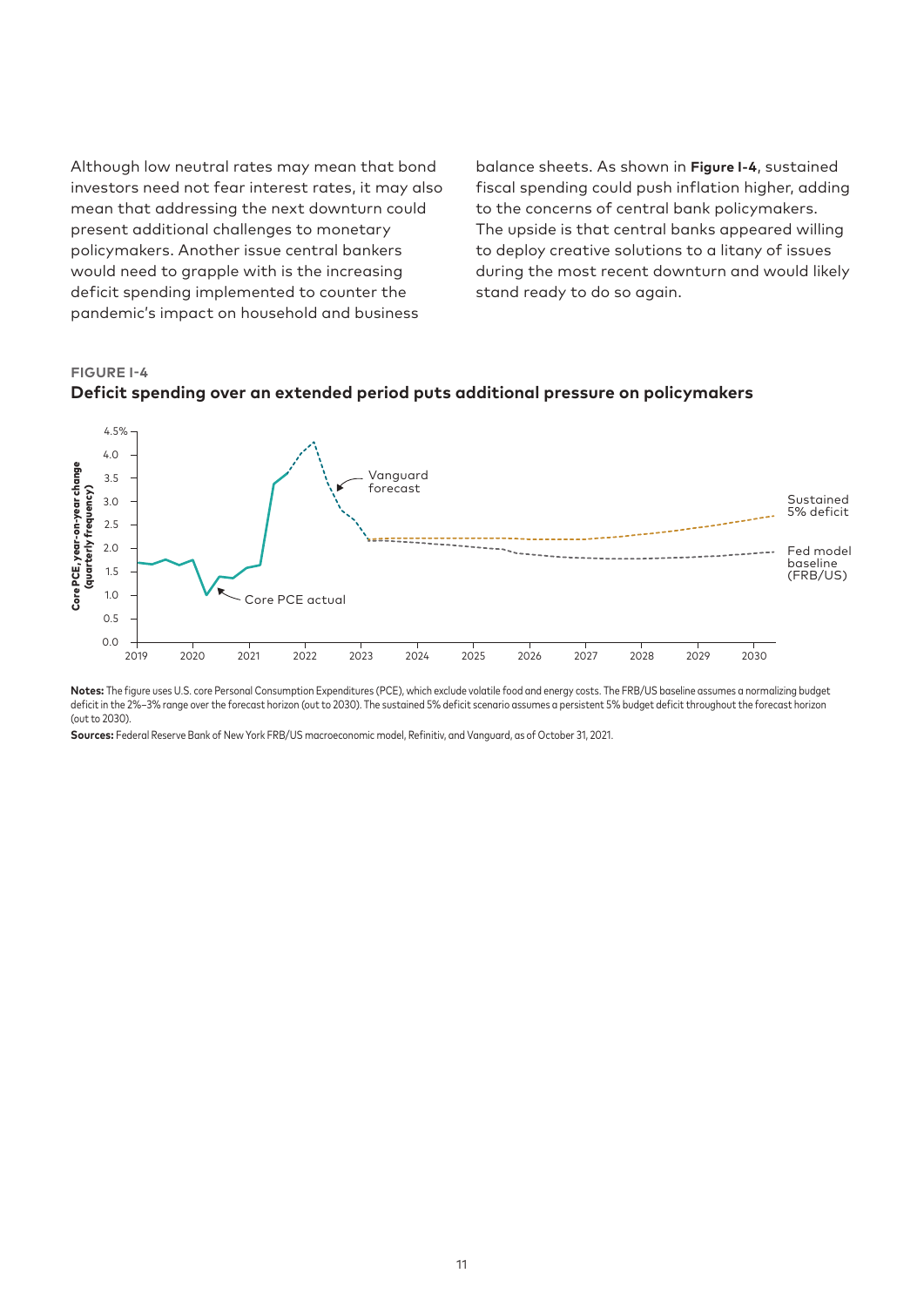Although low neutral rates may mean that bond investors need not fear interest rates, it may also mean that addressing the next downturn could present additional challenges to monetary policymakers. Another issue central bankers would need to grapple with is the increasing deficit spending implemented to counter the pandemic's impact on household and business balance sheets. As shown in **Figure I-4**, sustained fiscal spending could push inflation higher, adding to the concerns of central bank policymakers. The upside is that central banks appeared willing to deploy creative solutions to a litany of issues during the most recent downturn and would likely stand ready to do so again.

**FIGURE I-4**

**Deficit spending over an extended period puts additional pressure on policymakers**

**Notes:** The figure uses U.S. core Personal Consumption Expenditures (PCE), which exclude volatile food and energy costs. The FRB/US baseline assumes a normalizing budget deficit in the 2%–3% range over the forecast horizon (out to 2030). The sustained 5% deficit scenario assumes a persistent 5% budget deficit throughout the forecast horizon (out to 2030).

**Sources:** Federal Reserve Bank of New York FRB/US macroeconomic model, Refinitiv, and Vanguard, as of October 31, 2021.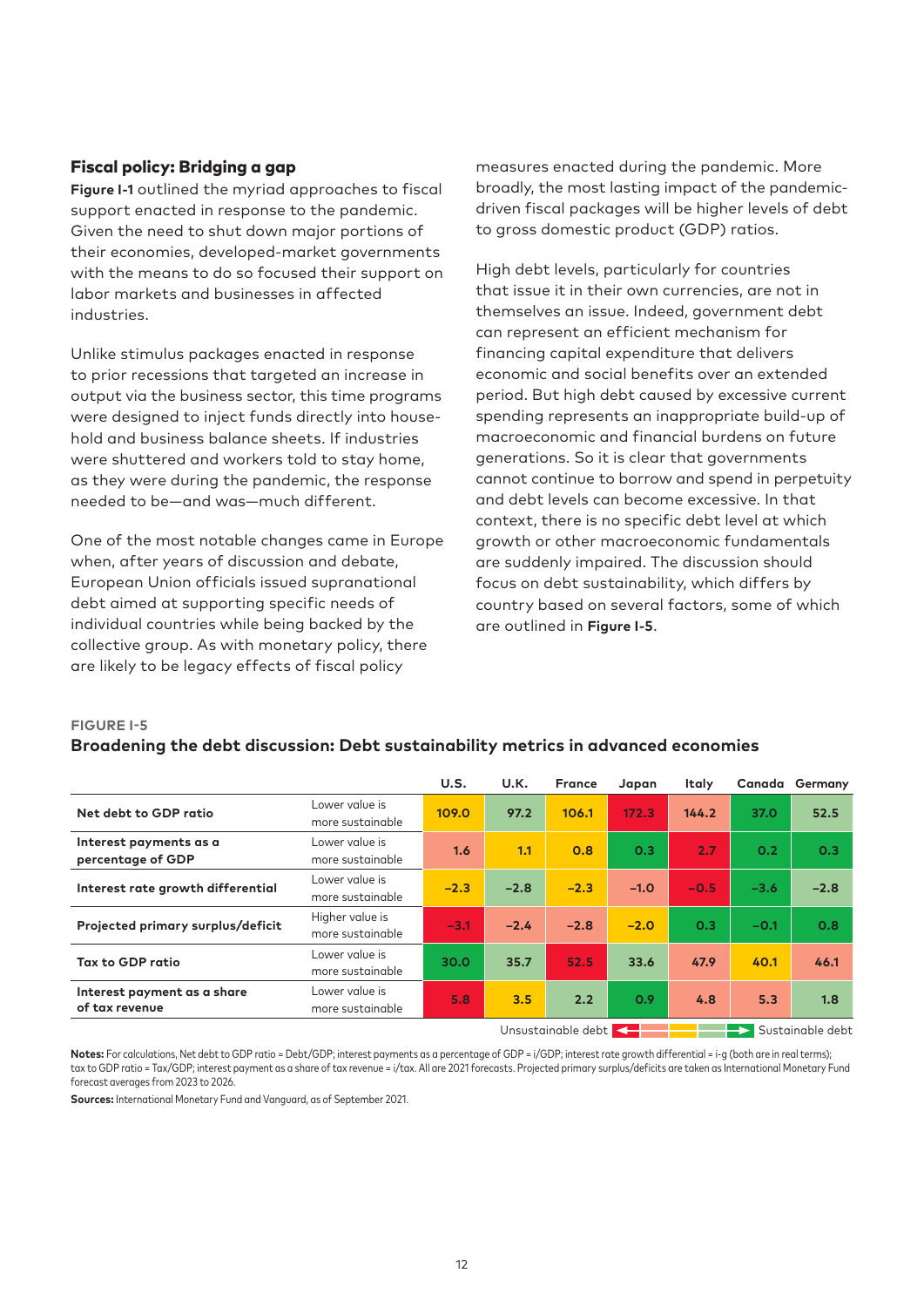## Fiscal policy: Bridging a gap

**Figure I-1** outlined the myriad approaches to fiscal support enacted in response to the pandemic. Given the need to shut down major portions of their economies, developed-market governments with the means to do so focused their support on labor markets and businesses in affected industries.

Unlike stimulus packages enacted in response to prior recessions that targeted an increase in output via the business sector, this time programs were designed to inject funds directly into household and business balance sheets. If industries were shuttered and workers told to stay home, as they were during the pandemic, the response needed to be—and was—much different.

One of the most notable changes came in Europe when, after years of discussion and debate, European Union officials issued supranational debt aimed at supporting specific needs of individual countries while being backed by the collective group. As with monetary policy, there are likely to be legacy effects of fiscal policy measures enacted during the pandemic. More broadly, the most lasting impact of the pandemic-driven fiscal packages will be higher levels of debt to gross domestic product (GDP) ratios.

High debt levels, particularly for countries that issue it in their own currencies, are not in themselves an issue. Indeed, government debt can represent an efficient mechanism for financing capital expenditure that delivers economic and social benefits over an extended period. But high debt caused by excessive current spending represents an inappropriate build-up of macroeconomic and financial burdens on future generations. So it is clear that governments cannot continue to borrow and spend in perpetuity and debt levels can become excessive. In that context, there is no specific debt level at which growth or other macroeconomic fundamentals are suddenly impaired. The discussion should focus on debt sustainability, which differs by country based on several factors, some of which are outlined in **Figure I-5**.

**FIGURE I-5**

**Broadening the debt discussion: Debt sustainability metrics in advanced economies**

| | | U.S. | U.K. | France | Japan | Italy | Canada | Germany |
|---|---|---|---|---|---|---|---|---|
| **Net debt to GDP ratio** | Lower value is more sustainable | 109.0 | 97.2 | 106.1 | 172.3 | 144.2 | 37.0 | 52.5 |
| **Interest payments as a percentage of GDP** | Lower value is more sustainable | 1.6 | 1.1 | 0.8 | 0.3 | 2.7 | 0.2 | 0.3 |
| **Interest rate growth differential** | Lower value is more sustainable | –2.3 | –2.8 | –2.3 | –1.0 | –0.5 | –3.6 | –2.8 |
| **Projected primary surplus/deficit** | Higher value is more sustainable | –3.1 | –2.4 | –2.8 | –2.0 | 0.3 | –0.1 | 0.8 |
| **Tax to GDP ratio** | Lower value is more sustainable | 30.0 | 35.7 | 52.5 | 33.6 | 47.9 | 40.1 | 46.1 |
| **Interest payment as a share of tax revenue** | Lower value is more sustainable | 5.8 | 3.5 | 2.2 | 0.9 | 4.8 | 5.3 | 1.8 |

Unsustainable debt ← → Sustainable debt

**Notes:** For calculations, Net debt to GDP ratio = Debt/GDP; interest payments as a percentage of GDP = i/GDP; interest rate growth differential = i-g (both are in real terms); tax to GDP ratio = Tax/GDP; interest payment as a share of tax revenue = i/tax. All are 2021 forecasts. Projected primary surplus/deficits are taken as International Monetary Fund forecast averages from 2023 to 2026.

**Sources:** International Monetary Fund and Vanguard, as of September 2021.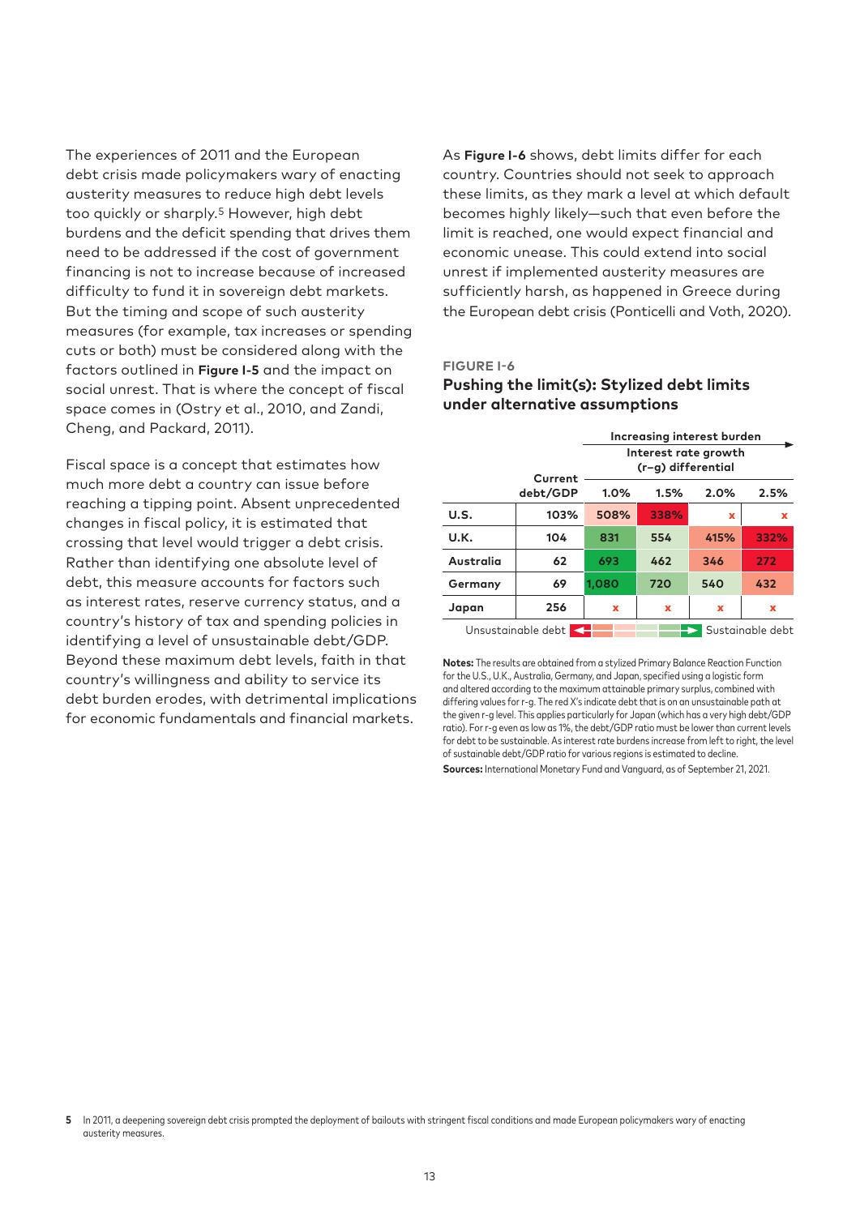The experiences of 2011 and the European debt crisis made policymakers wary of enacting austerity measures to reduce high debt levels too quickly or sharply.[5] However, high debt burdens and the deficit spending that drives them need to be addressed if the cost of government financing is not to increase because of increased difficulty to fund it in sovereign debt markets. But the timing and scope of such austerity measures (for example, tax increases or spending cuts or both) must be considered along with the factors outlined in **Figure I-5** and the impact on social unrest. That is where the concept of fiscal space comes in (Ostry et al., 2010, and Zandi, Cheng, and Packard, 2011).

Fiscal space is a concept that estimates how much more debt a country can issue before reaching a tipping point. Absent unprecedented changes in fiscal policy, it is estimated that crossing that level would trigger a debt crisis. Rather than identifying one absolute level of debt, this measure accounts for factors such as interest rates, reserve currency status, and a country's history of tax and spending policies in identifying a level of unsustainable debt/GDP. Beyond these maximum debt levels, faith in that country's willingness and ability to service its debt burden erodes, with detrimental implications for economic fundamentals and financial markets.

As **Figure I-6** shows, debt limits differ for each country. Countries should not seek to approach these limits, as they mark a level at which default becomes highly likely—such that even before the limit is reached, one would expect financial and economic unease. This could extend into social unrest if implemented austerity measures are sufficiently harsh, as happened in Greece during the European debt crisis (Ponticelli and Voth, 2020).

FIGURE I-6

**Pushing the limit(s): Stylized debt limits under alternative assumptions**

| | Current debt/GDP | Increasing interest burden → Interest rate growth (r–g) differential | | | |
|---|---|---|---|---|---|
| | | 1.0% | 1.5% | 2.0% | 2.5% |
| **U.S.** | 103% | 508% | 338% | x | x |
| **U.K.** | 104 | 831 | 554 | 415% | 332% |
| **Australia** | 62 | 693 | 462 | 346 | 272 |
| **Germany** | 69 | 1,080 | 720 | 540 | 432 |
| **Japan** | 256 | x | x | x | x |

Unsustainable debt ← → Sustainable debt

**Notes:** The results are obtained from a stylized Primary Balance Reaction Function for the U.S., U.K., Australia, Germany, and Japan, specified using a logistic form and altered according to the maximum attainable primary surplus, combined with differing values for r-g. The red X's indicate debt that is on an unsustainable path at the given r-g level. This applies particularly for Japan (which has a very high debt/GDP ratio). For r-g even as low as 1%, the debt/GDP ratio must be lower than current levels for debt to be sustainable. As interest rate burdens increase from left to right, the level of sustainable debt/GDP ratio for various regions is estimated to decline.

**Sources:** International Monetary Fund and Vanguard, as of September 21, 2021.

[5] In 2011, a deepening sovereign debt crisis prompted the deployment of bailouts with stringent fiscal conditions and made European policymakers wary of enacting austerity measures.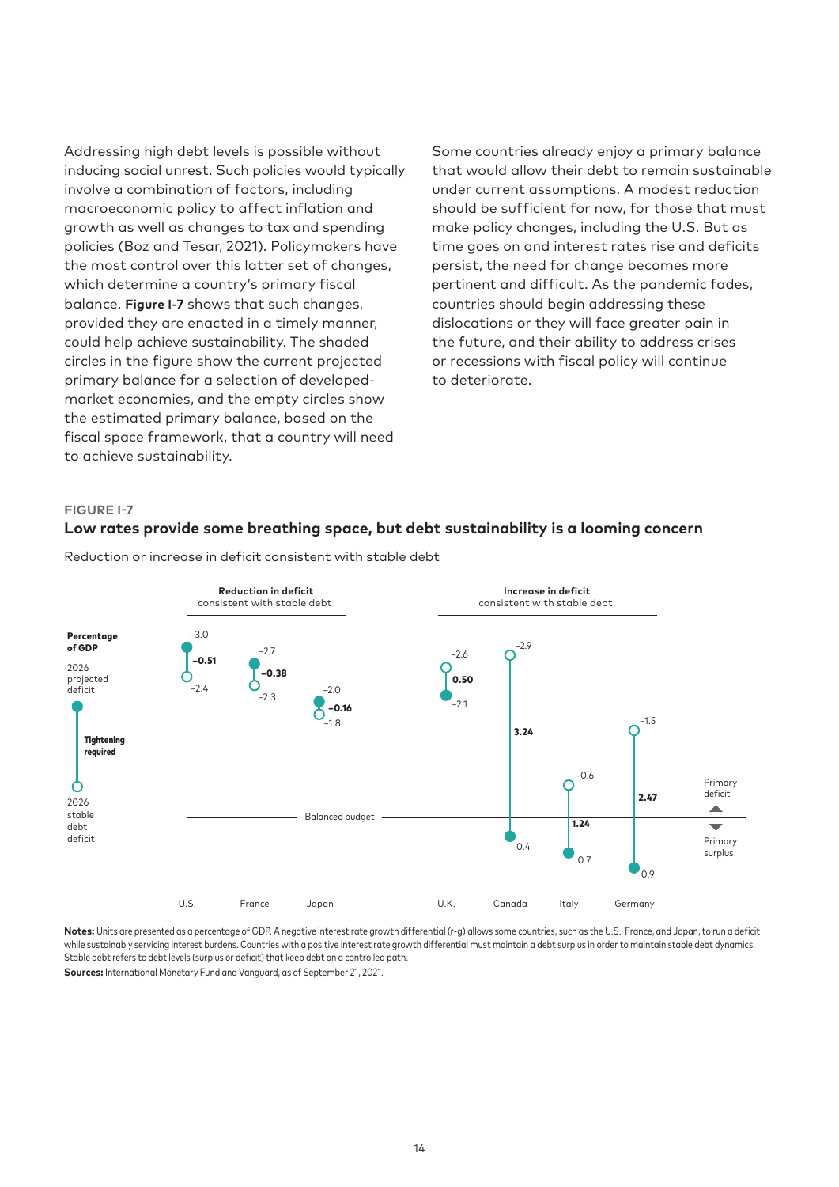Addressing high debt levels is possible without inducing social unrest. Such policies would typically involve a combination of factors, including macroeconomic policy to affect inflation and growth as well as changes to tax and spending policies (Boz and Tesar, 2021). Policymakers have the most control over this latter set of changes, which determine a country's primary fiscal balance. **Figure I-7** shows that such changes, provided they are enacted in a timely manner, could help achieve sustainability. The shaded circles in the figure show the current projected primary balance for a selection of developed-market economies, and the empty circles show the estimated primary balance, based on the fiscal space framework, that a country will need to achieve sustainability.

Some countries already enjoy a primary balance that would allow their debt to remain sustainable under current assumptions. A modest reduction should be sufficient for now, for those that must make policy changes, including the U.S. But as time goes on and interest rates rise and deficits persist, the need for change becomes more pertinent and difficult. As the pandemic fades, countries should begin addressing these dislocations or they will face greater pain in the future, and their ability to address crises or recessions with fiscal policy will continue to deteriorate.

**FIGURE I-7**

**Low rates provide some breathing space, but debt sustainability is a looming concern**

Reduction or increase in deficit consistent with stable debt

Percentage of GDP

| | Country | 2026 projected deficit | 2026 stable debt deficit | Change |
|---|---|---|---|---|
| Reduction in deficit consistent with stable debt | U.S. | −3.0 | −2.4 | −0.51 |
| | France | −2.7 | −2.3 | −0.38 |
| | Japan | −2.0 | −1.8 | −0.16 |
| Increase in deficit consistent with stable debt | U.K. | −2.1 | −2.6 | 0.50 |
| | Canada | 0.4 | −2.9 | 3.24 |
| | Italy | 0.7 | −0.6 | 1.24 |
| | Germany | 0.9 | −1.5 | 2.47 |

Balanced budget; Primary deficit (above); Primary surplus (below). Tightening required.

**Notes:** Units are presented as a percentage of GDP. A negative interest rate growth differential (r-g) allows some countries, such as the U.S., France, and Japan, to run a deficit while sustainably servicing interest burdens. Countries with a positive interest rate growth differential must maintain a debt surplus in order to maintain stable debt dynamics. Stable debt refers to debt levels (surplus or deficit) that keep debt on a controlled path.

**Sources:** International Monetary Fund and Vanguard, as of September 21, 2021.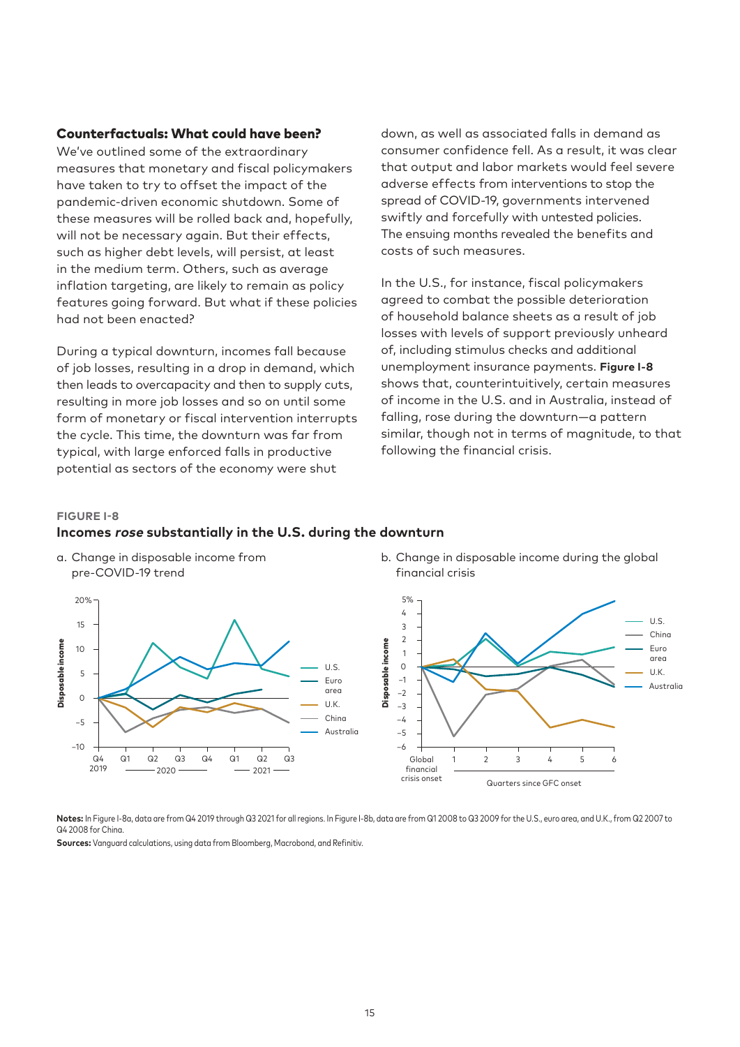### Counterfactuals: What could have been?

We've outlined some of the extraordinary measures that monetary and fiscal policymakers have taken to try to offset the impact of the pandemic-driven economic shutdown. Some of these measures will be rolled back and, hopefully, will not be necessary again. But their effects, such as higher debt levels, will persist, at least in the medium term. Others, such as average inflation targeting, are likely to remain as policy features going forward. But what if these policies had not been enacted?

During a typical downturn, incomes fall because of job losses, resulting in a drop in demand, which then leads to overcapacity and then to supply cuts, resulting in more job losses and so on until some form of monetary or fiscal intervention interrupts the cycle. This time, the downturn was far from typical, with large enforced falls in productive potential as sectors of the economy were shut down, as well as associated falls in demand as consumer confidence fell. As a result, it was clear that output and labor markets would feel severe adverse effects from interventions to stop the spread of COVID-19, governments intervened swiftly and forcefully with untested policies. The ensuing months revealed the benefits and costs of such measures.

In the U.S., for instance, fiscal policymakers agreed to combat the possible deterioration of household balance sheets as a result of job losses with levels of support previously unheard of, including stimulus checks and additional unemployment insurance payments. **Figure I-8** shows that, counterintuitively, certain measures of income in the U.S. and in Australia, instead of falling, rose during the downturn—a pattern similar, though not in terms of magnitude, to that following the financial crisis.

**FIGURE I-8**

**Incomes *rose* substantially in the U.S. during the downturn**

a. Change in disposable income from pre-COVID-19 trend

b. Change in disposable income during the global financial crisis

**Notes:** In Figure I-8a, data are from Q4 2019 through Q3 2021 for all regions. In Figure I-8b, data are from Q1 2008 to Q3 2009 for the U.S., euro area, and U.K., from Q2 2007 to Q4 2008 for China.

**Sources:** Vanguard calculations, using data from Bloomberg, Macrobond, and Refinitiv.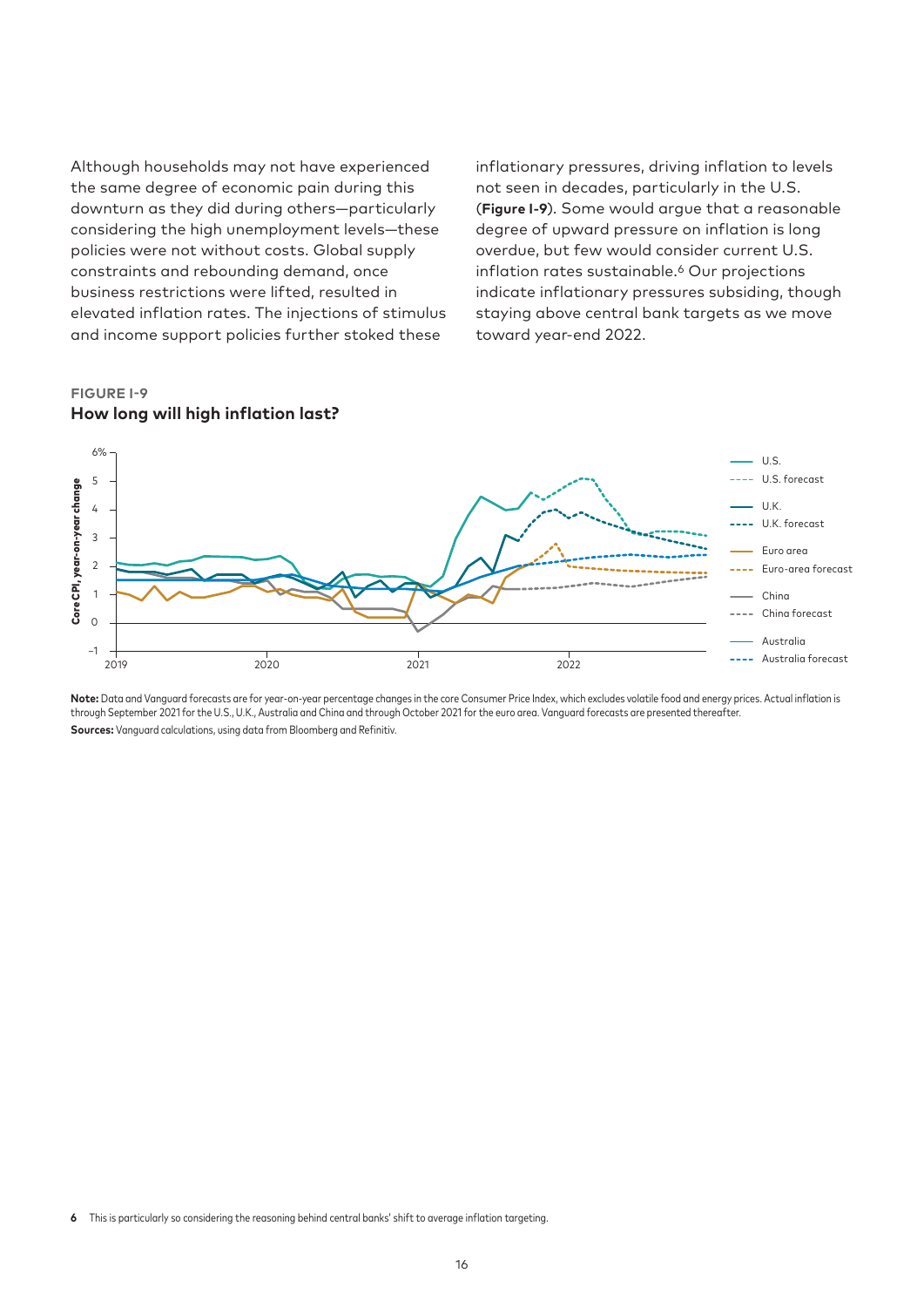Although households may not have experienced the same degree of economic pain during this downturn as they did during others—particularly considering the high unemployment levels—these policies were not without costs. Global supply constraints and rebounding demand, once business restrictions were lifted, resulted in elevated inflation rates. The injections of stimulus and income support policies further stoked these inflationary pressures, driving inflation to levels not seen in decades, particularly in the U.S. (**Figure I-9**). Some would argue that a reasonable degree of upward pressure on inflation is long overdue, but few would consider current U.S. inflation rates sustainable.[6] Our projections indicate inflationary pressures subsiding, though staying above central bank targets as we move toward year-end 2022.

**FIGURE I-9**

**How long will high inflation last?**

**Note:** Data and Vanguard forecasts are for year-on-year percentage changes in the core Consumer Price Index, which excludes volatile food and energy prices. Actual inflation is through September 2021 for the U.S., U.K., Australia and China and through October 2021 for the euro area. Vanguard forecasts are presented thereafter.

**Sources:** Vanguard calculations, using data from Bloomberg and Refinitiv.

6 This is particularly so considering the reasoning behind central banks' shift to average inflation targeting.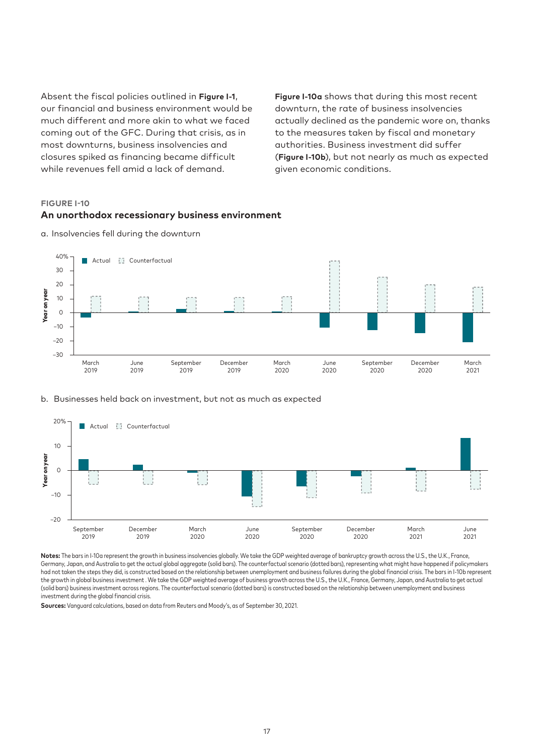Absent the fiscal policies outlined in **Figure I-1**, our financial and business environment would be much different and more akin to what we faced coming out of the GFC. During that crisis, as in most downturns, business insolvencies and closures spiked as financing became difficult while revenues fell amid a lack of demand.

**Figure I-10a** shows that during this most recent downturn, the rate of business insolvencies actually declined as the pandemic wore on, thanks to the measures taken by fiscal and monetary authorities. Business investment did suffer (**Figure I-10b**), but not nearly as much as expected given economic conditions.

**FIGURE I-10**

**An unorthodox recessionary business environment**

a. Insolvencies fell during the downturn

b. Businesses held back on investment, but not as much as expected

**Notes:** The bars in I-10a represent the growth in business insolvencies globally. We take the GDP weighted average of bankruptcy growth across the U.S., the U.K., France, Germany, Japan, and Australia to get the actual global aggregate (solid bars). The counterfactual scenario (dotted bars), representing what might have happened if policymakers had not taken the steps they did, is constructed based on the relationship between unemployment and business failures during the global financial crisis. The bars in I-10b represent the growth in global business investment . We take the GDP weighted average of business growth across the U.S., the U.K., France, Germany, Japan, and Australia to get actual (solid bars) business investment across regions. The counterfactual scenario (dotted bars) is constructed based on the relationship between unemployment and business investment during the global financial crisis.

**Sources:** Vanguard calculations, based on data from Reuters and Moody's, as of September 30, 2021.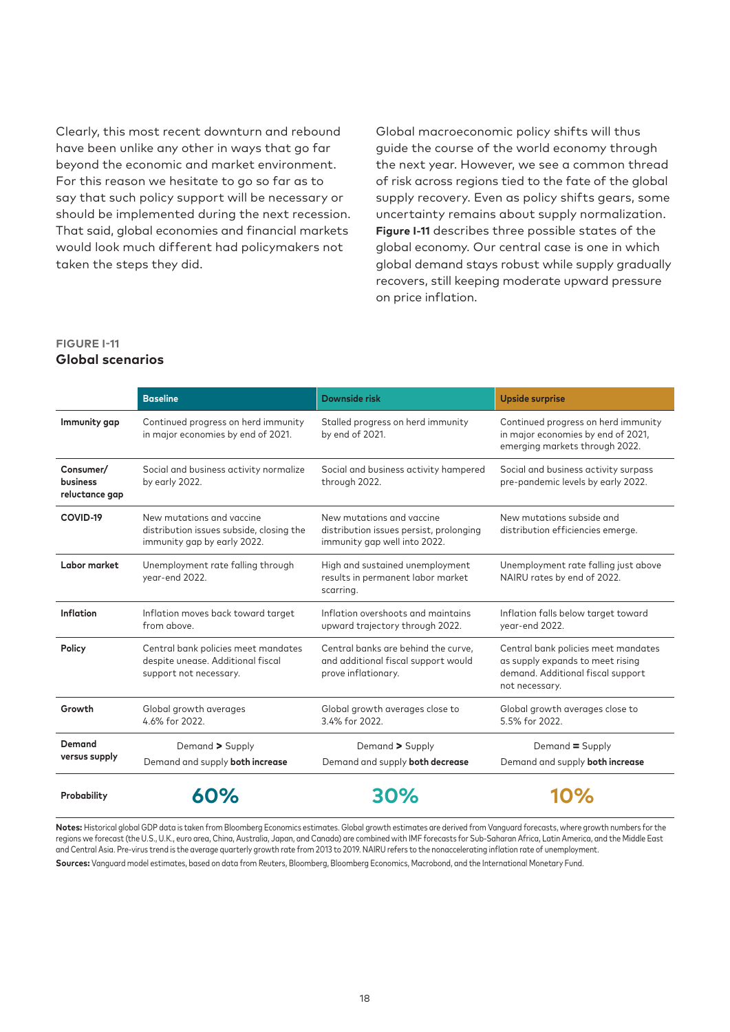Clearly, this most recent downturn and rebound have been unlike any other in ways that go far beyond the economic and market environment. For this reason we hesitate to go so far as to say that such policy support will be necessary or should be implemented during the next recession. That said, global economies and financial markets would look much different had policymakers not taken the steps they did.

Global macroeconomic policy shifts will thus guide the course of the world economy through the next year. However, we see a common thread of risk across regions tied to the fate of the global supply recovery. Even as policy shifts gears, some uncertainty remains about supply normalization. **Figure I-11** describes three possible states of the global economy. Our central case is one in which global demand stays robust while supply gradually recovers, still keeping moderate upward pressure on price inflation.

**FIGURE I-11**
**Global scenarios**

| | Baseline | Downside risk | Upside surprise |
|---|---|---|---|
| **Immunity gap** | Continued progress on herd immunity in major economies by end of 2021. | Stalled progress on herd immunity by end of 2021. | Continued progress on herd immunity in major economies by end of 2021, emerging markets through 2022. |
| **Consumer/ business reluctance gap** | Social and business activity normalize by early 2022. | Social and business activity hampered through 2022. | Social and business activity surpass pre-pandemic levels by early 2022. |
| **COVID-19** | New mutations and vaccine distribution issues subside, closing the immunity gap by early 2022. | New mutations and vaccine distribution issues persist, prolonging immunity gap well into 2022. | New mutations subside and distribution efficiencies emerge. |
| **Labor market** | Unemployment rate falling through year-end 2022. | High and sustained unemployment results in permanent labor market scarring. | Unemployment rate falling just above NAIRU rates by end of 2022. |
| **Inflation** | Inflation moves back toward target from above. | Inflation overshoots and maintains upward trajectory through 2022. | Inflation falls below target toward year-end 2022. |
| **Policy** | Central bank policies meet mandates despite unease. Additional fiscal support not necessary. | Central banks are behind the curve, and additional fiscal support would prove inflationary. | Central bank policies meet mandates as supply expands to meet rising demand. Additional fiscal support not necessary. |
| **Growth** | Global growth averages 4.6% for 2022. | Global growth averages close to 3.4% for 2022. | Global growth averages close to 5.5% for 2022. |
| **Demand versus supply** | Demand **>** Supply<br>Demand and supply **both increase** | Demand **>** Supply<br>Demand and supply **both decrease** | Demand **=** Supply<br>Demand and supply **both increase** |
| **Probability** | **60%** | **30%** | **10%** |

**Notes:** Historical global GDP data is taken from Bloomberg Economics estimates. Global growth estimates are derived from Vanguard forecasts, where growth numbers for the regions we forecast (the U.S., U.K., euro area, China, Australia, Japan, and Canada) are combined with IMF forecasts for Sub-Saharan Africa, Latin America, and the Middle East and Central Asia. Pre-virus trend is the average quarterly growth rate from 2013 to 2019. NAIRU refers to the nonaccelerating inflation rate of unemployment.

**Sources:** Vanguard model estimates, based on data from Reuters, Bloomberg, Bloomberg Economics, Macrobond, and the International Monetary Fund.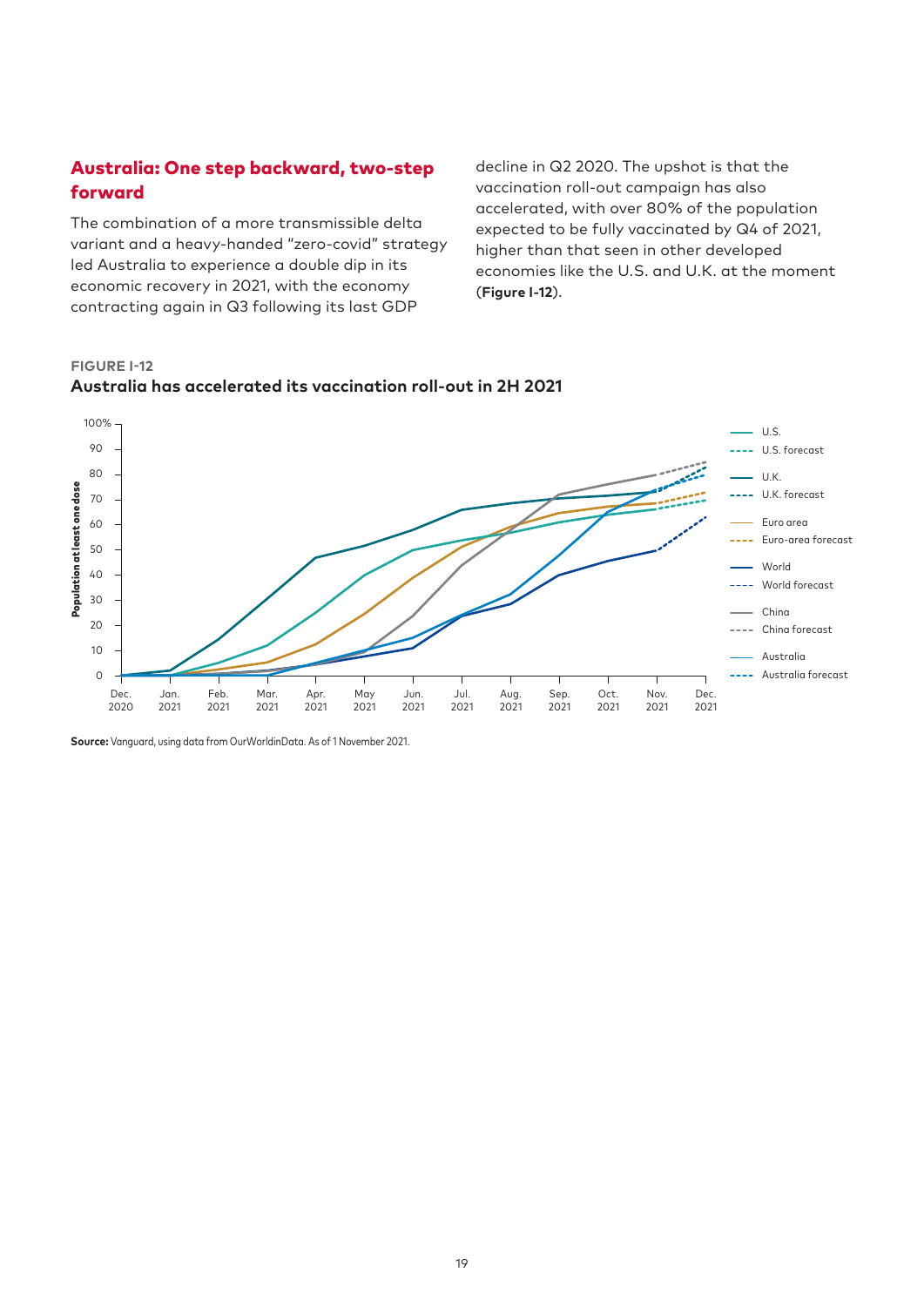## Australia: One step backward, two-step forward

The combination of a more transmissible delta variant and a heavy-handed "zero-covid" strategy led Australia to experience a double dip in its economic recovery in 2021, with the economy contracting again in Q3 following its last GDP decline in Q2 2020. The upshot is that the vaccination roll-out campaign has also accelerated, with over 80% of the population expected to be fully vaccinated by Q4 of 2021, higher than that seen in other developed economies like the U.S. and U.K. at the moment (**Figure I-12**).

**FIGURE I-12**

**Australia has accelerated its vaccination roll-out in 2H 2021**

**Source:** Vanguard, using data from OurWorldinData. As of 1 November 2021.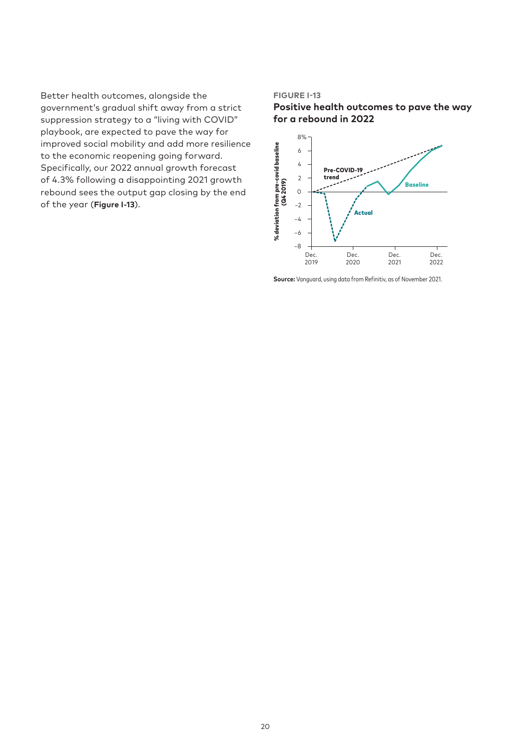Better health outcomes, alongside the government's gradual shift away from a strict suppression strategy to a "living with COVID" playbook, are expected to pave the way for improved social mobility and add more resilience to the economic reopening going forward. Specifically, our 2022 annual growth forecast of 4.3% following a disappointing 2021 growth rebound sees the output gap closing by the end of the year (**Figure I-13**).

**FIGURE I-13**

**Positive health outcomes to pave the way for a rebound in 2022**

**Source:** Vanguard, using data from Refinitiv, as of November 2021.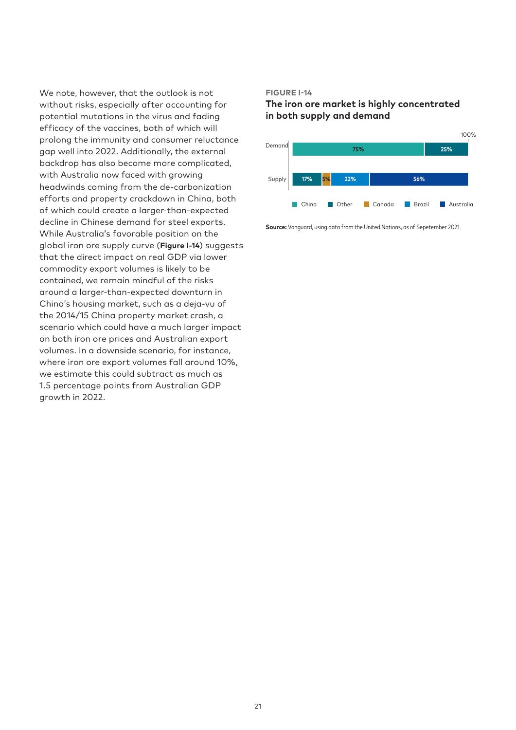We note, however, that the outlook is not without risks, especially after accounting for potential mutations in the virus and fading efficacy of the vaccines, both of which will prolong the immunity and consumer reluctance gap well into 2022. Additionally, the external backdrop has also become more complicated, with Australia now faced with growing headwinds coming from the de-carbonization efforts and property crackdown in China, both of which could create a larger-than-expected decline in Chinese demand for steel exports. While Australia's favorable position on the global iron ore supply curve (**Figure I-14**) suggests that the direct impact on real GDP via lower commodity export volumes is likely to be contained, we remain mindful of the risks around a larger-than-expected downturn in China's housing market, such as a deja-vu of the 2014/15 China property market crash, a scenario which could have a much larger impact on both iron ore prices and Australian export volumes. In a downside scenario, for instance, where iron ore export volumes fall around 10%, we estimate this could subtract as much as 1.5 percentage points from Australian GDP growth in 2022.

**FIGURE I-14**

**The iron ore market is highly concentrated in both supply and demand**

| | China | Other | Canada | Brazil | Australia |
|---|---|---|---|---|---|
| Demand | 75% | 25% | | | |
| Supply | | 17% | 5% | 22% | 56% |

**Source:** Vanguard, using data from the United Nations, as of Sepetember 2021.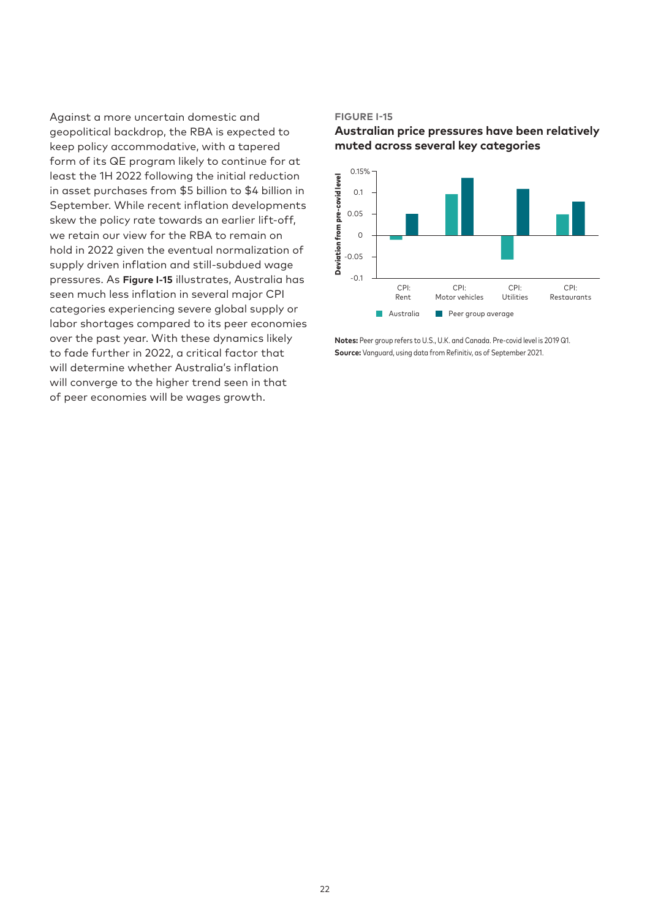Against a more uncertain domestic and geopolitical backdrop, the RBA is expected to keep policy accommodative, with a tapered form of its QE program likely to continue for at least the 1H 2022 following the initial reduction in asset purchases from $5 billion to $4 billion in September. While recent inflation developments skew the policy rate towards an earlier lift-off, we retain our view for the RBA to remain on hold in 2022 given the eventual normalization of supply driven inflation and still-subdued wage pressures. As **Figure I-15** illustrates, Australia has seen much less inflation in several major CPI categories experiencing severe global supply or labor shortages compared to its peer economies over the past year. With these dynamics likely to fade further in 2022, a critical factor that will determine whether Australia's inflation will converge to the higher trend seen in that of peer economies will be wages growth.

**FIGURE I-15**

**Australian price pressures have been relatively muted across several key categories**

**Notes:** Peer group refers to U.S., U.K. and Canada. Pre-covid level is 2019 Q1.
**Source:** Vanguard, using data from Refinitiv, as of September 2021.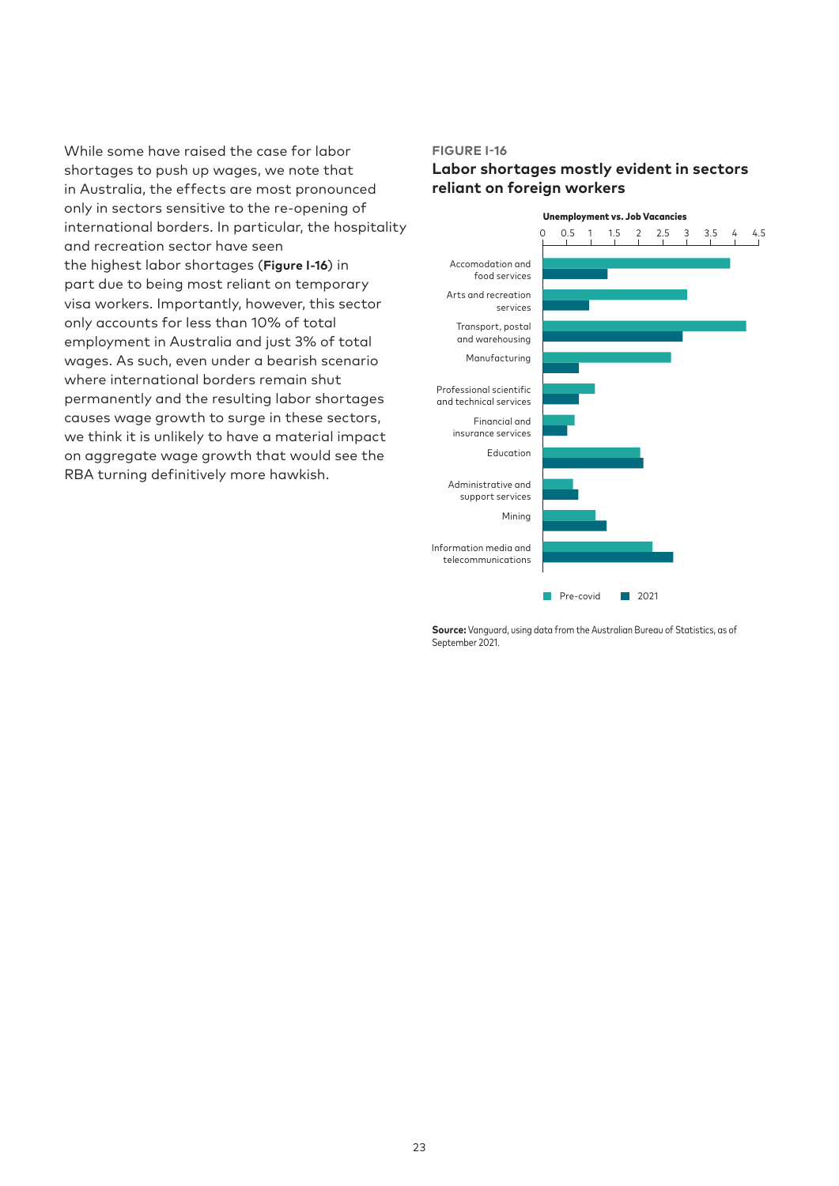While some have raised the case for labor shortages to push up wages, we note that in Australia, the effects are most pronounced only in sectors sensitive to the re-opening of international borders. In particular, the hospitality and recreation sector have seen the highest labor shortages (**Figure I-16**) in part due to being most reliant on temporary visa workers. Importantly, however, this sector only accounts for less than 10% of total employment in Australia and just 3% of total wages. As such, even under a bearish scenario where international borders remain shut permanently and the resulting labor shortages causes wage growth to surge in these sectors, we think it is unlikely to have a material impact on aggregate wage growth that would see the RBA turning definitively more hawkish.

**FIGURE I-16**

**Labor shortages mostly evident in sectors reliant on foreign workers**

**Unemployment vs. Job Vacancies**

| Sector | Pre-covid | 2021 |
| --- | --- | --- |
| Accomodation and food services | ~3.9 | ~1.35 |
| Arts and recreation services | ~3.0 | ~0.95 |
| Transport, postal and warehousing | ~4.25 | ~2.9 |
| Manufacturing | ~2.7 | ~0.75 |
| Professional scientific and technical services | ~1.1 | ~0.75 |
| Financial and insurance services | ~0.65 | ~0.5 |
| Education | ~2.05 | ~2.1 |
| Administrative and support services | ~0.65 | ~0.75 |
| Mining | ~1.1 | ~1.35 |
| Information media and telecommunications | ~2.3 | ~2.75 |

**Source:** Vanguard, using data from the Australian Bureau of Statistics, as of September 2021.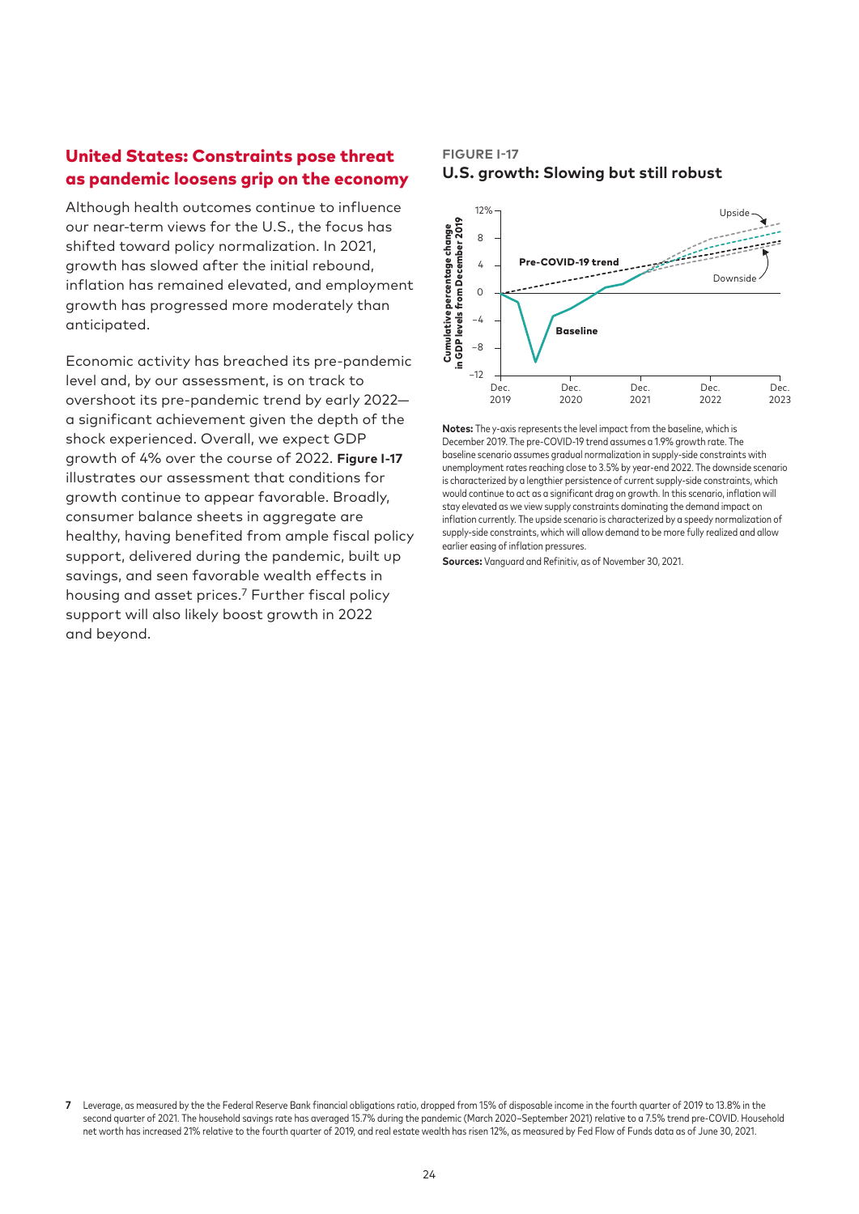## United States: Constraints pose threat as pandemic loosens grip on the economy

Although health outcomes continue to influence our near-term views for the U.S., the focus has shifted toward policy normalization. In 2021, growth has slowed after the initial rebound, inflation has remained elevated, and employment growth has progressed more moderately than anticipated.

Economic activity has breached its pre-pandemic level and, by our assessment, is on track to overshoot its pre-pandemic trend by early 2022—a significant achievement given the depth of the shock experienced. Overall, we expect GDP growth of 4% over the course of 2022. **Figure I-17** illustrates our assessment that conditions for growth continue to appear favorable. Broadly, consumer balance sheets in aggregate are healthy, having benefited from ample fiscal policy support, delivered during the pandemic, built up savings, and seen favorable wealth effects in housing and asset prices.[7] Further fiscal policy support will also likely boost growth in 2022 and beyond.

**FIGURE I-17**

**U.S. growth: Slowing but still robust**

**Notes:** The y-axis represents the level impact from the baseline, which is December 2019. The pre-COVID-19 trend assumes a 1.9% growth rate. The baseline scenario assumes gradual normalization in supply-side constraints with unemployment rates reaching close to 3.5% by year-end 2022. The downside scenario is characterized by a lengthier persistence of current supply-side constraints, which would continue to act as a significant drag on growth. In this scenario, inflation will stay elevated as we view supply constraints dominating the demand impact on inflation currently. The upside scenario is characterized by a speedy normalization of supply-side constraints, which will allow demand to be more fully realized and allow earlier easing of inflation pressures.

**Sources:** Vanguard and Refinitiv, as of November 30, 2021.

7 Leverage, as measured by the the Federal Reserve Bank financial obligations ratio, dropped from 15% of disposable income in the fourth quarter of 2019 to 13.8% in the second quarter of 2021. The household savings rate has averaged 15.7% during the pandemic (March 2020–September 2021) relative to a 7.5% trend pre-COVID. Household net worth has increased 21% relative to the fourth quarter of 2019, and real estate wealth has risen 12%, as measured by Fed Flow of Funds data as of June 30, 2021.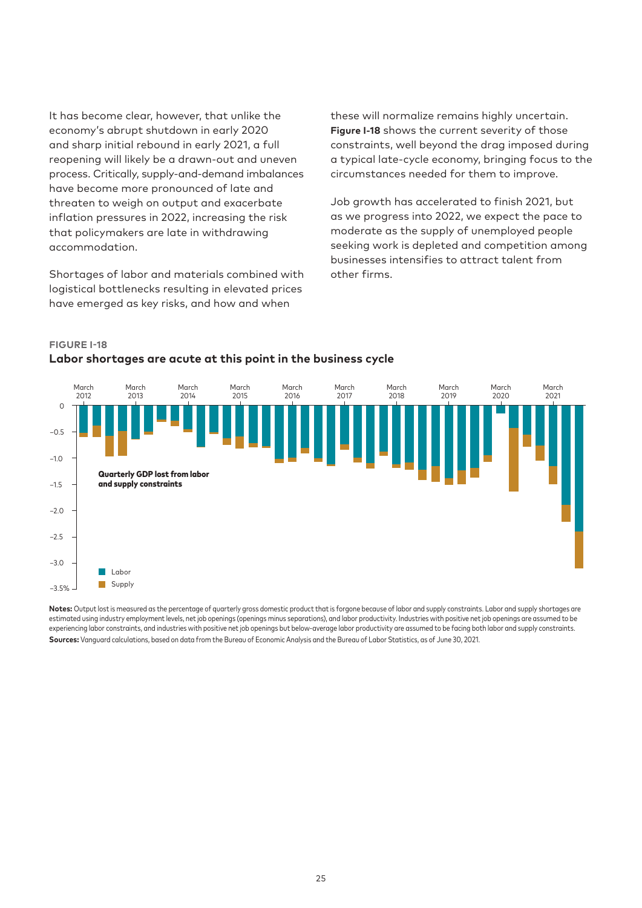It has become clear, however, that unlike the economy's abrupt shutdown in early 2020 and sharp initial rebound in early 2021, a full reopening will likely be a drawn-out and uneven process. Critically, supply-and-demand imbalances have become more pronounced of late and threaten to weigh on output and exacerbate inflation pressures in 2022, increasing the risk that policymakers are late in withdrawing accommodation.

Shortages of labor and materials combined with logistical bottlenecks resulting in elevated prices have emerged as key risks, and how and when these will normalize remains highly uncertain. **Figure I-18** shows the current severity of those constraints, well beyond the drag imposed during a typical late-cycle economy, bringing focus to the circumstances needed for them to improve.

Job growth has accelerated to finish 2021, but as we progress into 2022, we expect the pace to moderate as the supply of unemployed people seeking work is depleted and competition among businesses intensifies to attract talent from other firms.

**FIGURE I-18**

**Labor shortages are acute at this point in the business cycle**

**Notes:** Output lost is measured as the percentage of quarterly gross domestic product that is forgone because of labor and supply constraints. Labor and supply shortages are estimated using industry employment levels, net job openings (openings minus separations), and labor productivity. Industries with positive net job openings are assumed to be experiencing labor constraints, and industries with positive net job openings but below-average labor productivity are assumed to be facing both labor and supply constraints.

**Sources:** Vanguard calculations, based on data from the Bureau of Economic Analysis and the Bureau of Labor Statistics, as of June 30, 2021.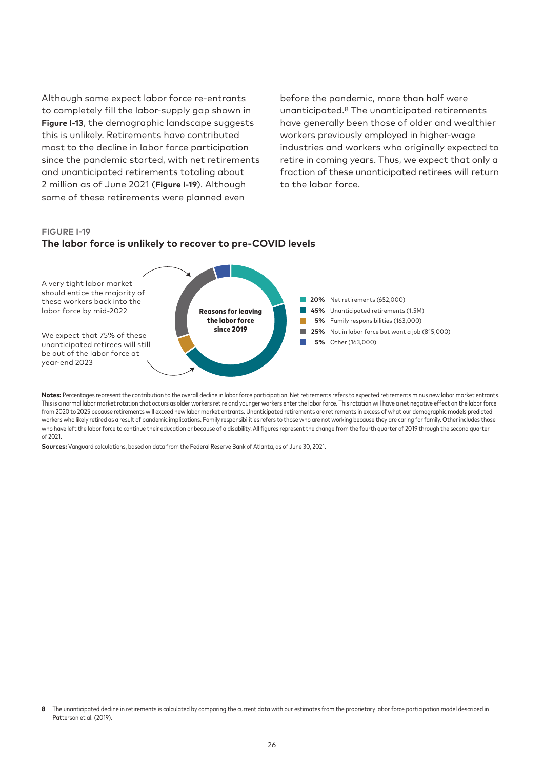Although some expect labor force re-entrants to completely fill the labor-supply gap shown in **Figure I-13**, the demographic landscape suggests this is unlikely. Retirements have contributed most to the decline in labor force participation since the pandemic started, with net retirements and unanticipated retirements totaling about 2 million as of June 2021 (**Figure I-19**). Although some of these retirements were planned even before the pandemic, more than half were unanticipated.[8] The unanticipated retirements have generally been those of older and wealthier workers previously employed in higher-wage industries and workers who originally expected to retire in coming years. Thus, we expect that only a fraction of these unanticipated retirees will return to the labor force.

**FIGURE I-19**

**The labor force is unlikely to recover to pre-COVID levels**

**Reasons for leaving the labor force since 2019**

- **20%** Net retirements (652,000)
- **45%** Unanticipated retirements (1.5M)
- **5%** Family responsibilities (163,000)
- **25%** Not in labor force but want a job (815,000)
- **5%** Other (163,000)

A very tight labor market should entice the majority of these workers back into the labor force by mid-2022

We expect that 75% of these unanticipated retirees will still be out of the labor force at year-end 2023

**Notes:** Percentages represent the contribution to the overall decline in labor force participation. Net retirements refers to expected retirements minus new labor market entrants. This is a normal labor market rotation that occurs as older workers retire and younger workers enter the labor force. This rotation will have a net negative effect on the labor force from 2020 to 2025 because retirements will exceed new labor market entrants. Unanticipated retirements are retirements in excess of what our demographic models predicted—workers who likely retired as a result of pandemic implications. Family responsibilities refers to those who are not working because they are caring for family. Other includes those who have left the labor force to continue their education or because of a disability. All figures represent the change from the fourth quarter of 2019 through the second quarter of 2021.

**Sources:** Vanguard calculations, based on data from the Federal Reserve Bank of Atlanta, as of June 30, 2021.

[8] The unanticipated decline in retirements is calculated by comparing the current data with our estimates from the proprietary labor force participation model described in Patterson et al. (2019).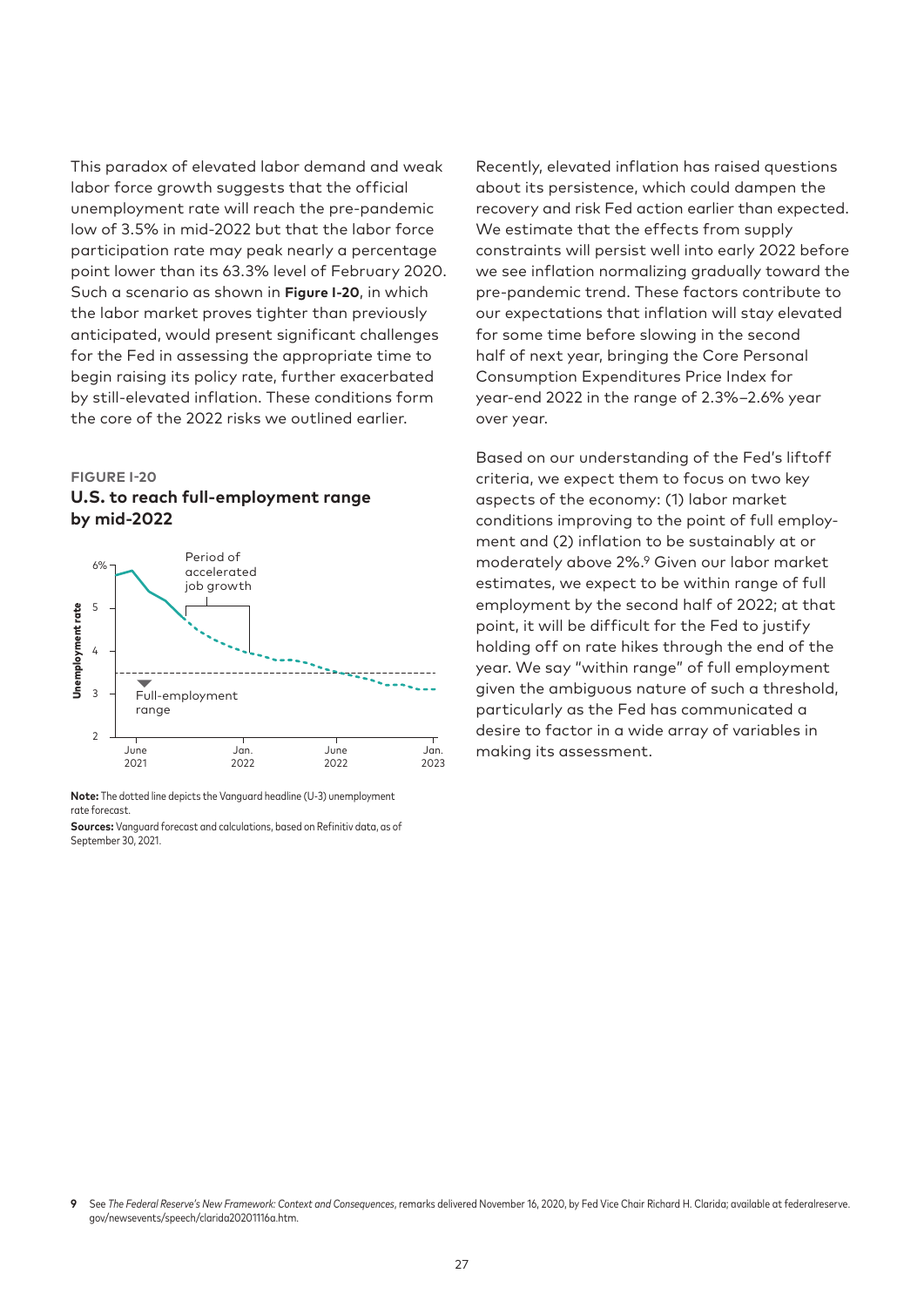This paradox of elevated labor demand and weak labor force growth suggests that the official unemployment rate will reach the pre-pandemic low of 3.5% in mid-2022 but that the labor force participation rate may peak nearly a percentage point lower than its 63.3% level of February 2020. Such a scenario as shown in **Figure I-20**, in which the labor market proves tighter than previously anticipated, would present significant challenges for the Fed in assessing the appropriate time to begin raising its policy rate, further exacerbated by still-elevated inflation. These conditions form the core of the 2022 risks we outlined earlier.

**FIGURE I-20**

### U.S. to reach full-employment range by mid-2022

**Note:** The dotted line depicts the Vanguard headline (U-3) unemployment rate forecast.

**Sources:** Vanguard forecast and calculations, based on Refinitiv data, as of September 30, 2021.

Recently, elevated inflation has raised questions about its persistence, which could dampen the recovery and risk Fed action earlier than expected. We estimate that the effects from supply constraints will persist well into early 2022 before we see inflation normalizing gradually toward the pre-pandemic trend. These factors contribute to our expectations that inflation will stay elevated for some time before slowing in the second half of next year, bringing the Core Personal Consumption Expenditures Price Index for year-end 2022 in the range of 2.3%–2.6% year over year.

Based on our understanding of the Fed's liftoff criteria, we expect them to focus on two key aspects of the economy: (1) labor market conditions improving to the point of full employment and (2) inflation to be sustainably at or moderately above 2%.[9] Given our labor market estimates, we expect to be within range of full employment by the second half of 2022; at that point, it will be difficult for the Fed to justify holding off on rate hikes through the end of the year. We say "within range" of full employment given the ambiguous nature of such a threshold, particularly as the Fed has communicated a desire to factor in a wide array of variables in making its assessment.

9 See *The Federal Reserve's New Framework: Context and Consequences*, remarks delivered November 16, 2020, by Fed Vice Chair Richard H. Clarida; available at federalreserve.gov/newsevents/speech/clarida20201116a.htm.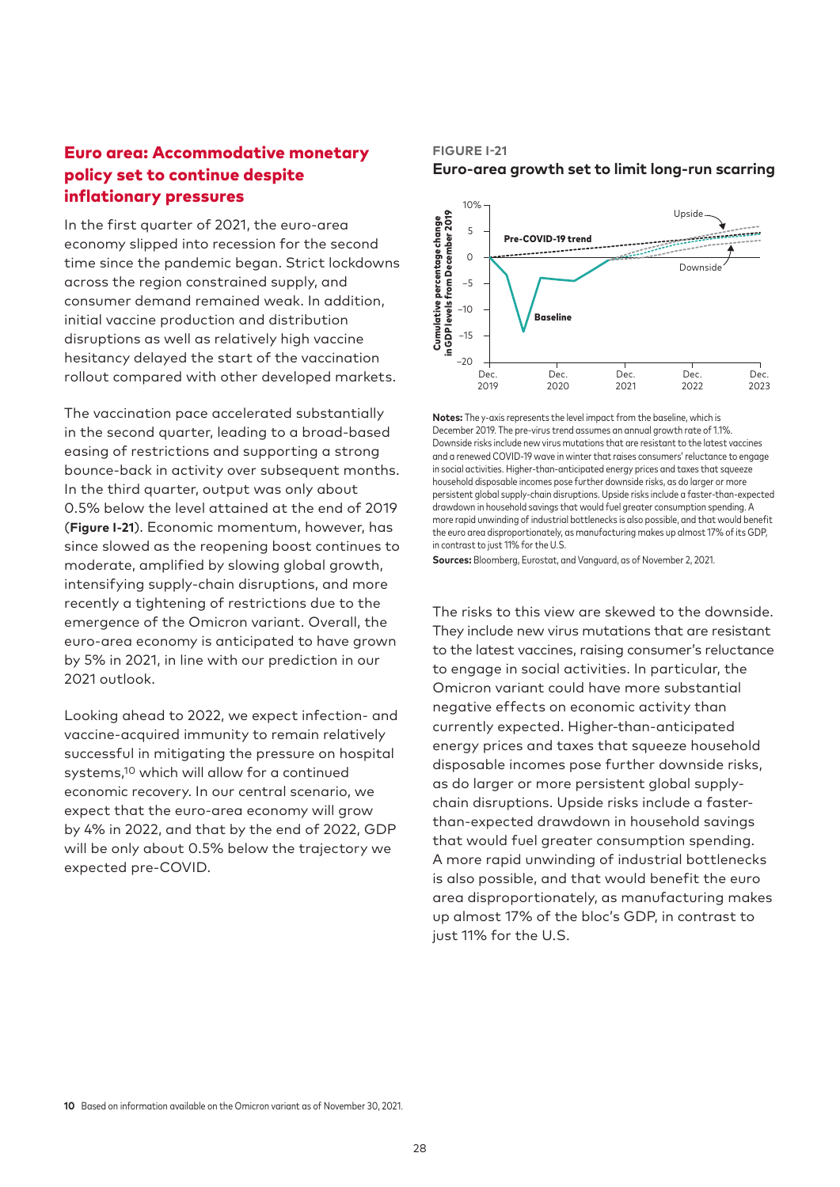## Euro area: Accommodative monetary policy set to continue despite inflationary pressures

In the first quarter of 2021, the euro-area economy slipped into recession for the second time since the pandemic began. Strict lockdowns across the region constrained supply, and consumer demand remained weak. In addition, initial vaccine production and distribution disruptions as well as relatively high vaccine hesitancy delayed the start of the vaccination rollout compared with other developed markets.

The vaccination pace accelerated substantially in the second quarter, leading to a broad-based easing of restrictions and supporting a strong bounce-back in activity over subsequent months. In the third quarter, output was only about 0.5% below the level attained at the end of 2019 (**Figure I-21**). Economic momentum, however, has since slowed as the reopening boost continues to moderate, amplified by slowing global growth, intensifying supply-chain disruptions, and more recently a tightening of restrictions due to the emergence of the Omicron variant. Overall, the euro-area economy is anticipated to have grown by 5% in 2021, in line with our prediction in our 2021 outlook.

Looking ahead to 2022, we expect infection- and vaccine-acquired immunity to remain relatively successful in mitigating the pressure on hospital systems,[10] which will allow for a continued economic recovery. In our central scenario, we expect that the euro-area economy will grow by 4% in 2022, and that by the end of 2022, GDP will be only about 0.5% below the trajectory we expected pre-COVID.

**FIGURE I-21**

**Euro-area growth set to limit long-run scarring**

**Notes:** The y-axis represents the level impact from the baseline, which is December 2019. The pre-virus trend assumes an annual growth rate of 1.1%. Downside risks include new virus mutations that are resistant to the latest vaccines and a renewed COVID-19 wave in winter that raises consumers' reluctance to engage in social activities. Higher-than-anticipated energy prices and taxes that squeeze household disposable incomes pose further downside risks, as do larger or more persistent global supply-chain disruptions. Upside risks include a faster-than-expected drawdown in household savings that would fuel greater consumption spending. A more rapid unwinding of industrial bottlenecks is also possible, and that would benefit the euro area disproportionately, as manufacturing makes up almost 17% of its GDP, in contrast to just 11% for the U.S.

**Sources:** Bloomberg, Eurostat, and Vanguard, as of November 2, 2021.

The risks to this view are skewed to the downside. They include new virus mutations that are resistant to the latest vaccines, raising consumer's reluctance to engage in social activities. In particular, the Omicron variant could have more substantial negative effects on economic activity than currently expected. Higher-than-anticipated energy prices and taxes that squeeze household disposable incomes pose further downside risks, as do larger or more persistent global supply-chain disruptions. Upside risks include a faster-than-expected drawdown in household savings that would fuel greater consumption spending. A more rapid unwinding of industrial bottlenecks is also possible, and that would benefit the euro area disproportionately, as manufacturing makes up almost 17% of the bloc's GDP, in contrast to just 11% for the U.S.

[10] Based on information available on the Omicron variant as of November 30, 2021.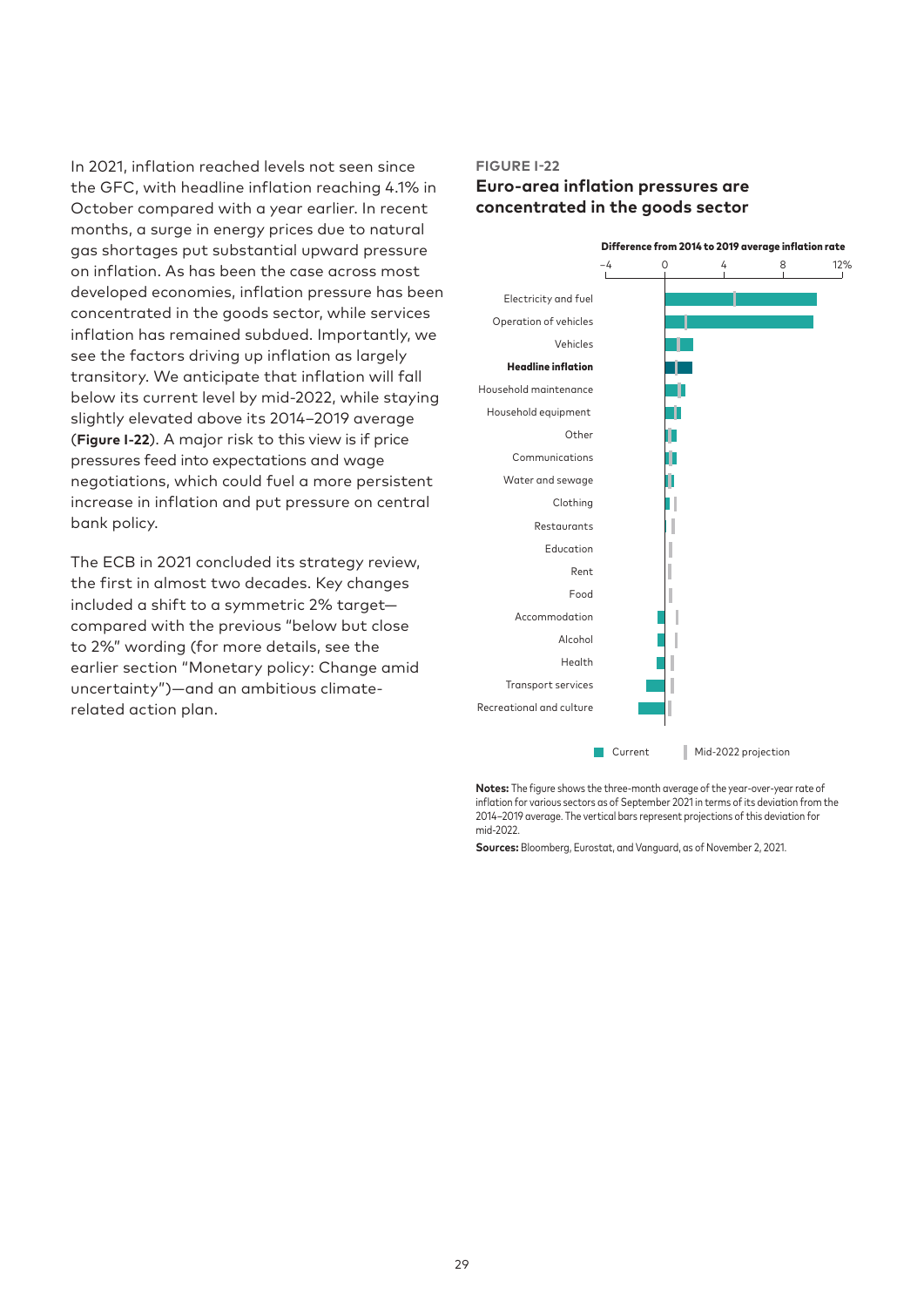In 2021, inflation reached levels not seen since the GFC, with headline inflation reaching 4.1% in October compared with a year earlier. In recent months, a surge in energy prices due to natural gas shortages put substantial upward pressure on inflation. As has been the case across most developed economies, inflation pressure has been concentrated in the goods sector, while services inflation has remained subdued. Importantly, we see the factors driving up inflation as largely transitory. We anticipate that inflation will fall below its current level by mid-2022, while staying slightly elevated above its 2014–2019 average (**Figure I-22**). A major risk to this view is if price pressures feed into expectations and wage negotiations, which could fuel a more persistent increase in inflation and put pressure on central bank policy.

The ECB in 2021 concluded its strategy review, the first in almost two decades. Key changes included a shift to a symmetric 2% target—compared with the previous "below but close to 2%" wording (for more details, see the earlier section "Monetary policy: Change amid uncertainty")—and an ambitious climate-related action plan.

**FIGURE I-22**

**Euro-area inflation pressures are concentrated in the goods sector**

Difference from 2014 to 2019 average inflation rate

Categories: Electricity and fuel; Operation of vehicles; Vehicles; **Headline inflation**; Household maintenance; Household equipment; Other; Communications; Water and sewage; Clothing; Restaurants; Education; Rent; Food; Accommodation; Alcohol; Health; Transport services; Recreational and culture

Legend: Current; Mid-2022 projection

**Notes:** The figure shows the three-month average of the year-over-year rate of inflation for various sectors as of September 2021 in terms of its deviation from the 2014–2019 average. The vertical bars represent projections of this deviation for mid-2022.

**Sources:** Bloomberg, Eurostat, and Vanguard, as of November 2, 2021.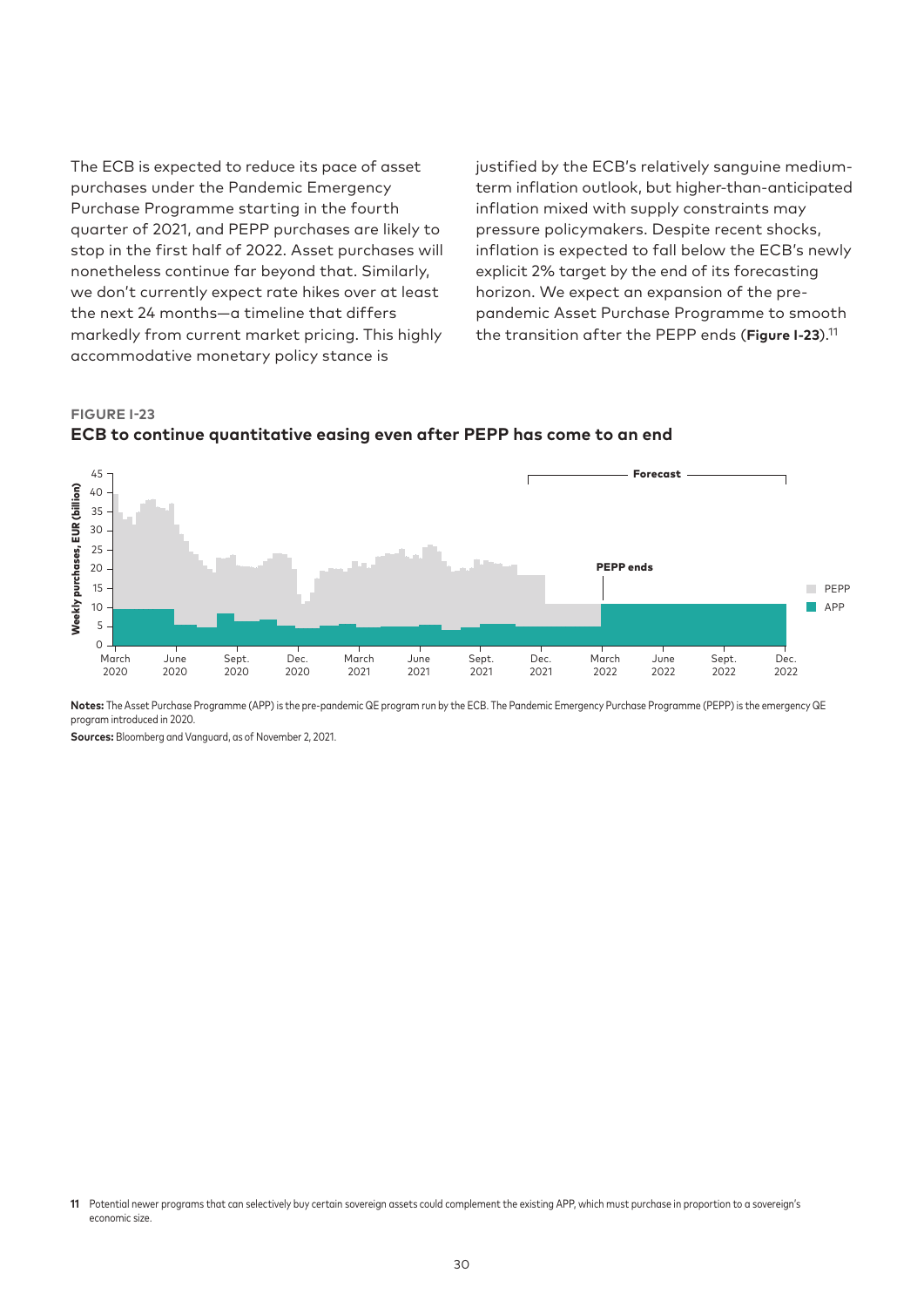The ECB is expected to reduce its pace of asset purchases under the Pandemic Emergency Purchase Programme starting in the fourth quarter of 2021, and PEPP purchases are likely to stop in the first half of 2022. Asset purchases will nonetheless continue far beyond that. Similarly, we don't currently expect rate hikes over at least the next 24 months—a timeline that differs markedly from current market pricing. This highly accommodative monetary policy stance is justified by the ECB's relatively sanguine medium-term inflation outlook, but higher-than-anticipated inflation mixed with supply constraints may pressure policymakers. Despite recent shocks, inflation is expected to fall below the ECB's newly explicit 2% target by the end of its forecasting horizon. We expect an expansion of the pre-pandemic Asset Purchase Programme to smooth the transition after the PEPP ends (**Figure I-23**).[11]

**FIGURE I-23**

**ECB to continue quantitative easing even after PEPP has come to an end**

**Notes:** The Asset Purchase Programme (APP) is the pre-pandemic QE program run by the ECB. The Pandemic Emergency Purchase Programme (PEPP) is the emergency QE program introduced in 2020.

**Sources:** Bloomberg and Vanguard, as of November 2, 2021.

[11] Potential newer programs that can selectively buy certain sovereign assets could complement the existing APP, which must purchase in proportion to a sovereign's economic size.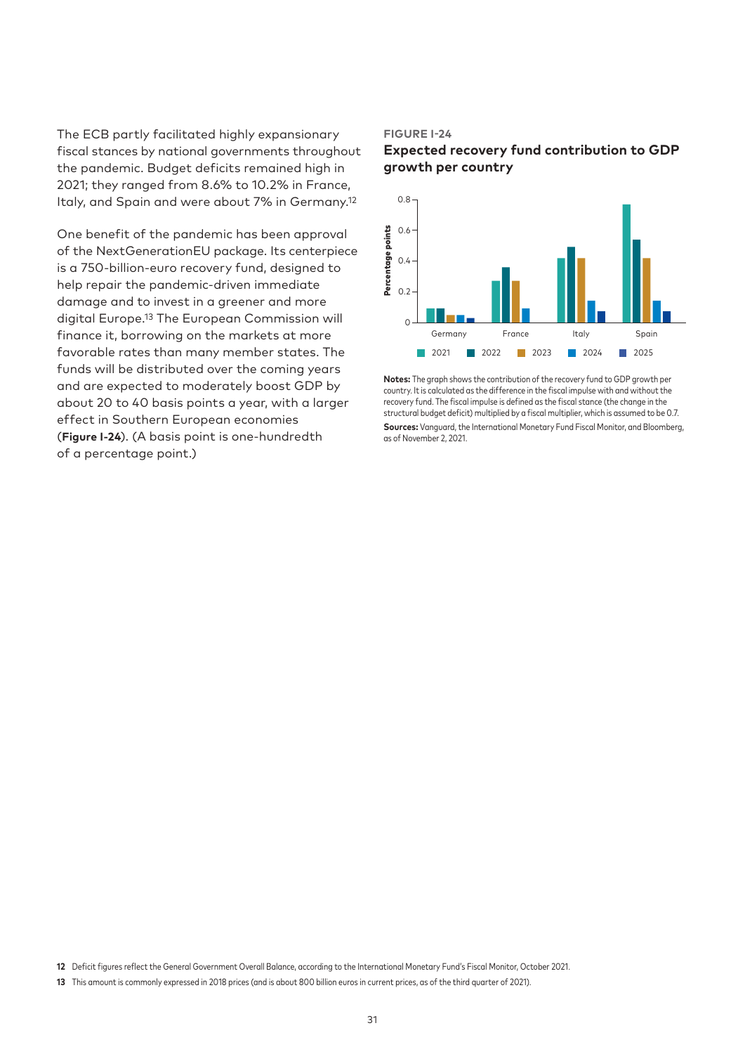The ECB partly facilitated highly expansionary fiscal stances by national governments throughout the pandemic. Budget deficits remained high in 2021; they ranged from 8.6% to 10.2% in France, Italy, and Spain and were about 7% in Germany.[12]

One benefit of the pandemic has been approval of the NextGenerationEU package. Its centerpiece is a 750-billion-euro recovery fund, designed to help repair the pandemic-driven immediate damage and to invest in a greener and more digital Europe.[13] The European Commission will finance it, borrowing on the markets at more favorable rates than many member states. The funds will be distributed over the coming years and are expected to moderately boost GDP by about 20 to 40 basis points a year, with a larger effect in Southern European economies (**Figure I-24**). (A basis point is one-hundredth of a percentage point.)

**FIGURE I-24**

**Expected recovery fund contribution to GDP growth per country**

**Notes:** The graph shows the contribution of the recovery fund to GDP growth per country. It is calculated as the difference in the fiscal impulse with and without the recovery fund. The fiscal impulse is defined as the fiscal stance (the change in the structural budget deficit) multiplied by a fiscal multiplier, which is assumed to be 0.7.

**Sources:** Vanguard, the International Monetary Fund Fiscal Monitor, and Bloomberg, as of November 2, 2021.

12 Deficit figures reflect the General Government Overall Balance, according to the International Monetary Fund's Fiscal Monitor, October 2021.

13 This amount is commonly expressed in 2018 prices (and is about 800 billion euros in current prices, as of the third quarter of 2021).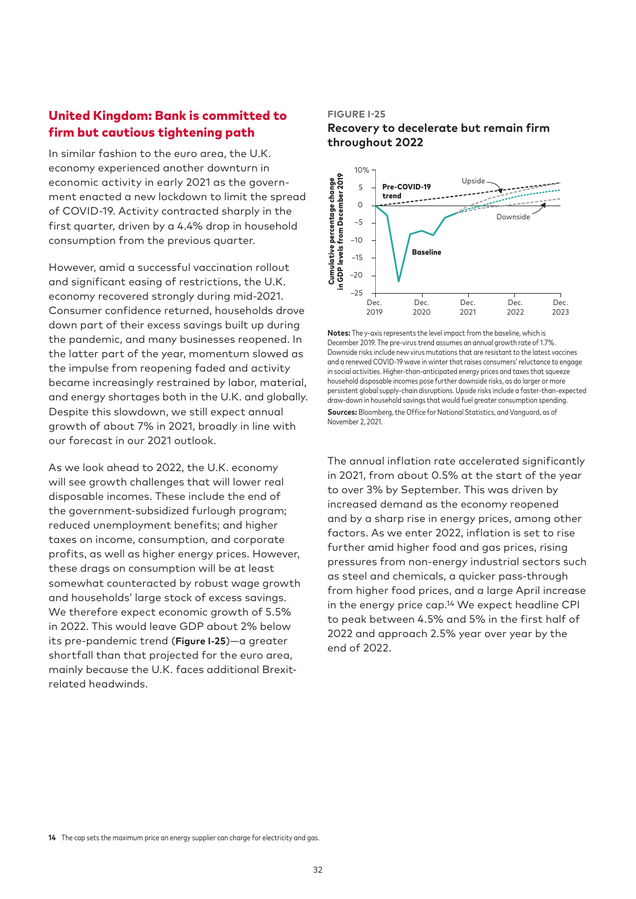## United Kingdom: Bank is committed to firm but cautious tightening path

In similar fashion to the euro area, the U.K. economy experienced another downturn in economic activity in early 2021 as the government enacted a new lockdown to limit the spread of COVID-19. Activity contracted sharply in the first quarter, driven by a 4.4% drop in household consumption from the previous quarter.

However, amid a successful vaccination rollout and significant easing of restrictions, the U.K. economy recovered strongly during mid-2021. Consumer confidence returned, households drove down part of their excess savings built up during the pandemic, and many businesses reopened. In the latter part of the year, momentum slowed as the impulse from reopening faded and activity became increasingly restrained by labor, material, and energy shortages both in the U.K. and globally. Despite this slowdown, we still expect annual growth of about 7% in 2021, broadly in line with our forecast in our 2021 outlook.

As we look ahead to 2022, the U.K. economy will see growth challenges that will lower real disposable incomes. These include the end of the government-subsidized furlough program; reduced unemployment benefits; and higher taxes on income, consumption, and corporate profits, as well as higher energy prices. However, these drags on consumption will be at least somewhat counteracted by robust wage growth and households' large stock of excess savings. We therefore expect economic growth of 5.5% in 2022. This would leave GDP about 2% below its pre-pandemic trend (**Figure I-25**)—a greater shortfall than that projected for the euro area, mainly because the U.K. faces additional Brexit-related headwinds.

**FIGURE I-25**

**Recovery to decelerate but remain firm throughout 2022**

**Notes:** The y-axis represents the level impact from the baseline, which is December 2019. The pre-virus trend assumes an annual growth rate of 1.7%. Downside risks include new virus mutations that are resistant to the latest vaccines and a renewed COVID-19 wave in winter that raises consumers' reluctance to engage in social activities. Higher-than-anticipated energy prices and taxes that squeeze household disposable incomes pose further downside risks, as do larger or more persistent global supply-chain disruptions. Upside risks include a faster-than-expected draw-down in household savings that would fuel greater consumption spending.

**Sources:** Bloomberg, the Office for National Statistics, and Vanguard, as of November 2, 2021.

The annual inflation rate accelerated significantly in 2021, from about 0.5% at the start of the year to over 3% by September. This was driven by increased demand as the economy reopened and by a sharp rise in energy prices, among other factors. As we enter 2022, inflation is set to rise further amid higher food and gas prices, rising pressures from non-energy industrial sectors such as steel and chemicals, a quicker pass-through from higher food prices, and a large April increase in the energy price cap.[14] We expect headline CPI to peak between 4.5% and 5% in the first half of 2022 and approach 2.5% year over year by the end of 2022.

[14] The cap sets the maximum price an energy supplier can charge for electricity and gas.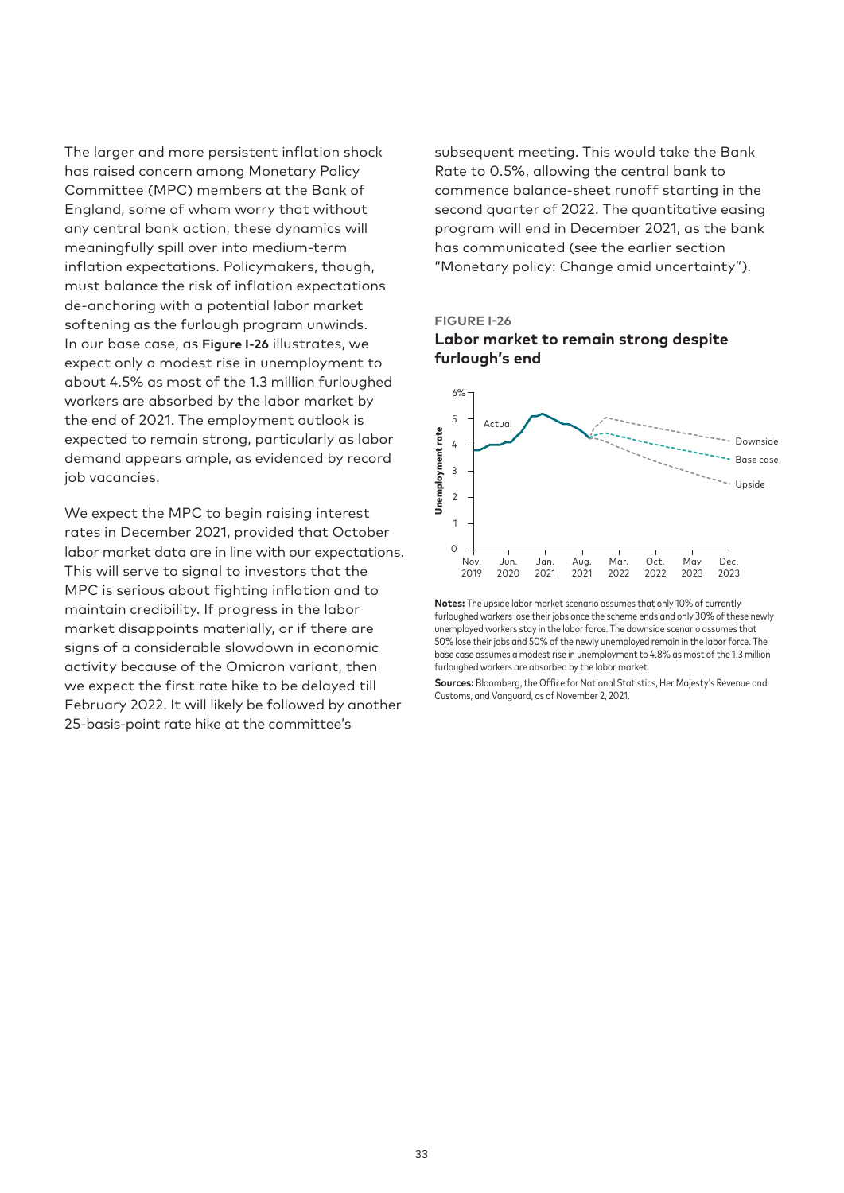The larger and more persistent inflation shock has raised concern among Monetary Policy Committee (MPC) members at the Bank of England, some of whom worry that without any central bank action, these dynamics will meaningfully spill over into medium-term inflation expectations. Policymakers, though, must balance the risk of inflation expectations de-anchoring with a potential labor market softening as the furlough program unwinds. In our base case, as **Figure I-26** illustrates, we expect only a modest rise in unemployment to about 4.5% as most of the 1.3 million furloughed workers are absorbed by the labor market by the end of 2021. The employment outlook is expected to remain strong, particularly as labor demand appears ample, as evidenced by record job vacancies.

We expect the MPC to begin raising interest rates in December 2021, provided that October labor market data are in line with our expectations. This will serve to signal to investors that the MPC is serious about fighting inflation and to maintain credibility. If progress in the labor market disappoints materially, or if there are signs of a considerable slowdown in economic activity because of the Omicron variant, then we expect the first rate hike to be delayed till February 2022. It will likely be followed by another 25-basis-point rate hike at the committee's subsequent meeting. This would take the Bank Rate to 0.5%, allowing the central bank to commence balance-sheet runoff starting in the second quarter of 2022. The quantitative easing program will end in December 2021, as the bank has communicated (see the earlier section "Monetary policy: Change amid uncertainty").

**FIGURE I-26**

**Labor market to remain strong despite furlough's end**

**Notes:** The upside labor market scenario assumes that only 10% of currently furloughed workers lose their jobs once the scheme ends and only 30% of these newly unemployed workers stay in the labor force. The downside scenario assumes that 50% lose their jobs and 50% of the newly unemployed remain in the labor force. The base case assumes a modest rise in unemployment to 4.8% as most of the 1.3 million furloughed workers are absorbed by the labor market.

**Sources:** Bloomberg, the Office for National Statistics, Her Majesty's Revenue and Customs, and Vanguard, as of November 2, 2021.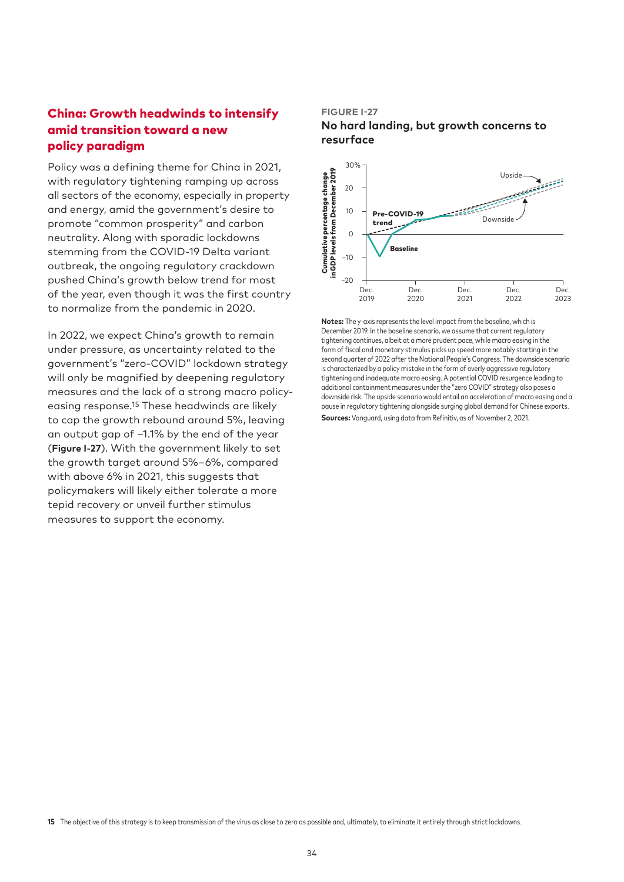## China: Growth headwinds to intensify amid transition toward a new policy paradigm

Policy was a defining theme for China in 2021, with regulatory tightening ramping up across all sectors of the economy, especially in property and energy, amid the government's desire to promote "common prosperity" and carbon neutrality. Along with sporadic lockdowns stemming from the COVID-19 Delta variant outbreak, the ongoing regulatory crackdown pushed China's growth below trend for most of the year, even though it was the first country to normalize from the pandemic in 2020.

In 2022, we expect China's growth to remain under pressure, as uncertainty related to the government's "zero-COVID" lockdown strategy will only be magnified by deepening regulatory measures and the lack of a strong macro policy-easing response.[15] These headwinds are likely to cap the growth rebound around 5%, leaving an output gap of –1.1% by the end of the year (**Figure I-27**). With the government likely to set the growth target around 5%–6%, compared with above 6% in 2021, this suggests that policymakers will likely either tolerate a more tepid recovery or unveil further stimulus measures to support the economy.

**FIGURE I-27**

**No hard landing, but growth concerns to resurface**

**Notes:** The y-axis represents the level impact from the baseline, which is December 2019. In the baseline scenario, we assume that current regulatory tightening continues, albeit at a more prudent pace, while macro easing in the form of fiscal and monetary stimulus picks up speed more notably starting in the second quarter of 2022 after the National People's Congress. The downside scenario is characterized by a policy mistake in the form of overly aggressive regulatory tightening and inadequate macro easing. A potential COVID resurgence leading to additional containment measures under the "zero COVID" strategy also poses a downside risk. The upside scenario would entail an acceleration of macro easing and a pause in regulatory tightening alongside surging global demand for Chinese exports.

**Sources:** Vanguard, using data from Refinitiv, as of November 2, 2021.

15 The objective of this strategy is to keep transmission of the virus as close to zero as possible and, ultimately, to eliminate it entirely through strict lockdowns.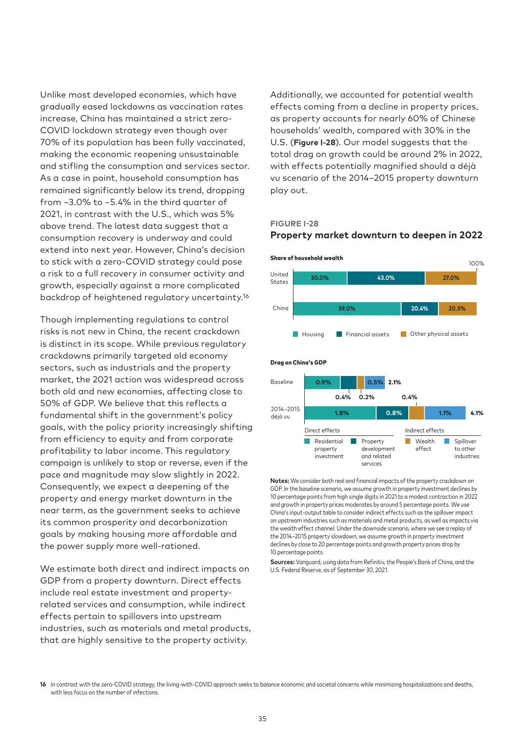Unlike most developed economies, which have gradually eased lockdowns as vaccination rates increase, China has maintained a strict zero-COVID lockdown strategy even though over 70% of its population has been fully vaccinated, making the economic reopening unsustainable and stifling the consumption and services sector. As a case in point, household consumption has remained significantly below its trend, dropping from –3.0% to –5.4% in the third quarter of 2021, in contrast with the U.S., which was 5% above trend. The latest data suggest that a consumption recovery is underway and could extend into next year. However, China's decision to stick with a zero-COVID strategy could pose a risk to a full recovery in consumer activity and growth, especially against a more complicated backdrop of heightened regulatory uncertainty.[16]

Though implementing regulations to control risks is not new in China, the recent crackdown is distinct in its scope. While previous regulatory crackdowns primarily targeted old economy sectors, such as industrials and the property market, the 2021 action was widespread across both old and new economies, affecting close to 50% of GDP. We believe that this reflects a fundamental shift in the government's policy goals, with the policy priority increasingly shifting from efficiency to equity and from corporate profitability to labor income. This regulatory campaign is unlikely to stop or reverse, even if the pace and magnitude may slow slightly in 2022. Consequently, we expect a deepening of the property and energy market downturn in the near term, as the government seeks to achieve its common prosperity and decarbonization goals by making housing more affordable and the power supply more well-rationed.

We estimate both direct and indirect impacts on GDP from a property downturn. Direct effects include real estate investment and property-related services and consumption, while indirect effects pertain to spillovers into upstream industries, such as materials and metal products, that are highly sensitive to the property activity.

Additionally, we accounted for potential wealth effects coming from a decline in property prices, as property accounts for nearly 60% of Chinese households' wealth, compared with 30% in the U.S. (**Figure I-28**). Our model suggests that the total drag on growth could be around 2% in 2022, with effects potentially magnified should a déjà vu scenario of the 2014–2015 property downturn play out.

**FIGURE I-28**

**Property market downturn to deepen in 2022**

**Share of household wealth**

| | Housing | Financial assets | Other physical assets |
|---|---|---|---|
| United States | 30.0% | 43.0% | 27.0% |
| China | 59.0% | 20.4% | 20.5% |

**Drag on China's GDP**

| | Direct effects: Residential property investment | Direct effects: Property development and related services | Indirect effects: Wealth effect | Indirect effects: Spillover to other industries | Total |
|---|---|---|---|---|---|
| Baseline | 0.9% | 0.4% | 0.2% | 0.5% | 2.1% |
| 2014–2015 déjà vu | 1.8% | 0.8% | 0.4% | 1.1% | 4.1% |

**Notes:** We consider both real and financial impacts of the property crackdown on GDP. In the baseline scenario, we assume growth in property investment declines by 10 percentage points from high single digits in 2021 to a modest contraction in 2022 and growth in property prices moderates by around 5 percentage points. We use China's input-output table to consider indirect effects such as the spillover impact on upstream industries such as materials and metal products, as well as impacts via the wealth effect channel. Under the downside scenario, where we see a replay of the 2014–2015 property slowdown, we assume growth in property investment declines by close to 20 percentage points and growth property prices drop by 10 percentage points.

**Sources:** Vanguard, using data from Refinitiv, the People's Bank of China, and the U.S. Federal Reserve, as of September 30, 2021.

[16] In contrast with the zero-COVID strategy, the living-with-COVID approach seeks to balance economic and societal concerns while minimizing hospitalizations and deaths, with less focus on the number of infections.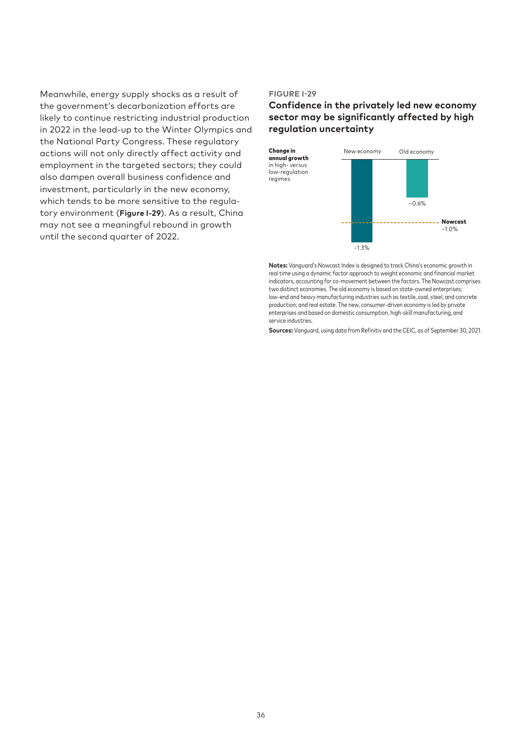Meanwhile, energy supply shocks as a result of the government's decarbonization efforts are likely to continue restricting industrial production in 2022 in the lead-up to the Winter Olympics and the National Party Congress. These regulatory actions will not only directly affect activity and employment in the targeted sectors; they could also dampen overall business confidence and investment, particularly in the new economy, which tends to be more sensitive to the regulatory environment (**Figure I-29**). As a result, China may not see a meaningful rebound in growth until the second quarter of 2022.

**FIGURE I-29**

### Confidence in the privately led new economy sector may be significantly affected by high regulation uncertainty

**Change in annual growth** in high- versus low-regulation regimes

| | New economy | Old economy |
|---|---|---|
| Change in annual growth | –1.3% | –0.6% |

Nowcast: –1.0%

**Notes:** Vanguard's Nowcast Index is designed to track China's economic growth in real time using a dynamic factor approach to weight economic and financial market indicators, accounting for co-movement between the factors. The Nowcast comprises two distinct economies. The old economy is based on state-owned enterprises; low-end and heavy manufacturing industries such as textile, coal, steel, and concrete production; and real estate. The new, consumer-driven economy is led by private enterprises and based on domestic consumption, high-skill manufacturing, and service industries.

**Sources:** Vanguard, using data from Refinitiv and the CEIC, as of September 30, 2021.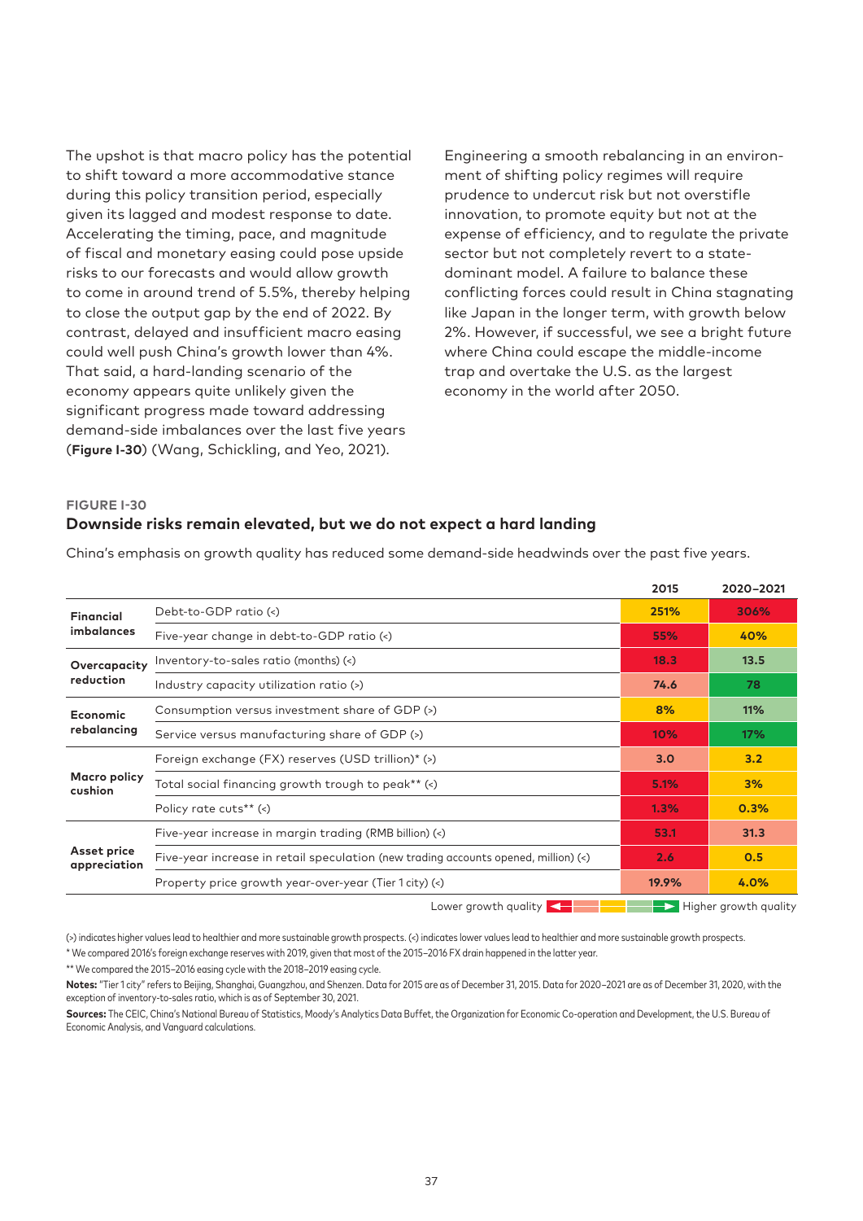The upshot is that macro policy has the potential to shift toward a more accommodative stance during this policy transition period, especially given its lagged and modest response to date. Accelerating the timing, pace, and magnitude of fiscal and monetary easing could pose upside risks to our forecasts and would allow growth to come in around trend of 5.5%, thereby helping to close the output gap by the end of 2022. By contrast, delayed and insufficient macro easing could well push China's growth lower than 4%. That said, a hard-landing scenario of the economy appears quite unlikely given the significant progress made toward addressing demand-side imbalances over the last five years (**Figure I-30**) (Wang, Schickling, and Yeo, 2021).

Engineering a smooth rebalancing in an environment of shifting policy regimes will require prudence to undercut risk but not overstifle innovation, to promote equity but not at the expense of efficiency, and to regulate the private sector but not completely revert to a state-dominant model. A failure to balance these conflicting forces could result in China stagnating like Japan in the longer term, with growth below 2%. However, if successful, we see a bright future where China could escape the middle-income trap and overtake the U.S. as the largest economy in the world after 2050.

**FIGURE I-30**

### Downside risks remain elevated, but we do not expect a hard landing

China's emphasis on growth quality has reduced some demand-side headwinds over the past five years.

| | | 2015 | 2020–2021 |
|---|---|---|---|
| **Financial imbalances** | Debt-to-GDP ratio (<) | 251% | 306% |
| | Five-year change in debt-to-GDP ratio (<) | 55% | 40% |
| **Overcapacity reduction** | Inventory-to-sales ratio (months) (<) | 18.3 | 13.5 |
| | Industry capacity utilization ratio (>) | 74.6 | 78 |
| **Economic rebalancing** | Consumption versus investment share of GDP (>) | 8% | 11% |
| | Service versus manufacturing share of GDP (>) | 10% | 17% |
| **Macro policy cushion** | Foreign exchange (FX) reserves (USD trillion)* (>) | 3.0 | 3.2 |
| | Total social financing growth trough to peak** (<) | 5.1% | 3% |
| | Policy rate cuts** (<) | 1.3% | 0.3% |
| **Asset price appreciation** | Five-year increase in margin trading (RMB billion) (<) | 53.1 | 31.3 |
| | Five-year increase in retail speculation (new trading accounts opened, million) (<) | 2.6 | 0.5 |
| | Property price growth year-over-year (Tier 1 city) (<) | 19.9% | 4.0% |

Lower growth quality ← → Higher growth quality

(>) indicates higher values lead to healthier and more sustainable growth prospects. (<) indicates lower values lead to healthier and more sustainable growth prospects.

\* We compared 2016's foreign exchange reserves with 2019, given that most of the 2015–2016 FX drain happened in the latter year.

\*\* We compared the 2015–2016 easing cycle with the 2018–2019 easing cycle.

**Notes:** "Tier 1 city" refers to Beijing, Shanghai, Guangzhou, and Shenzen. Data for 2015 are as of December 31, 2015. Data for 2020–2021 are as of December 31, 2020, with the exception of inventory-to-sales ratio, which is as of September 30, 2021.

**Sources:** The CEIC, China's National Bureau of Statistics, Moody's Analytics Data Buffet, the Organization for Economic Co-operation and Development, the U.S. Bureau of Economic Analysis, and Vanguard calculations.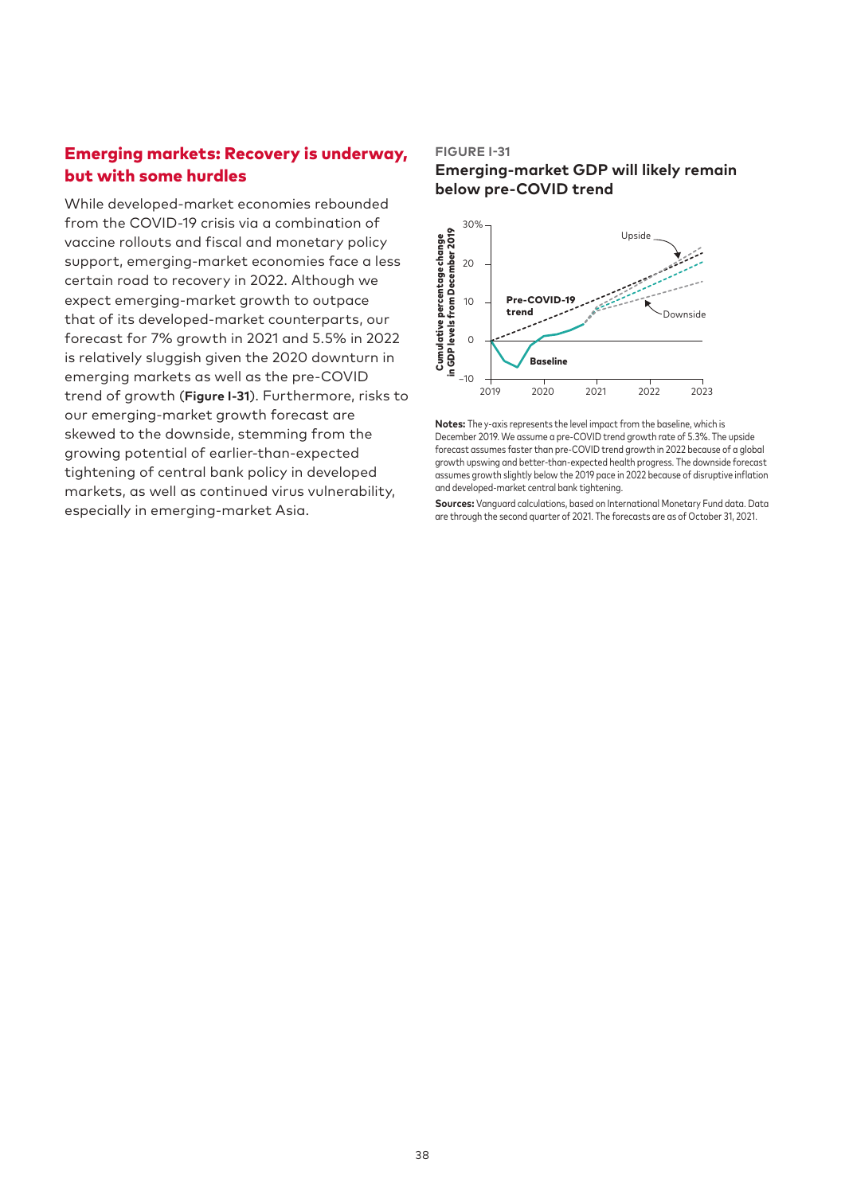## Emerging markets: Recovery is underway, but with some hurdles

While developed-market economies rebounded from the COVID-19 crisis via a combination of vaccine rollouts and fiscal and monetary policy support, emerging-market economies face a less certain road to recovery in 2022. Although we expect emerging-market growth to outpace that of its developed-market counterparts, our forecast for 7% growth in 2021 and 5.5% in 2022 is relatively sluggish given the 2020 downturn in emerging markets as well as the pre-COVID trend of growth (**Figure I-31**). Furthermore, risks to our emerging-market growth forecast are skewed to the downside, stemming from the growing potential of earlier-than-expected tightening of central bank policy in developed markets, as well as continued virus vulnerability, especially in emerging-market Asia.

**FIGURE I-31**

**Emerging-market GDP will likely remain below pre-COVID trend**

**Notes:** The y-axis represents the level impact from the baseline, which is December 2019. We assume a pre-COVID trend growth rate of 5.3%. The upside forecast assumes faster than pre-COVID trend growth in 2022 because of a global growth upswing and better-than-expected health progress. The downside forecast assumes growth slightly below the 2019 pace in 2022 because of disruptive inflation and developed-market central bank tightening.

**Sources:** Vanguard calculations, based on International Monetary Fund data. Data are through the second quarter of 2021. The forecasts are as of October 31, 2021.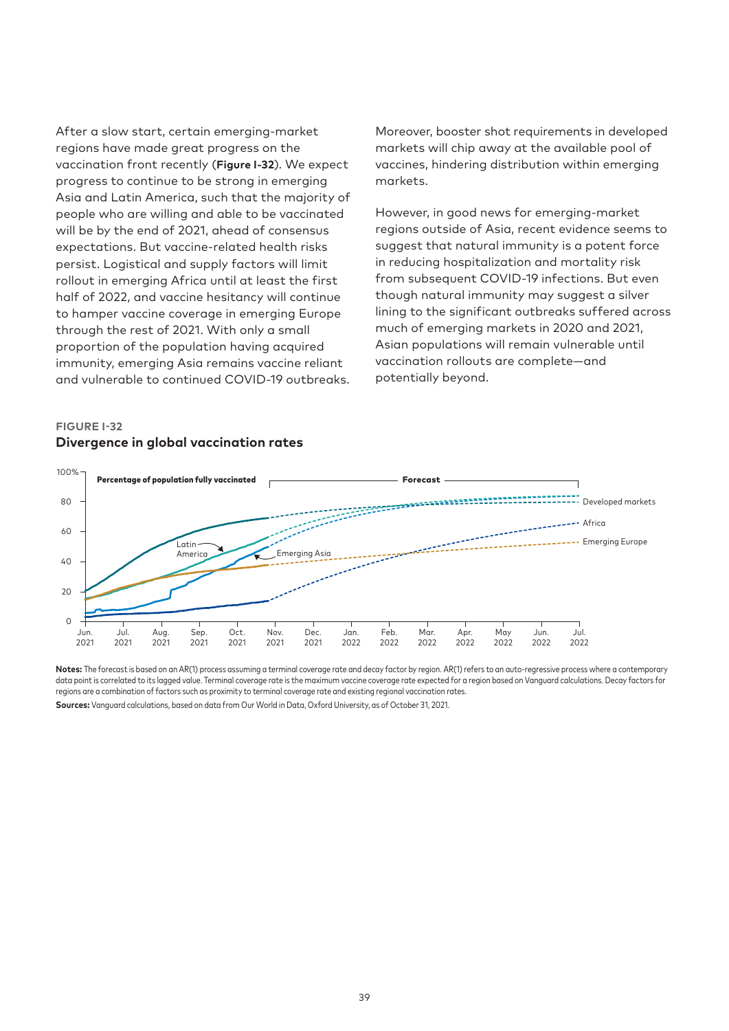After a slow start, certain emerging-market regions have made great progress on the vaccination front recently (**Figure I-32**). We expect progress to continue to be strong in emerging Asia and Latin America, such that the majority of people who are willing and able to be vaccinated will be by the end of 2021, ahead of consensus expectations. But vaccine-related health risks persist. Logistical and supply factors will limit rollout in emerging Africa until at least the first half of 2022, and vaccine hesitancy will continue to hamper vaccine coverage in emerging Europe through the rest of 2021. With only a small proportion of the population having acquired immunity, emerging Asia remains vaccine reliant and vulnerable to continued COVID-19 outbreaks.

Moreover, booster shot requirements in developed markets will chip away at the available pool of vaccines, hindering distribution within emerging markets.

However, in good news for emerging-market regions outside of Asia, recent evidence seems to suggest that natural immunity is a potent force in reducing hospitalization and mortality risk from subsequent COVID-19 infections. But even though natural immunity may suggest a silver lining to the significant outbreaks suffered across much of emerging markets in 2020 and 2021, Asian populations will remain vulnerable until vaccination rollouts are complete—and potentially beyond.

**FIGURE I-32**

**Divergence in global vaccination rates**

**Notes:** The forecast is based on an AR(1) process assuming a terminal coverage rate and decay factor by region. AR(1) refers to an auto-regressive process where a contemporary data point is correlated to its lagged value. Terminal coverage rate is the maximum vaccine coverage rate expected for a region based on Vanguard calculations. Decay factors for regions are a combination of factors such as proximity to terminal coverage rate and existing regional vaccination rates.

**Sources:** Vanguard calculations, based on data from Our World in Data, Oxford University, as of October 31, 2021.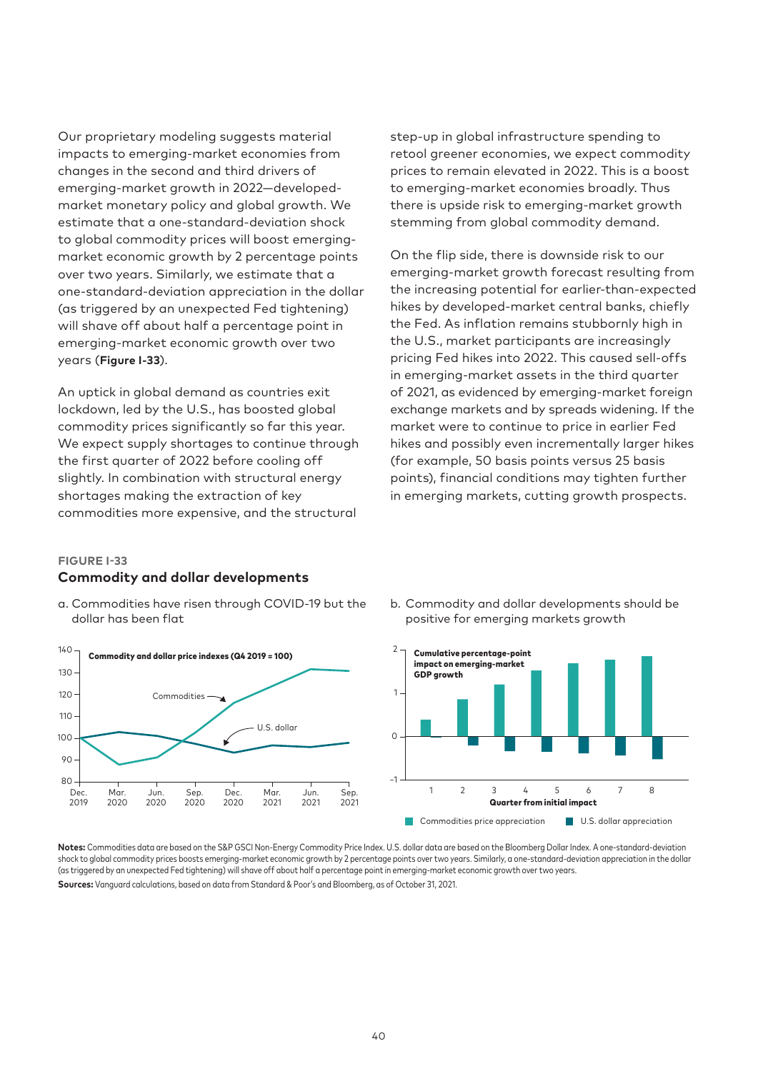Our proprietary modeling suggests material impacts to emerging-market economies from changes in the second and third drivers of emerging-market growth in 2022—developed-market monetary policy and global growth. We estimate that a one-standard-deviation shock to global commodity prices will boost emerging-market economic growth by 2 percentage points over two years. Similarly, we estimate that a one-standard-deviation appreciation in the dollar (as triggered by an unexpected Fed tightening) will shave off about half a percentage point in emerging-market economic growth over two years (**Figure I-33**).

An uptick in global demand as countries exit lockdown, led by the U.S., has boosted global commodity prices significantly so far this year. We expect supply shortages to continue through the first quarter of 2022 before cooling off slightly. In combination with structural energy shortages making the extraction of key commodities more expensive, and the structural step-up in global infrastructure spending to retool greener economies, we expect commodity prices to remain elevated in 2022. This is a boost to emerging-market economies broadly. Thus there is upside risk to emerging-market growth stemming from global commodity demand.

On the flip side, there is downside risk to our emerging-market growth forecast resulting from the increasing potential for earlier-than-expected hikes by developed-market central banks, chiefly the Fed. As inflation remains stubbornly high in the U.S., market participants are increasingly pricing Fed hikes into 2022. This caused sell-offs in emerging-market assets in the third quarter of 2021, as evidenced by emerging-market foreign exchange markets and by spreads widening. If the market were to continue to price in earlier Fed hikes and possibly even incrementally larger hikes (for example, 50 basis points versus 25 basis points), financial conditions may tighten further in emerging markets, cutting growth prospects.

**FIGURE I-33**

**Commodity and dollar developments**

a. Commodities have risen through COVID-19 but the dollar has been flat

b. Commodity and dollar developments should be positive for emerging markets growth

**Notes:** Commodities data are based on the S&P GSCI Non-Energy Commodity Price Index. U.S. dollar data are based on the Bloomberg Dollar Index. A one-standard-deviation shock to global commodity prices boosts emerging-market economic growth by 2 percentage points over two years. Similarly, a one-standard-deviation appreciation in the dollar (as triggered by an unexpected Fed tightening) will shave off about half a percentage point in emerging-market economic growth over two years.

**Sources:** Vanguard calculations, based on data from Standard & Poor's and Bloomberg, as of October 31, 2021.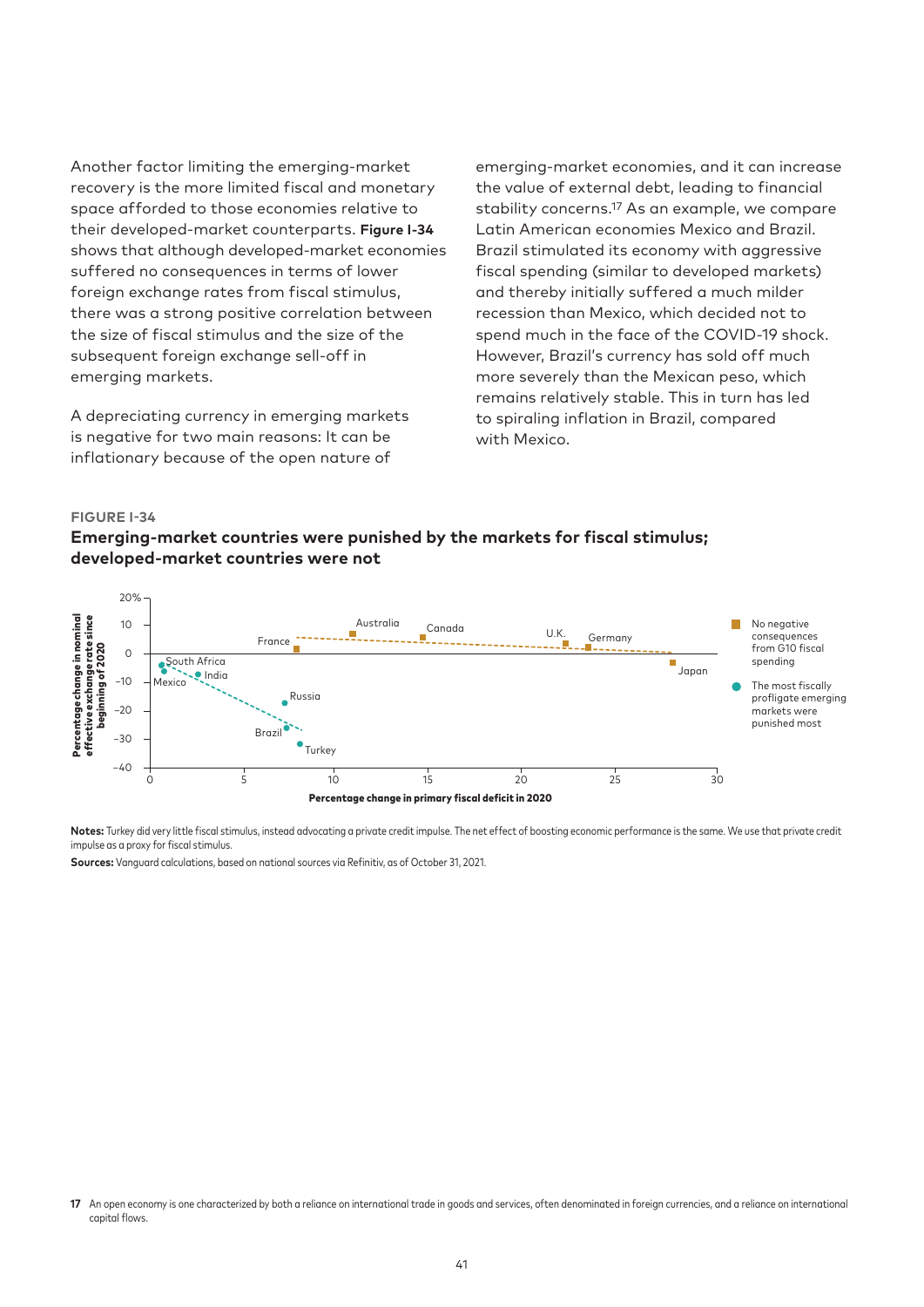Another factor limiting the emerging-market recovery is the more limited fiscal and monetary space afforded to those economies relative to their developed-market counterparts. **Figure I-34** shows that although developed-market economies suffered no consequences in terms of lower foreign exchange rates from fiscal stimulus, there was a strong positive correlation between the size of fiscal stimulus and the size of the subsequent foreign exchange sell-off in emerging markets.

A depreciating currency in emerging markets is negative for two main reasons: It can be inflationary because of the open nature of emerging-market economies, and it can increase the value of external debt, leading to financial stability concerns.[17] As an example, we compare Latin American economies Mexico and Brazil. Brazil stimulated its economy with aggressive fiscal spending (similar to developed markets) and thereby initially suffered a much milder recession than Mexico, which decided not to spend much in the face of the COVID-19 shock. However, Brazil's currency has sold off much more severely than the Mexican peso, which remains relatively stable. This in turn has led to spiraling inflation in Brazil, compared with Mexico.

**FIGURE I-34**

**Emerging-market countries were punished by the markets for fiscal stimulus; developed-market countries were not**

**Notes:** Turkey did very little fiscal stimulus, instead advocating a private credit impulse. The net effect of boosting economic performance is the same. We use that private credit impulse as a proxy for fiscal stimulus.

**Sources:** Vanguard calculations, based on national sources via Refinitiv, as of October 31, 2021.

**17** An open economy is one characterized by both a reliance on international trade in goods and services, often denominated in foreign currencies, and a reliance on international capital flows.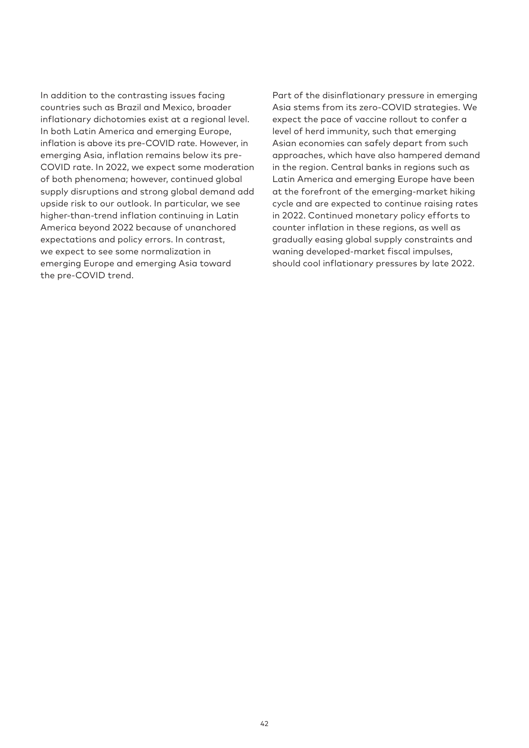In addition to the contrasting issues facing countries such as Brazil and Mexico, broader inflationary dichotomies exist at a regional level. In both Latin America and emerging Europe, inflation is above its pre-COVID rate. However, in emerging Asia, inflation remains below its pre-COVID rate. In 2022, we expect some moderation of both phenomena; however, continued global supply disruptions and strong global demand add upside risk to our outlook. In particular, we see higher-than-trend inflation continuing in Latin America beyond 2022 because of unanchored expectations and policy errors. In contrast, we expect to see some normalization in emerging Europe and emerging Asia toward the pre-COVID trend.

Part of the disinflationary pressure in emerging Asia stems from its zero-COVID strategies. We expect the pace of vaccine rollout to confer a level of herd immunity, such that emerging Asian economies can safely depart from such approaches, which have also hampered demand in the region. Central banks in regions such as Latin America and emerging Europe have been at the forefront of the emerging-market hiking cycle and are expected to continue raising rates in 2022. Continued monetary policy efforts to counter inflation in these regions, as well as gradually easing global supply constraints and waning developed-market fiscal impulses, should cool inflationary pressures by late 2022.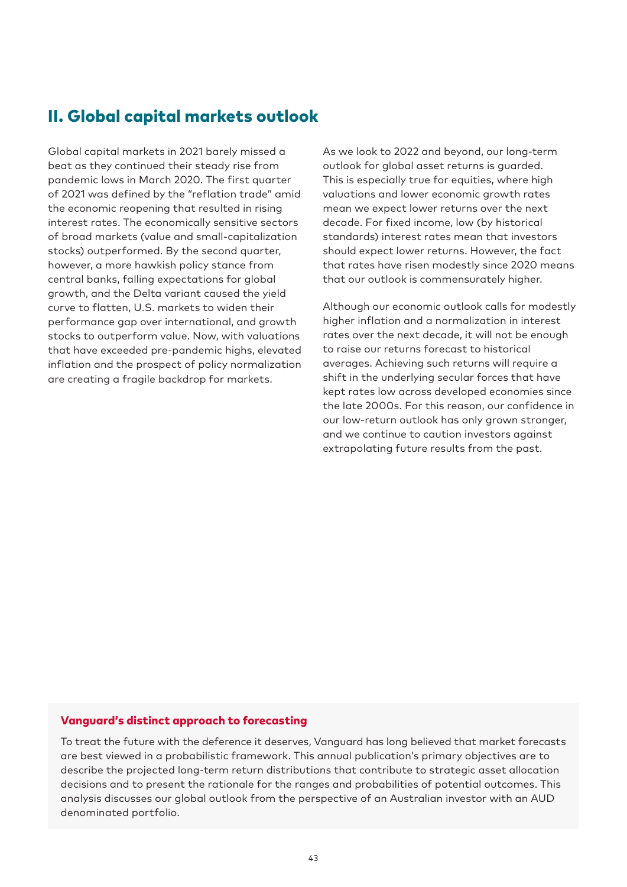## II. Global capital markets outlook

Global capital markets in 2021 barely missed a beat as they continued their steady rise from pandemic lows in March 2020. The first quarter of 2021 was defined by the "reflation trade" amid the economic reopening that resulted in rising interest rates. The economically sensitive sectors of broad markets (value and small-capitalization stocks) outperformed. By the second quarter, however, a more hawkish policy stance from central banks, falling expectations for global growth, and the Delta variant caused the yield curve to flatten, U.S. markets to widen their performance gap over international, and growth stocks to outperform value. Now, with valuations that have exceeded pre-pandemic highs, elevated inflation and the prospect of policy normalization are creating a fragile backdrop for markets.

As we look to 2022 and beyond, our long-term outlook for global asset returns is guarded. This is especially true for equities, where high valuations and lower economic growth rates mean we expect lower returns over the next decade. For fixed income, low (by historical standards) interest rates mean that investors should expect lower returns. However, the fact that rates have risen modestly since 2020 means that our outlook is commensurately higher.

Although our economic outlook calls for modestly higher inflation and a normalization in interest rates over the next decade, it will not be enough to raise our returns forecast to historical averages. Achieving such returns will require a shift in the underlying secular forces that have kept rates low across developed economies since the late 2000s. For this reason, our confidence in our low-return outlook has only grown stronger, and we continue to caution investors against extrapolating future results from the past.

**Vanguard's distinct approach to forecasting**

To treat the future with the deference it deserves, Vanguard has long believed that market forecasts are best viewed in a probabilistic framework. This annual publication's primary objectives are to describe the projected long-term return distributions that contribute to strategic asset allocation decisions and to present the rationale for the ranges and probabilities of potential outcomes. This analysis discusses our global outlook from the perspective of an Australian investor with an AUD denominated portfolio.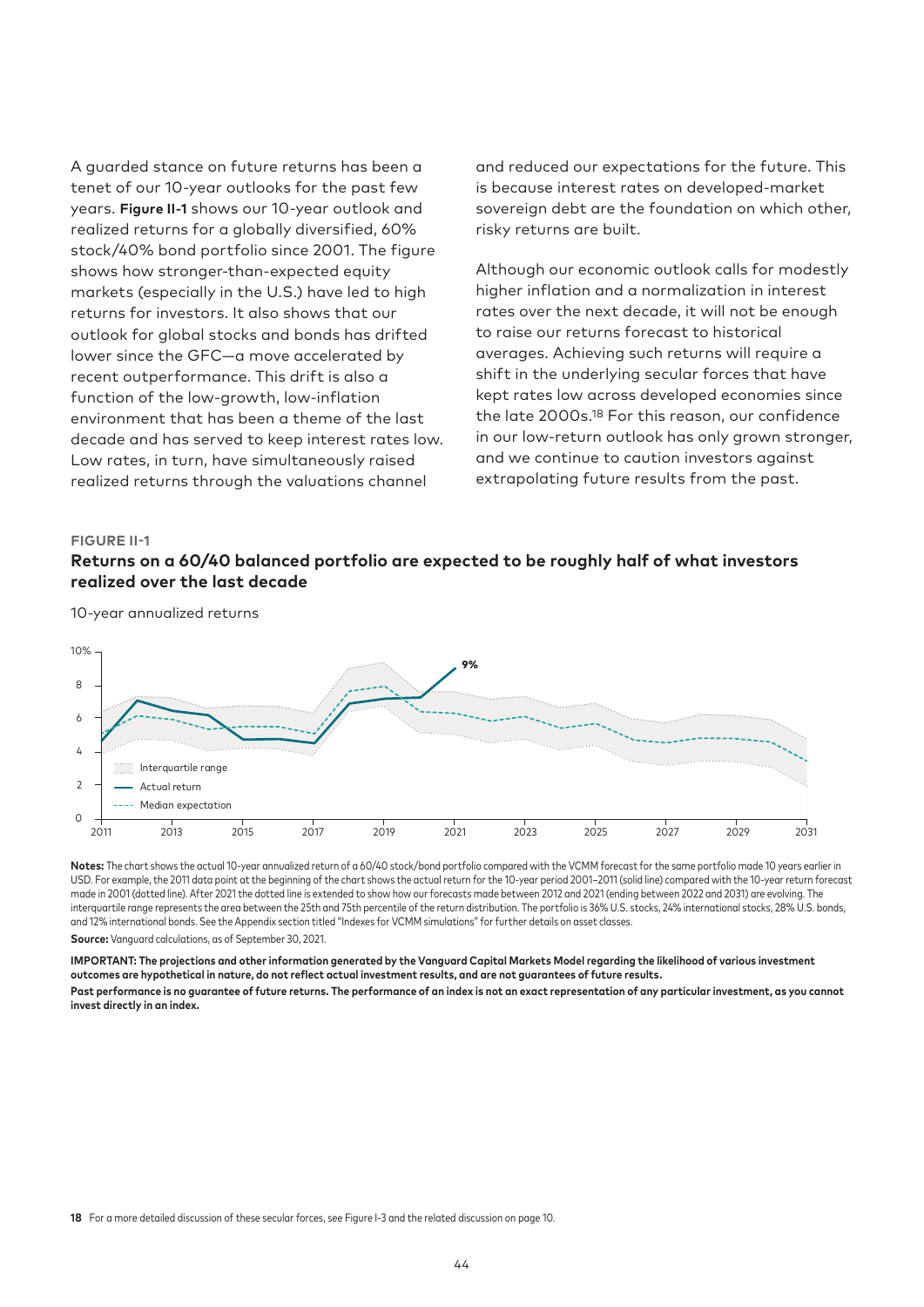A guarded stance on future returns has been a tenet of our 10-year outlooks for the past few years. **Figure II-1** shows our 10-year outlook and realized returns for a globally diversified, 60% stock/40% bond portfolio since 2001. The figure shows how stronger-than-expected equity markets (especially in the U.S.) have led to high returns for investors. It also shows that our outlook for global stocks and bonds has drifted lower since the GFC—a move accelerated by recent outperformance. This drift is also a function of the low-growth, low-inflation environment that has been a theme of the last decade and has served to keep interest rates low. Low rates, in turn, have simultaneously raised realized returns through the valuations channel and reduced our expectations for the future. This is because interest rates on developed-market sovereign debt are the foundation on which other, risky returns are built.

Although our economic outlook calls for modestly higher inflation and a normalization in interest rates over the next decade, it will not be enough to raise our returns forecast to historical averages. Achieving such returns will require a shift in the underlying secular forces that have kept rates low across developed economies since the late 2000s.[18] For this reason, our confidence in our low-return outlook has only grown stronger, and we continue to caution investors against extrapolating future results from the past.

**FIGURE II-1**

**Returns on a 60/40 balanced portfolio are expected to be roughly half of what investors realized over the last decade**

10-year annualized returns

**Notes:** The chart shows the actual 10-year annualized return of a 60/40 stock/bond portfolio compared with the VCMM forecast for the same portfolio made 10 years earlier in USD. For example, the 2011 data point at the beginning of the chart shows the actual return for the 10-year period 2001–2011 (solid line) compared with the 10-year return forecast made in 2001 (dotted line). After 2021 the dotted line is extended to show how our forecasts made between 2012 and 2021 (ending between 2022 and 2031) are evolving. The interquartile range represents the area between the 25th and 75th percentile of the return distribution. The portfolio is 36% U.S. stocks, 24% international stocks, 28% U.S. bonds, and 12% international bonds. See the Appendix section titled "Indexes for VCMM simulations" for further details on asset classes.

**Source:** Vanguard calculations, as of September 30, 2021.

**IMPORTANT: The projections and other information generated by the Vanguard Capital Markets Model regarding the likelihood of various investment outcomes are hypothetical in nature, do not reflect actual investment results, and are not guarantees of future results.**

**Past performance is no guarantee of future returns. The performance of an index is not an exact representation of any particular investment, as you cannot invest directly in an index.**

[18] For a more detailed discussion of these secular forces, see Figure I-3 and the related discussion on page 10.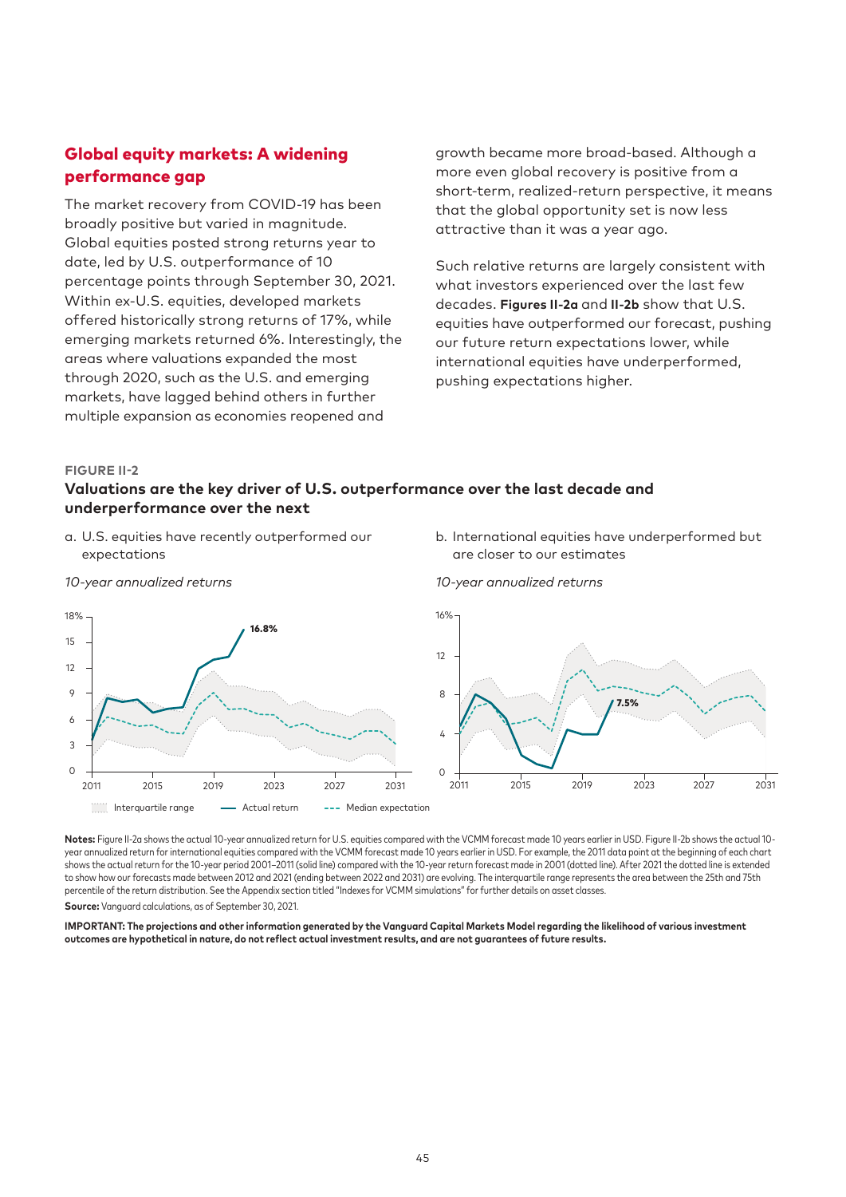## Global equity markets: A widening performance gap

The market recovery from COVID-19 has been broadly positive but varied in magnitude. Global equities posted strong returns year to date, led by U.S. outperformance of 10 percentage points through September 30, 2021. Within ex-U.S. equities, developed markets offered historically strong returns of 17%, while emerging markets returned 6%. Interestingly, the areas where valuations expanded the most through 2020, such as the U.S. and emerging markets, have lagged behind others in further multiple expansion as economies reopened and growth became more broad-based. Although a more even global recovery is positive from a short-term, realized-return perspective, it means that the global opportunity set is now less attractive than it was a year ago.

Such relative returns are largely consistent with what investors experienced over the last few decades. **Figures II-2a** and **II-2b** show that U.S. equities have outperformed our forecast, pushing our future return expectations lower, while international equities have underperformed, pushing expectations higher.

FIGURE II-2

### Valuations are the key driver of U.S. outperformance over the last decade and underperformance over the next

a. U.S. equities have recently outperformed our expectations

*10-year annualized returns*

b. International equities have underperformed but are closer to our estimates

*10-year annualized returns*

Interquartile range — Actual return --- Median expectation

**Notes:** Figure II-2a shows the actual 10-year annualized return for U.S. equities compared with the VCMM forecast made 10 years earlier in USD. Figure II-2b shows the actual 10-year annualized return for international equities compared with the VCMM forecast made 10 years earlier in USD. For example, the 2011 data point at the beginning of each chart shows the actual return for the 10-year period 2001–2011 (solid line) compared with the 10-year return forecast made in 2001 (dotted line). After 2021 the dotted line is extended to show how our forecasts made between 2012 and 2021 (ending between 2022 and 2031) are evolving. The interquartile range represents the area between the 25th and 75th percentile of the return distribution. See the Appendix section titled "Indexes for VCMM simulations" for further details on asset classes.

**Source:** Vanguard calculations, as of September 30, 2021.

**IMPORTANT: The projections and other information generated by the Vanguard Capital Markets Model regarding the likelihood of various investment outcomes are hypothetical in nature, do not reflect actual investment results, and are not guarantees of future results.**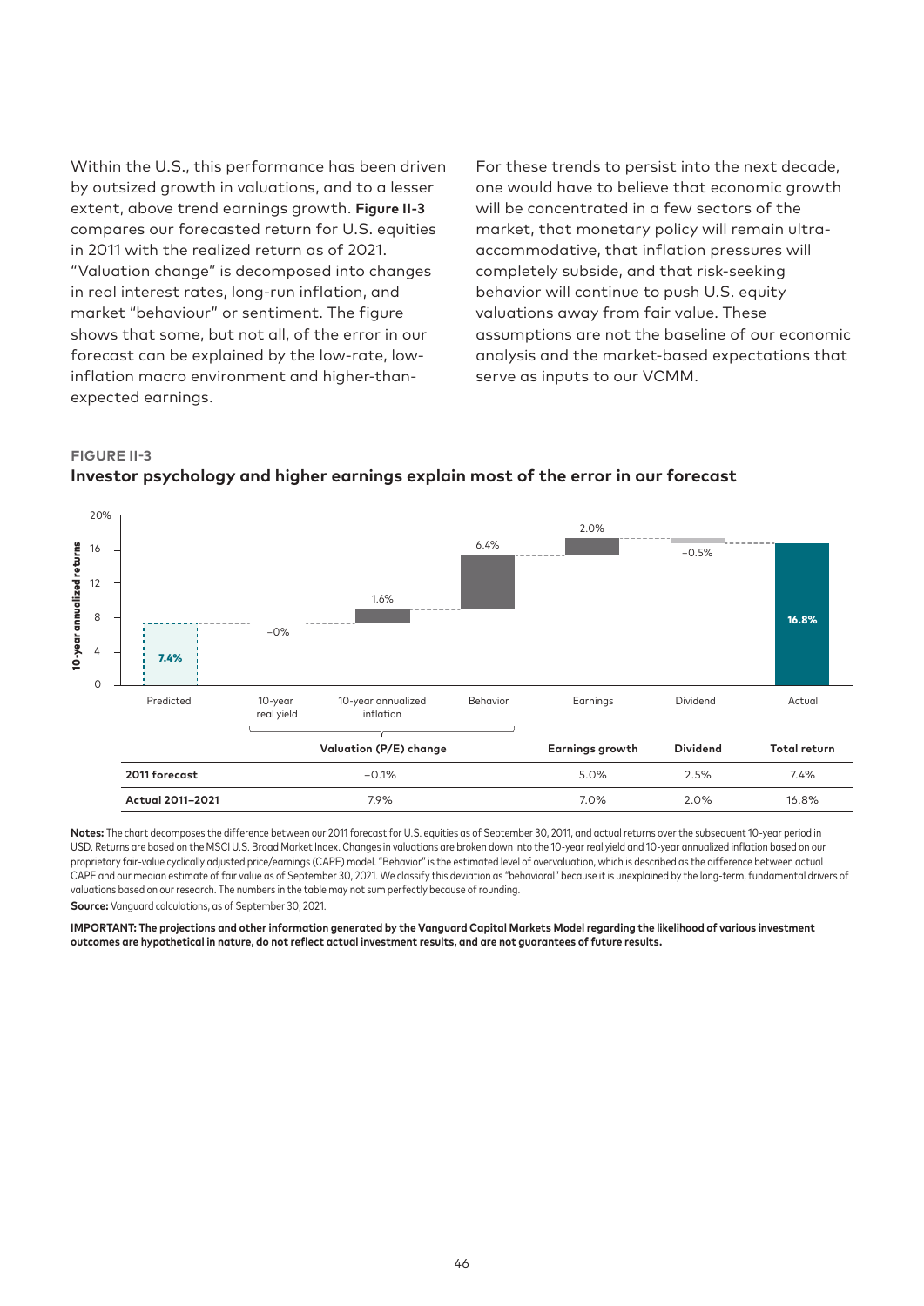Within the U.S., this performance has been driven by outsized growth in valuations, and to a lesser extent, above trend earnings growth. **Figure II-3** compares our forecasted return for U.S. equities in 2011 with the realized return as of 2021. "Valuation change" is decomposed into changes in real interest rates, long-run inflation, and market "behaviour" or sentiment. The figure shows that some, but not all, of the error in our forecast can be explained by the low-rate, low-inflation macro environment and higher-than-expected earnings.

For these trends to persist into the next decade, one would have to believe that economic growth will be concentrated in a few sectors of the market, that monetary policy will remain ultra-accommodative, that inflation pressures will completely subside, and that risk-seeking behavior will continue to push U.S. equity valuations away from fair value. These assumptions are not the baseline of our economic analysis and the market-based expectations that serve as inputs to our VCMM.

**FIGURE II-3**

**Investor psychology and higher earnings explain most of the error in our forecast**

| | Predicted | 10-year real yield | 10-year annualized inflation | Behavior | Earnings | Dividend | Actual |
|---|---|---|---|---|---|---|---|
| 10-year annualized returns | 7.4% | −0% | 1.6% | 6.4% | 2.0% | −0.5% | 16.8% |

| | Valuation (P/E) change | Earnings growth | Dividend | Total return |
|---|---|---|---|---|
| **2011 forecast** | −0.1% | 5.0% | 2.5% | 7.4% |
| **Actual 2011–2021** | 7.9% | 7.0% | 2.0% | 16.8% |

**Notes:** The chart decomposes the difference between our 2011 forecast for U.S. equities as of September 30, 2011, and actual returns over the subsequent 10-year period in USD. Returns are based on the MSCI U.S. Broad Market Index. Changes in valuations are broken down into the 10-year real yield and 10-year annualized inflation based on our proprietary fair-value cyclically adjusted price/earnings (CAPE) model. "Behavior" is the estimated level of overvaluation, which is described as the difference between actual CAPE and our median estimate of fair value as of September 30, 2021. We classify this deviation as "behavioral" because it is unexplained by the long-term, fundamental drivers of valuations based on our research. The numbers in the table may not sum perfectly because of rounding.

**Source:** Vanguard calculations, as of September 30, 2021.

**IMPORTANT: The projections and other information generated by the Vanguard Capital Markets Model regarding the likelihood of various investment outcomes are hypothetical in nature, do not reflect actual investment results, and are not guarantees of future results.**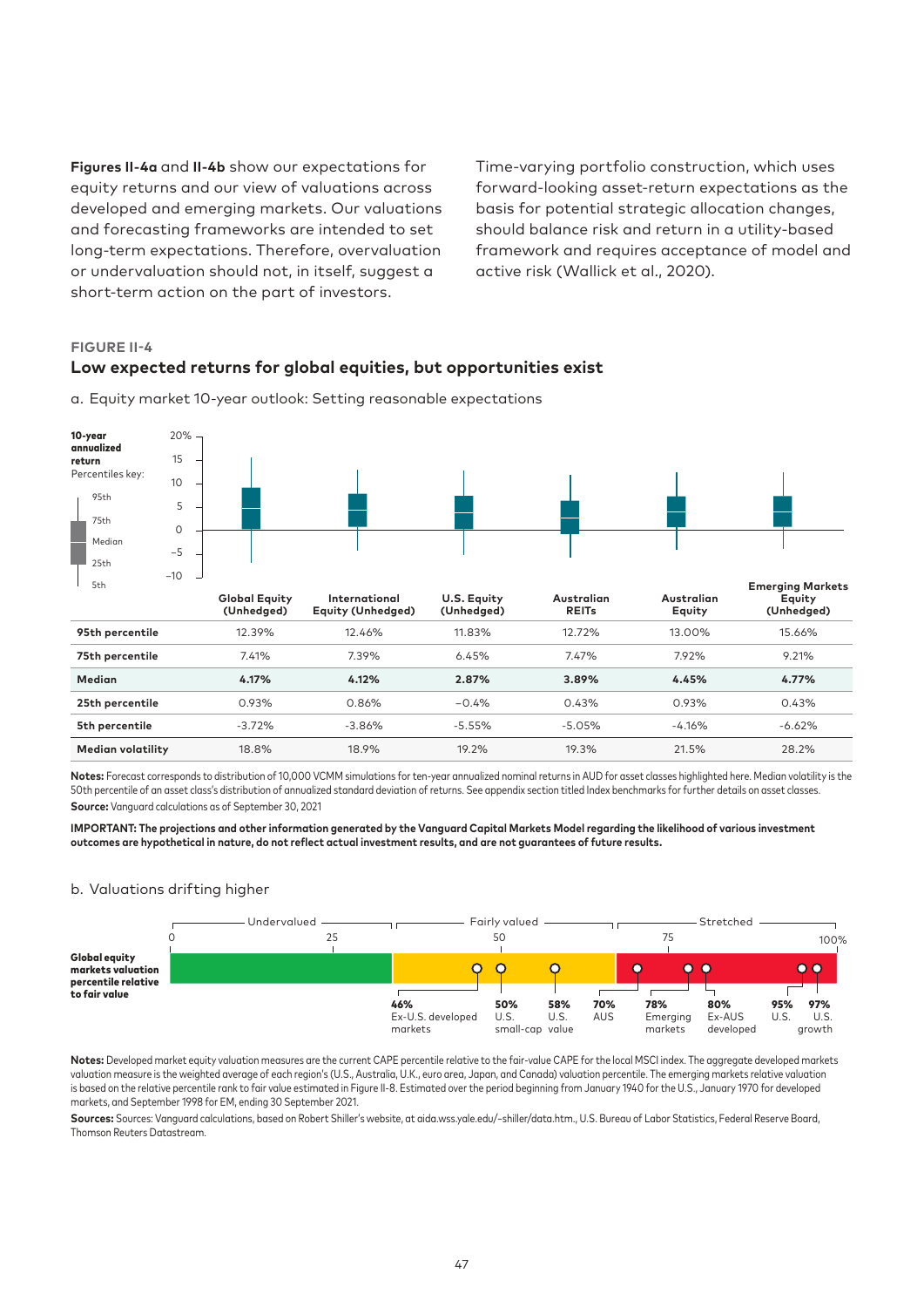**Figures II-4a** and **II-4b** show our expectations for equity returns and our view of valuations across developed and emerging markets. Our valuations and forecasting frameworks are intended to set long-term expectations. Therefore, overvaluation or undervaluation should not, in itself, suggest a short-term action on the part of investors.

Time-varying portfolio construction, which uses forward-looking asset-return expectations as the basis for potential strategic allocation changes, should balance risk and return in a utility-based framework and requires acceptance of model and active risk (Wallick et al., 2020).

**FIGURE II-4**

## Low expected returns for global equities, but opportunities exist

a. Equity market 10-year outlook: Setting reasonable expectations

**10-year annualized return**

Percentiles key: 95th, 75th, Median, 25th, 5th

| | Global Equity (Unhedged) | International Equity (Unhedged) | U.S. Equity (Unhedged) | Australian REITs | Australian Equity | Emerging Markets Equity (Unhedged) |
|---|---|---|---|---|---|---|
| **95th percentile** | 12.39% | 12.46% | 11.83% | 12.72% | 13.00% | 15.66% |
| **75th percentile** | 7.41% | 7.39% | 6.45% | 7.47% | 7.92% | 9.21% |
| **Median** | **4.17%** | **4.12%** | **2.87%** | **3.89%** | **4.45%** | **4.77%** |
| **25th percentile** | 0.93% | 0.86% | −0.4% | 0.43% | 0.93% | 0.43% |
| **5th percentile** | -3.72% | -3.86% | -5.55% | -5.05% | -4.16% | -6.62% |
| **Median volatility** | 18.8% | 18.9% | 19.2% | 19.3% | 21.5% | 28.2% |

**Notes:** Forecast corresponds to distribution of 10,000 VCMM simulations for ten-year annualized nominal returns in AUD for asset classes highlighted here. Median volatility is the 50th percentile of an asset class's distribution of annualized standard deviation of returns. See appendix section titled Index benchmarks for further details on asset classes.

**Source:** Vanguard calculations as of September 30, 2021

**IMPORTANT: The projections and other information generated by the Vanguard Capital Markets Model regarding the likelihood of various investment outcomes are hypothetical in nature, do not reflect actual investment results, and are not guarantees of future results.**

b. Valuations drifting higher

**Global equity markets valuation percentile relative to fair value**

Undervalued | Fairly valued | Stretched

0 — 25 — 50 — 75 — 100%

- **46%** Ex-U.S. developed markets
- **50%** U.S. small-cap
- **58%** U.S. value
- **70%** AUS
- **78%** Emerging markets
- **80%** Ex-AUS developed
- **95%** U.S.
- **97%** U.S. growth

**Notes:** Developed market equity valuation measures are the current CAPE percentile relative to the fair-value CAPE for the local MSCI index. The aggregate developed markets valuation measure is the weighted average of each region's (U.S., Australia, U.K., euro area, Japan, and Canada) valuation percentile. The emerging markets relative valuation is based on the relative percentile rank to fair value estimated in Figure II-8. Estimated over the period beginning from January 1940 for the U.S., January 1970 for developed markets, and September 1998 for EM, ending 30 September 2021.

**Sources:** Sources: Vanguard calculations, based on Robert Shiller's website, at aida.wss.yale.edu/~shiller/data.htm., U.S. Bureau of Labor Statistics, Federal Reserve Board, Thomson Reuters Datastream.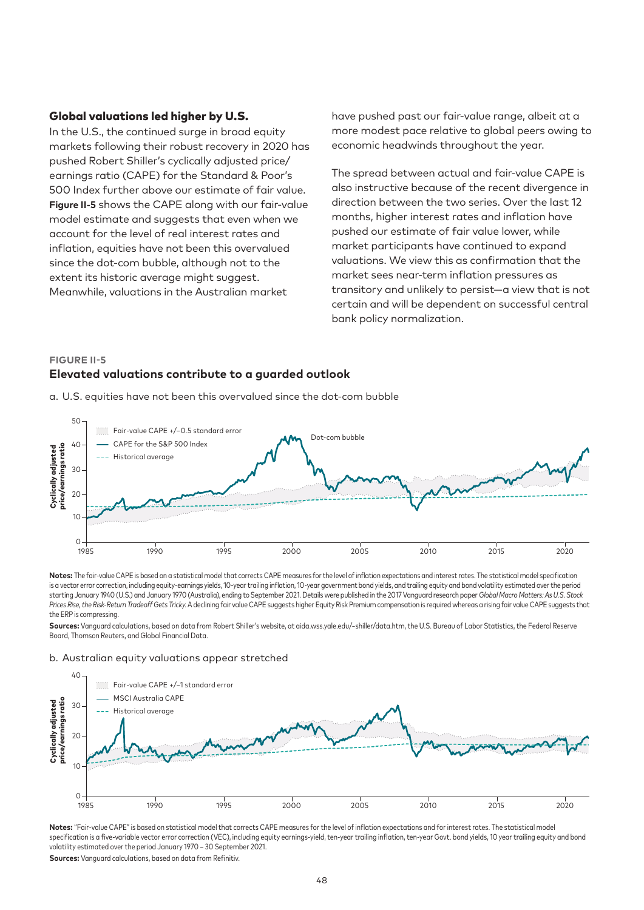## Global valuations led higher by U.S.

In the U.S., the continued surge in broad equity markets following their robust recovery in 2020 has pushed Robert Shiller's cyclically adjusted price/earnings ratio (CAPE) for the Standard & Poor's 500 Index further above our estimate of fair value. **Figure II-5** shows the CAPE along with our fair-value model estimate and suggests that even when we account for the level of real interest rates and inflation, equities have not been this overvalued since the dot-com bubble, although not to the extent its historic average might suggest. Meanwhile, valuations in the Australian market have pushed past our fair-value range, albeit at a more modest pace relative to global peers owing to economic headwinds throughout the year.

The spread between actual and fair-value CAPE is also instructive because of the recent divergence in direction between the two series. Over the last 12 months, higher interest rates and inflation have pushed our estimate of fair value lower, while market participants have continued to expand valuations. We view this as confirmation that the market sees near-term inflation pressures as transitory and unlikely to persist—a view that is not certain and will be dependent on successful central bank policy normalization.

**FIGURE II-5**

### Elevated valuations contribute to a guarded outlook

a. U.S. equities have not been this overvalued since the dot-com bubble

**Notes:** The fair-value CAPE is based on a statistical model that corrects CAPE measures for the level of inflation expectations and interest rates. The statistical model specification is a vector error correction, including equity-earnings yields, 10-year trailing inflation, 10-year government bond yields, and trailing equity and bond volatility estimated over the period starting January 1940 (U.S.) and January 1970 (Australia), ending to September 2021. Details were published in the 2017 Vanguard research paper *Global Macro Matters: As U.S. Stock Prices Rise, the Risk-Return Tradeoff Gets Tricky.* A declining fair value CAPE suggests higher Equity Risk Premium compensation is required whereas a rising fair value CAPE suggests that the ERP is compressing.

**Sources:** Vanguard calculations, based on data from Robert Shiller's website, at aida.wss.yale.edu/~shiller/data.htm, the U.S. Bureau of Labor Statistics, the Federal Reserve Board, Thomson Reuters, and Global Financial Data.

b. Australian equity valuations appear stretched

**Notes:** "Fair-value CAPE" is based on statistical model that corrects CAPE measures for the level of inflation expectations and for interest rates. The statistical model specification is a five-variable vector error correction (VEC), including equity earnings-yield, ten-year trailing inflation, ten-year Govt. bond yields, 10 year trailing equity and bond volatility estimated over the period January 1970 – 30 September 2021.

**Sources:** Vanguard calculations, based on data from Refinitiv.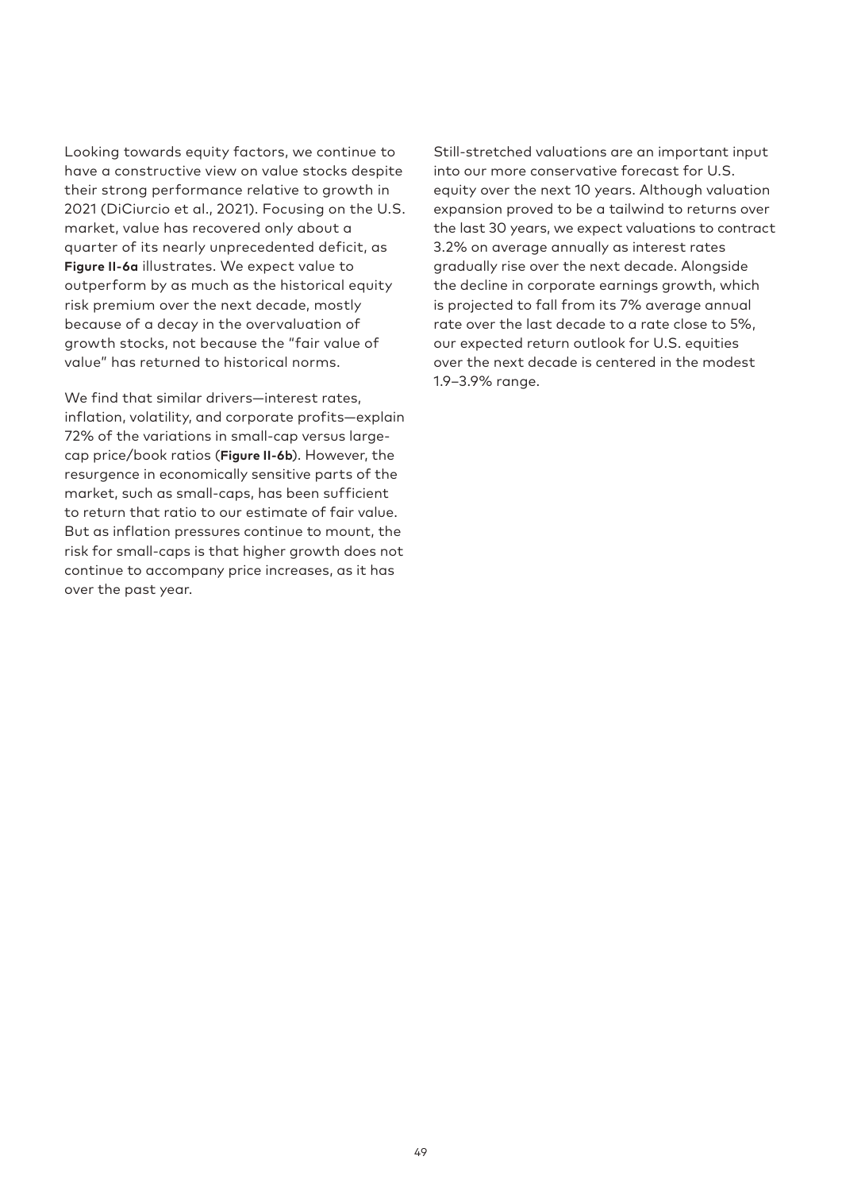Looking towards equity factors, we continue to have a constructive view on value stocks despite their strong performance relative to growth in 2021 (DiCiurcio et al., 2021). Focusing on the U.S. market, value has recovered only about a quarter of its nearly unprecedented deficit, as **Figure II-6a** illustrates. We expect value to outperform by as much as the historical equity risk premium over the next decade, mostly because of a decay in the overvaluation of growth stocks, not because the "fair value of value" has returned to historical norms.

We find that similar drivers—interest rates, inflation, volatility, and corporate profits—explain 72% of the variations in small-cap versus large-cap price/book ratios (**Figure II-6b**). However, the resurgence in economically sensitive parts of the market, such as small-caps, has been sufficient to return that ratio to our estimate of fair value. But as inflation pressures continue to mount, the risk for small-caps is that higher growth does not continue to accompany price increases, as it has over the past year.

Still-stretched valuations are an important input into our more conservative forecast for U.S. equity over the next 10 years. Although valuation expansion proved to be a tailwind to returns over the last 30 years, we expect valuations to contract 3.2% on average annually as interest rates gradually rise over the next decade. Alongside the decline in corporate earnings growth, which is projected to fall from its 7% average annual rate over the last decade to a rate close to 5%, our expected return outlook for U.S. equities over the next decade is centered in the modest 1.9–3.9% range.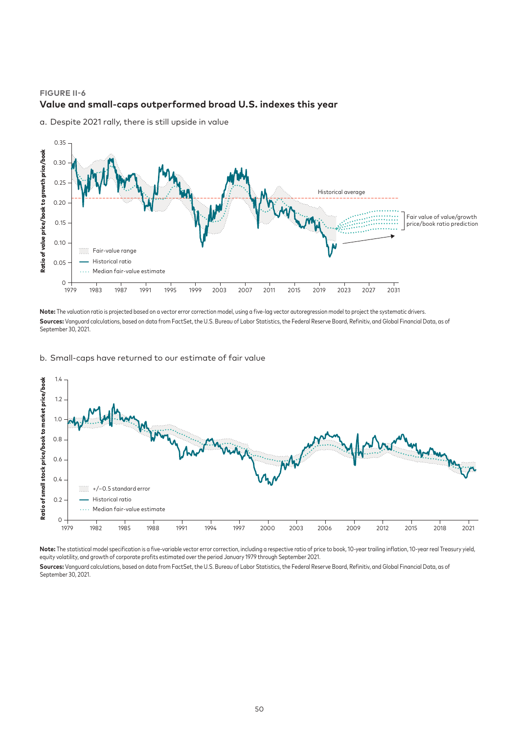**FIGURE II-6**

## Value and small-caps outperformed broad U.S. indexes this year

a. Despite 2021 rally, there is still upside in value

**Note:** The valuation ratio is projected based on a vector error correction model, using a five-lag vector autoregression model to project the systematic drivers.

**Sources:** Vanguard calculations, based on data from FactSet, the U.S. Bureau of Labor Statistics, the Federal Reserve Board, Refinitiv, and Global Financial Data, as of September 30, 2021.

b. Small-caps have returned to our estimate of fair value

**Note:** The statistical model specification is a five-variable vector error correction, including a respective ratio of price to book, 10-year trailing inflation, 10-year real Treasury yield, equity volatility, and growth of corporate profits estimated over the period January 1979 through September 2021.

**Sources:** Vanguard calculations, based on data from FactSet, the U.S. Bureau of Labor Statistics, the Federal Reserve Board, Refinitiv, and Global Financial Data, as of September 30, 2021.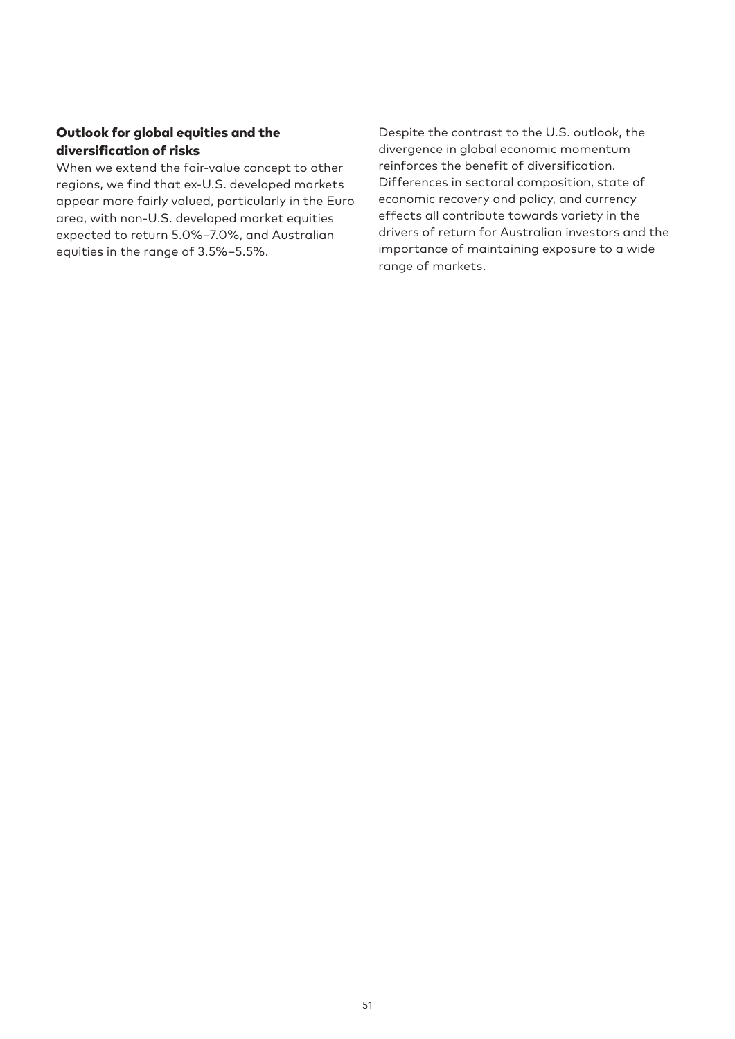### Outlook for global equities and the diversification of risks

When we extend the fair-value concept to other regions, we find that ex-U.S. developed markets appear more fairly valued, particularly in the Euro area, with non-U.S. developed market equities expected to return 5.0%–7.0%, and Australian equities in the range of 3.5%–5.5%.

Despite the contrast to the U.S. outlook, the divergence in global economic momentum reinforces the benefit of diversification. Differences in sectoral composition, state of economic recovery and policy, and currency effects all contribute towards variety in the drivers of return for Australian investors and the importance of maintaining exposure to a wide range of markets.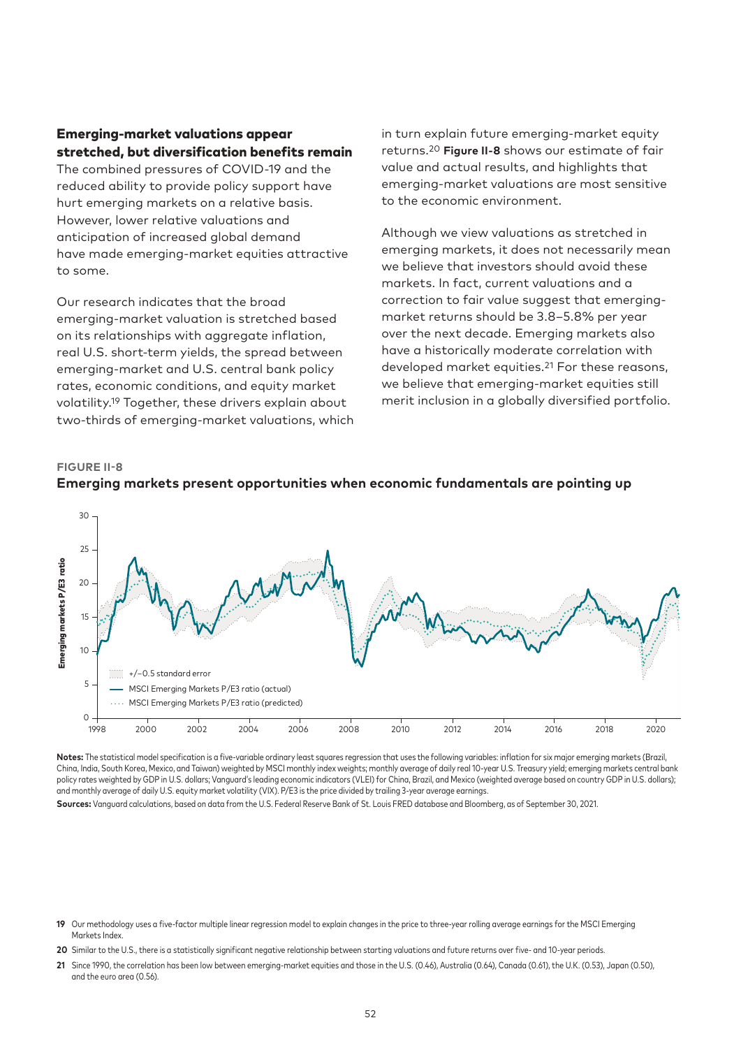## Emerging-market valuations appear stretched, but diversification benefits remain

The combined pressures of COVID-19 and the reduced ability to provide policy support have hurt emerging markets on a relative basis. However, lower relative valuations and anticipation of increased global demand have made emerging-market equities attractive to some.

Our research indicates that the broad emerging-market valuation is stretched based on its relationships with aggregate inflation, real U.S. short-term yields, the spread between emerging-market and U.S. central bank policy rates, economic conditions, and equity market volatility.[19] Together, these drivers explain about two-thirds of emerging-market valuations, which in turn explain future emerging-market equity returns.[20] **Figure II-8** shows our estimate of fair value and actual results, and highlights that emerging-market valuations are most sensitive to the economic environment.

Although we view valuations as stretched in emerging markets, it does not necessarily mean we believe that investors should avoid these markets. In fact, current valuations and a correction to fair value suggest that emerging-market returns should be 3.8–5.8% per year over the next decade. Emerging markets also have a historically moderate correlation with developed market equities.[21] For these reasons, we believe that emerging-market equities still merit inclusion in a globally diversified portfolio.

**FIGURE II-8**

**Emerging markets present opportunities when economic fundamentals are pointing up**

**Notes:** The statistical model specification is a five-variable ordinary least squares regression that uses the following variables: inflation for six major emerging markets (Brazil, China, India, South Korea, Mexico, and Taiwan) weighted by MSCI monthly index weights; monthly average of daily real 10-year U.S. Treasury yield; emerging markets central bank policy rates weighted by GDP in U.S. dollars; Vanguard's leading economic indicators (VLEI) for China, Brazil, and Mexico (weighted average based on country GDP in U.S. dollars); and monthly average of daily U.S. equity market volatility (VIX). P/E3 is the price divided by trailing 3-year average earnings.

**Sources:** Vanguard calculations, based on data from the U.S. Federal Reserve Bank of St. Louis FRED database and Bloomberg, as of September 30, 2021.

19 Our methodology uses a five-factor multiple linear regression model to explain changes in the price to three-year rolling average earnings for the MSCI Emerging Markets Index.

20 Similar to the U.S., there is a statistically significant negative relationship between starting valuations and future returns over five- and 10-year periods.

21 Since 1990, the correlation has been low between emerging-market equities and those in the U.S. (0.46), Australia (0.64), Canada (0.61), the U.K. (0.53), Japan (0.50), and the euro area (0.56).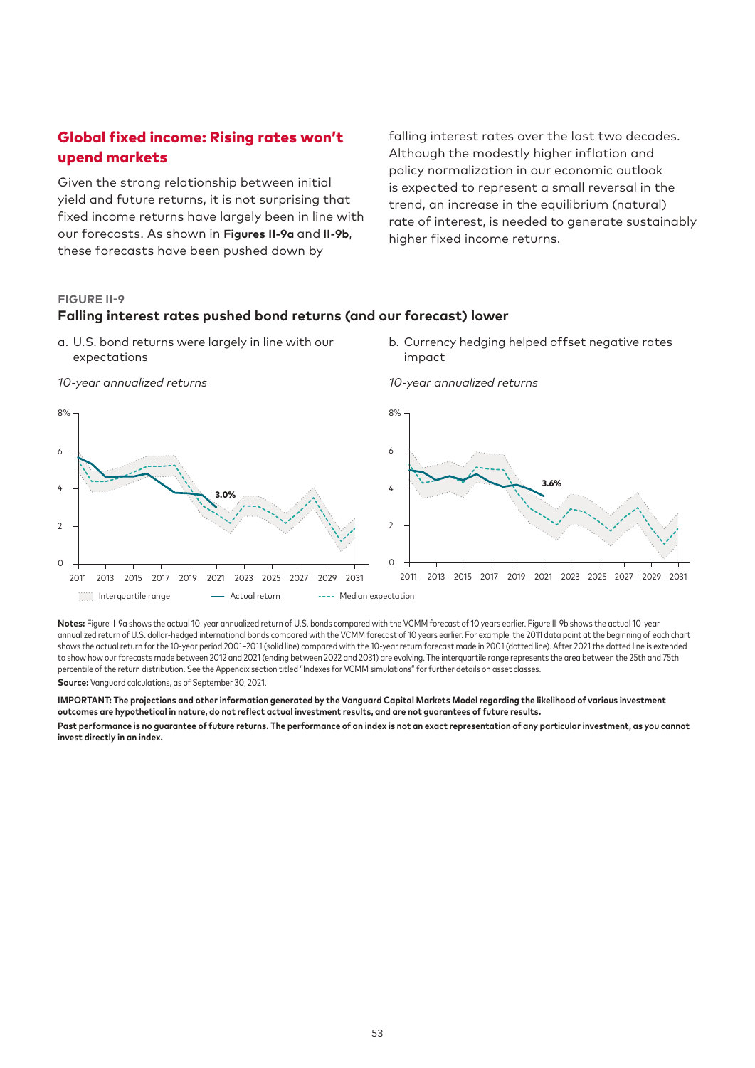## Global fixed income: Rising rates won't upend markets

Given the strong relationship between initial yield and future returns, it is not surprising that fixed income returns have largely been in line with our forecasts. As shown in **Figures II-9a** and **II-9b**, these forecasts have been pushed down by falling interest rates over the last two decades. Although the modestly higher inflation and policy normalization in our economic outlook is expected to represent a small reversal in the trend, an increase in the equilibrium (natural) rate of interest, is needed to generate sustainably higher fixed income returns.

FIGURE II-9

**Falling interest rates pushed bond returns (and our forecast) lower**

a. U.S. bond returns were largely in line with our expectations

*10-year annualized returns*

b. Currency hedging helped offset negative rates impact

*10-year annualized returns*

Interquartile range — Actual return — Median expectation

**Notes:** Figure II-9a shows the actual 10-year annualized return of U.S. bonds compared with the VCMM forecast of 10 years earlier. Figure II-9b shows the actual 10-year annualized return of U.S. dollar-hedged international bonds compared with the VCMM forecast of 10 years earlier. For example, the 2011 data point at the beginning of each chart shows the actual return for the 10-year period 2001–2011 (solid line) compared with the 10-year return forecast made in 2001 (dotted line). After 2021 the dotted line is extended to show how our forecasts made between 2012 and 2021 (ending between 2022 and 2031) are evolving. The interquartile range represents the area between the 25th and 75th percentile of the return distribution. See the Appendix section titled "Indexes for VCMM simulations" for further details on asset classes.

**Source:** Vanguard calculations, as of September 30, 2021.

**IMPORTANT: The projections and other information generated by the Vanguard Capital Markets Model regarding the likelihood of various investment outcomes are hypothetical in nature, do not reflect actual investment results, and are not guarantees of future results.**

**Past performance is no guarantee of future returns. The performance of an index is not an exact representation of any particular investment, as you cannot invest directly in an index.**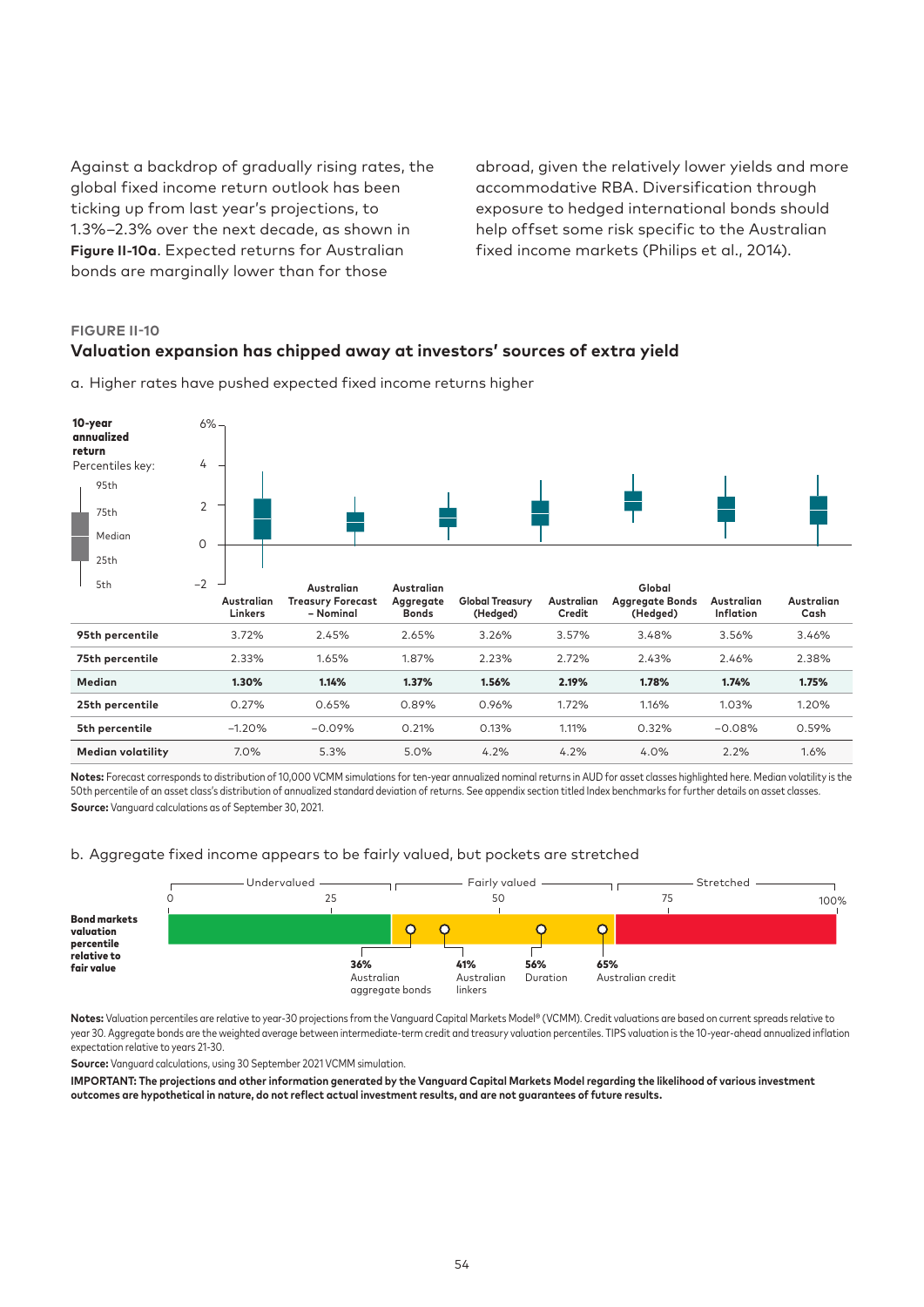Against a backdrop of gradually rising rates, the global fixed income return outlook has been ticking up from last year's projections, to 1.3%–2.3% over the next decade, as shown in **Figure II-10a**. Expected returns for Australian bonds are marginally lower than for those abroad, given the relatively lower yields and more accommodative RBA. Diversification through exposure to hedged international bonds should help offset some risk specific to the Australian fixed income markets (Philips et al., 2014).

**FIGURE II-10**

### Valuation expansion has chipped away at investors' sources of extra yield

a. Higher rates have pushed expected fixed income returns higher

**10-year annualized return**

Percentiles key: 95th, 75th, Median, 25th, 5th

| | Australian Linkers | Australian Treasury Forecast – Nominal | Australian Aggregate Bonds | Global Treasury (Hedged) | Australian Credit | Global Aggregate Bonds (Hedged) | Australian Inflation | Australian Cash |
|---|---|---|---|---|---|---|---|---|
| **95th percentile** | 3.72% | 2.45% | 2.65% | 3.26% | 3.57% | 3.48% | 3.56% | 3.46% |
| **75th percentile** | 2.33% | 1.65% | 1.87% | 2.23% | 2.72% | 2.43% | 2.46% | 2.38% |
| **Median** | **1.30%** | **1.14%** | **1.37%** | **1.56%** | **2.19%** | **1.78%** | **1.74%** | **1.75%** |
| **25th percentile** | 0.27% | 0.65% | 0.89% | 0.96% | 1.72% | 1.16% | 1.03% | 1.20% |
| **5th percentile** | −1.20% | −0.09% | 0.21% | 0.13% | 1.11% | 0.32% | −0.08% | 0.59% |
| **Median volatility** | 7.0% | 5.3% | 5.0% | 4.2% | 4.2% | 4.0% | 2.2% | 1.6% |

**Notes:** Forecast corresponds to distribution of 10,000 VCMM simulations for ten-year annualized nominal returns in AUD for asset classes highlighted here. Median volatility is the 50th percentile of an asset class's distribution of annualized standard deviation of returns. See appendix section titled Index benchmarks for further details on asset classes.

**Source:** Vanguard calculations as of September 30, 2021.

b. Aggregate fixed income appears to be fairly valued, but pockets are stretched

**Bond markets valuation percentile relative to fair value**

Undervalued (0–33) | Fairly valued | Stretched (to 100%)

- **36%** Australian aggregate bonds
- **41%** Australian linkers
- **56%** Duration
- **65%** Australian credit

**Notes:** Valuation percentiles are relative to year-30 projections from the Vanguard Capital Markets Model® (VCMM). Credit valuations are based on current spreads relative to year 30. Aggregate bonds are the weighted average between intermediate-term credit and treasury valuation percentiles. TIPS valuation is the 10-year-ahead annualized inflation expectation relative to years 21-30.

**Source:** Vanguard calculations, using 30 September 2021 VCMM simulation.

**IMPORTANT: The projections and other information generated by the Vanguard Capital Markets Model regarding the likelihood of various investment outcomes are hypothetical in nature, do not reflect actual investment results, and are not guarantees of future results.**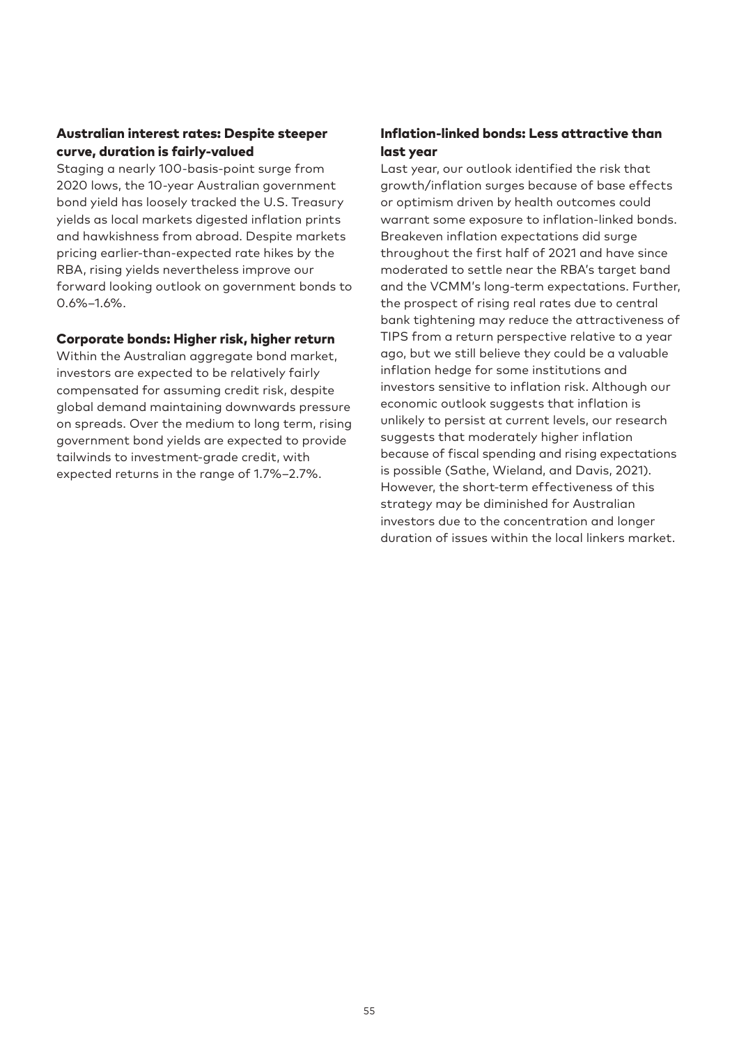### Australian interest rates: Despite steeper curve, duration is fairly-valued

Staging a nearly 100-basis-point surge from 2020 lows, the 10-year Australian government bond yield has loosely tracked the U.S. Treasury yields as local markets digested inflation prints and hawkishness from abroad. Despite markets pricing earlier-than-expected rate hikes by the RBA, rising yields nevertheless improve our forward looking outlook on government bonds to 0.6%–1.6%.

### Corporate bonds: Higher risk, higher return

Within the Australian aggregate bond market, investors are expected to be relatively fairly compensated for assuming credit risk, despite global demand maintaining downwards pressure on spreads. Over the medium to long term, rising government bond yields are expected to provide tailwinds to investment-grade credit, with expected returns in the range of 1.7%–2.7%.

### Inflation-linked bonds: Less attractive than last year

Last year, our outlook identified the risk that growth/inflation surges because of base effects or optimism driven by health outcomes could warrant some exposure to inflation-linked bonds. Breakeven inflation expectations did surge throughout the first half of 2021 and have since moderated to settle near the RBA's target band and the VCMM's long-term expectations. Further, the prospect of rising real rates due to central bank tightening may reduce the attractiveness of TIPS from a return perspective relative to a year ago, but we still believe they could be a valuable inflation hedge for some institutions and investors sensitive to inflation risk. Although our economic outlook suggests that inflation is unlikely to persist at current levels, our research suggests that moderately higher inflation because of fiscal spending and rising expectations is possible (Sathe, Wieland, and Davis, 2021). However, the short-term effectiveness of this strategy may be diminished for Australian investors due to the concentration and longer duration of issues within the local linkers market.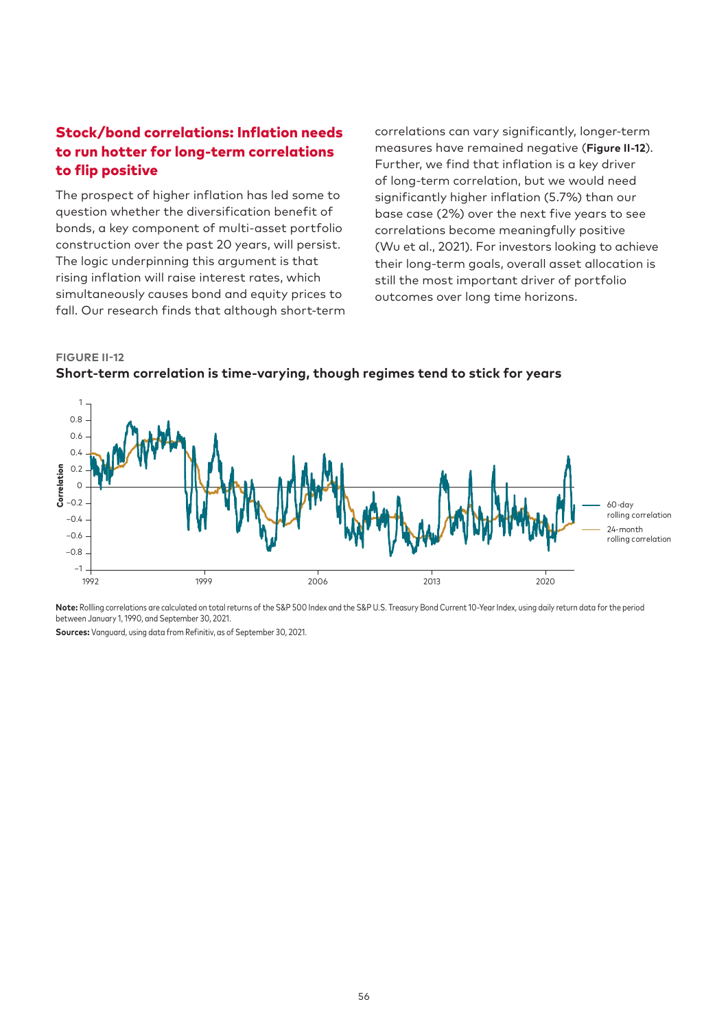## Stock/bond correlations: Inflation needs to run hotter for long-term correlations to flip positive

The prospect of higher inflation has led some to question whether the diversification benefit of bonds, a key component of multi-asset portfolio construction over the past 20 years, will persist. The logic underpinning this argument is that rising inflation will raise interest rates, which simultaneously causes bond and equity prices to fall. Our research finds that although short-term correlations can vary significantly, longer-term measures have remained negative (**Figure II-12**). Further, we find that inflation is a key driver of long-term correlation, but we would need significantly higher inflation (5.7%) than our base case (2%) over the next five years to see correlations become meaningfully positive (Wu et al., 2021). For investors looking to achieve their long-term goals, overall asset allocation is still the most important driver of portfolio outcomes over long time horizons.

**FIGURE II-12**

**Short-term correlation is time-varying, though regimes tend to stick for years**

**Note:** Rollling correlations are calculated on total returns of the S&P 500 Index and the S&P U.S. Treasury Bond Current 10-Year Index, using daily return data for the period between January 1, 1990, and September 30, 2021.

**Sources:** Vanguard, using data from Refinitiv, as of September 30, 2021.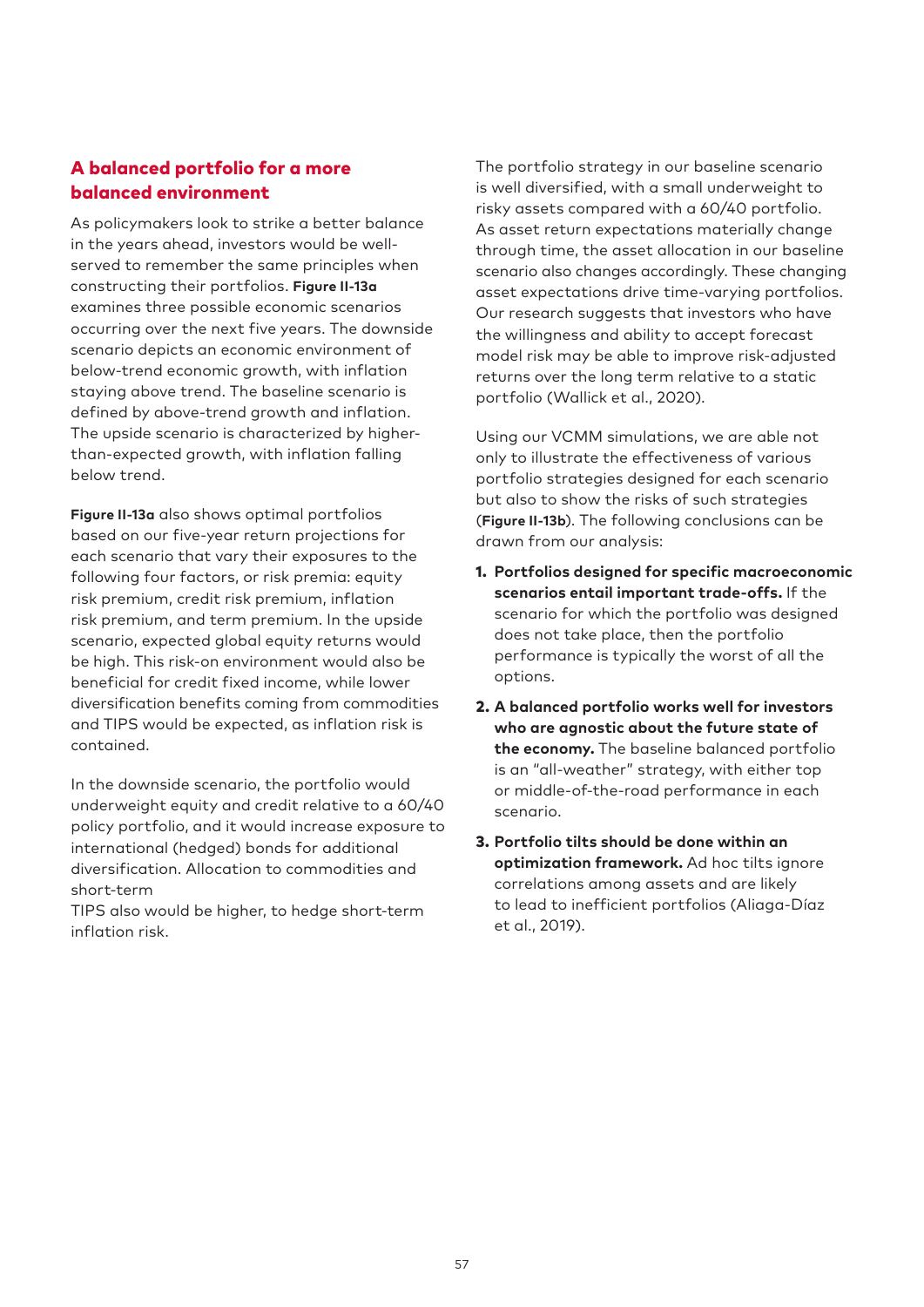## A balanced portfolio for a more balanced environment

As policymakers look to strike a better balance in the years ahead, investors would be well-served to remember the same principles when constructing their portfolios. **Figure II-13a** examines three possible economic scenarios occurring over the next five years. The downside scenario depicts an economic environment of below-trend economic growth, with inflation staying above trend. The baseline scenario is defined by above-trend growth and inflation. The upside scenario is characterized by higher-than-expected growth, with inflation falling below trend.

**Figure II-13a** also shows optimal portfolios based on our five-year return projections for each scenario that vary their exposures to the following four factors, or risk premia: equity risk premium, credit risk premium, inflation risk premium, and term premium. In the upside scenario, expected global equity returns would be high. This risk-on environment would also be beneficial for credit fixed income, while lower diversification benefits coming from commodities and TIPS would be expected, as inflation risk is contained.

In the downside scenario, the portfolio would underweight equity and credit relative to a 60/40 policy portfolio, and it would increase exposure to international (hedged) bonds for additional diversification. Allocation to commodities and short-term TIPS also would be higher, to hedge short-term inflation risk.

The portfolio strategy in our baseline scenario is well diversified, with a small underweight to risky assets compared with a 60/40 portfolio. As asset return expectations materially change through time, the asset allocation in our baseline scenario also changes accordingly. These changing asset expectations drive time-varying portfolios. Our research suggests that investors who have the willingness and ability to accept forecast model risk may be able to improve risk-adjusted returns over the long term relative to a static portfolio (Wallick et al., 2020).

Using our VCMM simulations, we are able not only to illustrate the effectiveness of various portfolio strategies designed for each scenario but also to show the risks of such strategies (**Figure II-13b**). The following conclusions can be drawn from our analysis:

1. **Portfolios designed for specific macroeconomic scenarios entail important trade-offs.** If the scenario for which the portfolio was designed does not take place, then the portfolio performance is typically the worst of all the options.
2. **A balanced portfolio works well for investors who are agnostic about the future state of the economy.** The baseline balanced portfolio is an "all-weather" strategy, with either top or middle-of-the-road performance in each scenario.
3. **Portfolio tilts should be done within an optimization framework.** Ad hoc tilts ignore correlations among assets and are likely to lead to inefficient portfolios (Aliaga-Díaz et al., 2019).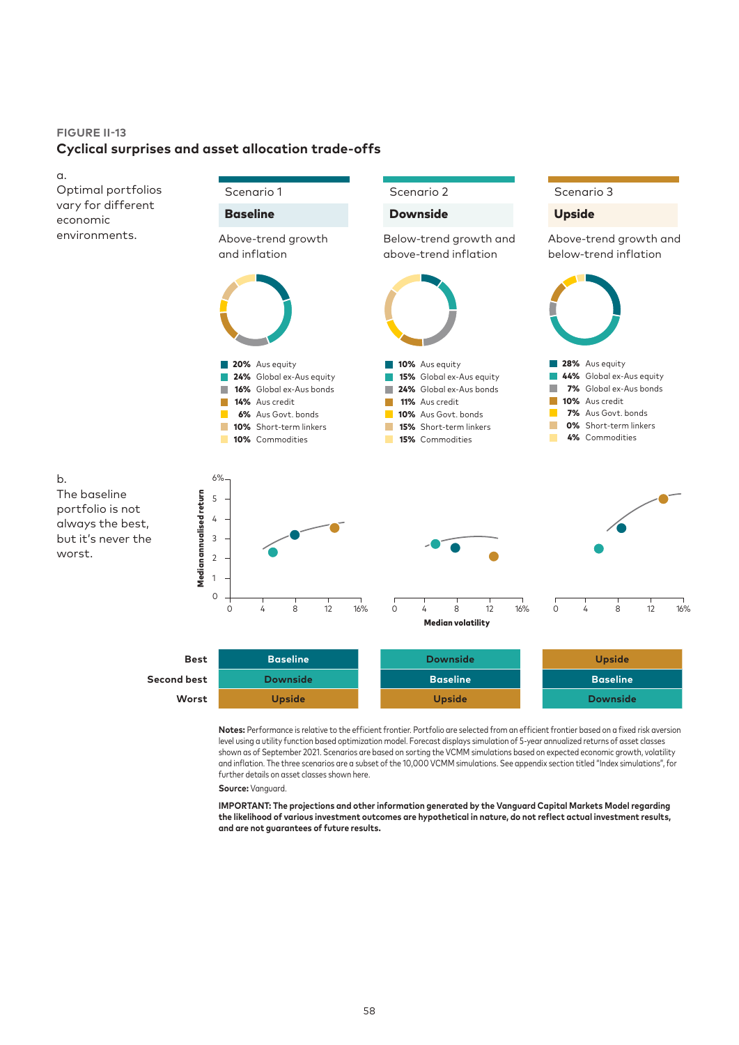FIGURE II-13

## Cyclical surprises and asset allocation trade-offs

a.
Optimal portfolios vary for different economic environments.

| | Scenario 1 | Scenario 2 | Scenario 3 |
|---|---|---|---|
| | **Baseline** | **Downside** | **Upside** |
| | Above-trend growth and inflation | Below-trend growth and above-trend inflation | Above-trend growth and below-trend inflation |
| Aus equity | 20% | 10% | 28% |
| Global ex-Aus equity | 24% | 15% | 44% |
| Global ex-Aus bonds | 16% | 24% | 7% |
| Aus credit | 14% | 11% | 10% |
| Aus Govt. bonds | 6% | 10% | 7% |
| Short-term linkers | 10% | 15% | 0% |
| Commodities | 10% | 15% | 4% |

b.
The baseline portfolio is not always the best, but it's never the worst.

Median annualised return (0–6%) vs. Median volatility (0–16%)

| | Scenario 1 | Scenario 2 | Scenario 3 |
|---|---|---|---|
| Best | Baseline | Downside | Upside |
| Second best | Downside | Baseline | Baseline |
| Worst | Upside | Upside | Downside |

**Notes:** Performance is relative to the efficient frontier. Portfolio are selected from an efficient frontier based on a fixed risk aversion level using a utility function based optimization model. Forecast displays simulation of 5-year annualized returns of asset classes shown as of September 2021. Scenarios are based on sorting the VCMM simulations based on expected economic growth, volatility and inflation. The three scenarios are a subset of the 10,000 VCMM simulations. See appendix section titled "Index simulations", for further details on asset classes shown here.

**Source:** Vanguard.

**IMPORTANT: The projections and other information generated by the Vanguard Capital Markets Model regarding the likelihood of various investment outcomes are hypothetical in nature, do not reflect actual investment results, and are not guarantees of future results.**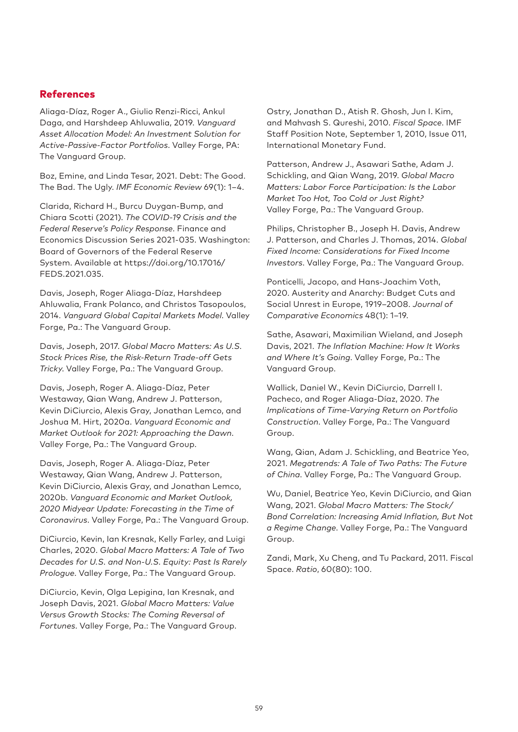## References

Aliaga-Díaz, Roger A., Giulio Renzi-Ricci, Ankul Daga, and Harshdeep Ahluwalia, 2019. *Vanguard Asset Allocation Model: An Investment Solution for Active-Passive-Factor Portfolios*. Valley Forge, PA: The Vanguard Group.

Boz, Emine, and Linda Tesar, 2021. Debt: The Good. The Bad. The Ugly. *IMF Economic Review* 69(1): 1–4.

Clarida, Richard H., Burcu Duygan-Bump, and Chiara Scotti (2021). *The COVID-19 Crisis and the Federal Reserve's Policy Response*. Finance and Economics Discussion Series 2021-035. Washington: Board of Governors of the Federal Reserve System. Available at https://doi.org/10.17016/FEDS.2021.035.

Davis, Joseph, Roger Aliaga-Díaz, Harshdeep Ahluwalia, Frank Polanco, and Christos Tasopoulos, 2014. *Vanguard Global Capital Markets Model*. Valley Forge, Pa.: The Vanguard Group.

Davis, Joseph, 2017. *Global Macro Matters: As U.S. Stock Prices Rise, the Risk-Return Trade-off Gets Tricky*. Valley Forge, Pa.: The Vanguard Group.

Davis, Joseph, Roger A. Aliaga-Díaz, Peter Westaway, Qian Wang, Andrew J. Patterson, Kevin DiCiurcio, Alexis Gray, Jonathan Lemco, and Joshua M. Hirt, 2020a. *Vanguard Economic and Market Outlook for 2021: Approaching the Dawn*. Valley Forge, Pa.: The Vanguard Group.

Davis, Joseph, Roger A. Aliaga-Díaz, Peter Westaway, Qian Wang, Andrew J. Patterson, Kevin DiCiurcio, Alexis Gray, and Jonathan Lemco, 2020b. *Vanguard Economic and Market Outlook, 2020 Midyear Update: Forecasting in the Time of Coronavirus*. Valley Forge, Pa.: The Vanguard Group.

DiCiurcio, Kevin, Ian Kresnak, Kelly Farley, and Luigi Charles, 2020. *Global Macro Matters: A Tale of Two Decades for U.S. and Non-U.S. Equity: Past Is Rarely Prologue*. Valley Forge, Pa.: The Vanguard Group.

DiCiurcio, Kevin, Olga Lepigina, Ian Kresnak, and Joseph Davis, 2021. *Global Macro Matters: Value Versus Growth Stocks: The Coming Reversal of Fortunes*. Valley Forge, Pa.: The Vanguard Group.

Ostry, Jonathan D., Atish R. Ghosh, Jun I. Kim, and Mahvash S. Qureshi, 2010. *Fiscal Space*. IMF Staff Position Note, September 1, 2010, Issue 011, International Monetary Fund.

Patterson, Andrew J., Asawari Sathe, Adam J. Schickling, and Qian Wang, 2019. *Global Macro Matters: Labor Force Participation: Is the Labor Market Too Hot, Too Cold or Just Right?* Valley Forge, Pa.: The Vanguard Group.

Philips, Christopher B., Joseph H. Davis, Andrew J. Patterson, and Charles J. Thomas, 2014. *Global Fixed Income: Considerations for Fixed Income Investors*. Valley Forge, Pa.: The Vanguard Group.

Ponticelli, Jacopo, and Hans-Joachim Voth, 2020. Austerity and Anarchy: Budget Cuts and Social Unrest in Europe, 1919–2008. *Journal of Comparative Economics* 48(1): 1–19.

Sathe, Asawari, Maximilian Wieland, and Joseph Davis, 2021. *The Inflation Machine: How It Works and Where It's Going*. Valley Forge, Pa.: The Vanguard Group.

Wallick, Daniel W., Kevin DiCiurcio, Darrell I. Pacheco, and Roger Aliaga-Díaz, 2020. *The Implications of Time-Varying Return on Portfolio Construction*. Valley Forge, Pa.: The Vanguard Group.

Wang, Qian, Adam J. Schickling, and Beatrice Yeo, 2021. *Megatrends: A Tale of Two Paths: The Future of China*. Valley Forge, Pa.: The Vanguard Group.

Wu, Daniel, Beatrice Yeo, Kevin DiCiurcio, and Qian Wang, 2021. *Global Macro Matters: The Stock/Bond Correlation: Increasing Amid Inflation, But Not a Regime Change*. Valley Forge, Pa.: The Vanguard Group.

Zandi, Mark, Xu Cheng, and Tu Packard, 2011. Fiscal Space. *Ratio*, 60(80): 100.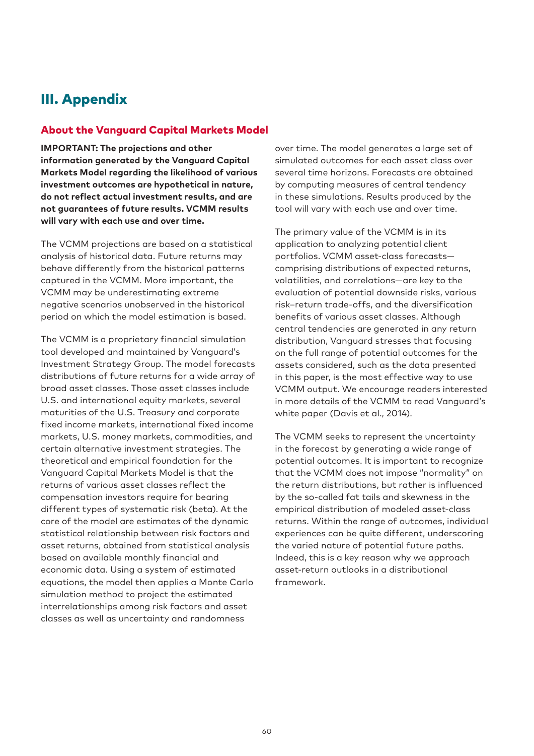# III. Appendix

## About the Vanguard Capital Markets Model

**IMPORTANT: The projections and other information generated by the Vanguard Capital Markets Model regarding the likelihood of various investment outcomes are hypothetical in nature, do not reflect actual investment results, and are not guarantees of future results. VCMM results will vary with each use and over time.**

The VCMM projections are based on a statistical analysis of historical data. Future returns may behave differently from the historical patterns captured in the VCMM. More important, the VCMM may be underestimating extreme negative scenarios unobserved in the historical period on which the model estimation is based.

The VCMM is a proprietary financial simulation tool developed and maintained by Vanguard's Investment Strategy Group. The model forecasts distributions of future returns for a wide array of broad asset classes. Those asset classes include U.S. and international equity markets, several maturities of the U.S. Treasury and corporate fixed income markets, international fixed income markets, U.S. money markets, commodities, and certain alternative investment strategies. The theoretical and empirical foundation for the Vanguard Capital Markets Model is that the returns of various asset classes reflect the compensation investors require for bearing different types of systematic risk (beta). At the core of the model are estimates of the dynamic statistical relationship between risk factors and asset returns, obtained from statistical analysis based on available monthly financial and economic data. Using a system of estimated equations, the model then applies a Monte Carlo simulation method to project the estimated interrelationships among risk factors and asset classes as well as uncertainty and randomness over time. The model generates a large set of simulated outcomes for each asset class over several time horizons. Forecasts are obtained by computing measures of central tendency in these simulations. Results produced by the tool will vary with each use and over time.

The primary value of the VCMM is in its application to analyzing potential client portfolios. VCMM asset-class forecasts—comprising distributions of expected returns, volatilities, and correlations—are key to the evaluation of potential downside risks, various risk–return trade-offs, and the diversification benefits of various asset classes. Although central tendencies are generated in any return distribution, Vanguard stresses that focusing on the full range of potential outcomes for the assets considered, such as the data presented in this paper, is the most effective way to use VCMM output. We encourage readers interested in more details of the VCMM to read Vanguard's white paper (Davis et al., 2014).

The VCMM seeks to represent the uncertainty in the forecast by generating a wide range of potential outcomes. It is important to recognize that the VCMM does not impose "normality" on the return distributions, but rather is influenced by the so-called fat tails and skewness in the empirical distribution of modeled asset-class returns. Within the range of outcomes, individual experiences can be quite different, underscoring the varied nature of potential future paths. Indeed, this is a key reason why we approach asset-return outlooks in a distributional framework.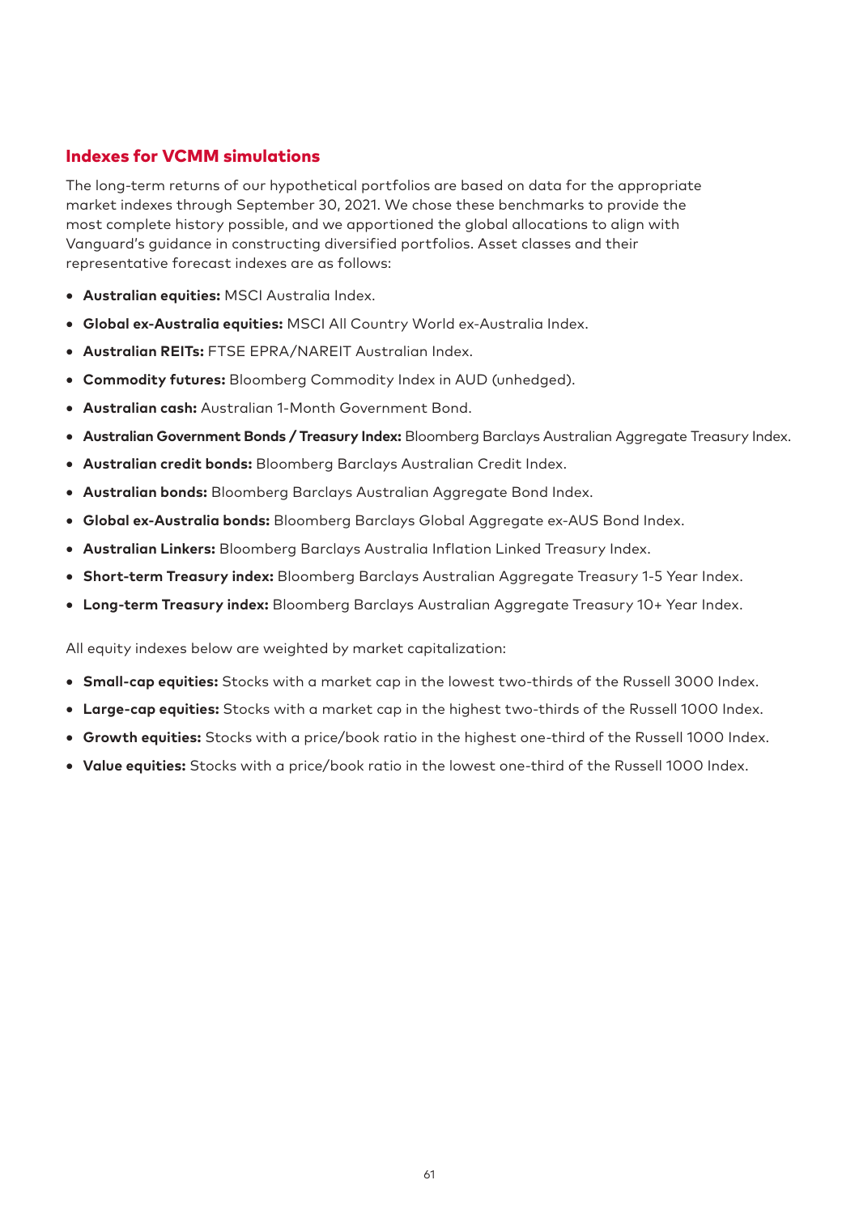## Indexes for VCMM simulations

The long-term returns of our hypothetical portfolios are based on data for the appropriate market indexes through September 30, 2021. We chose these benchmarks to provide the most complete history possible, and we apportioned the global allocations to align with Vanguard's guidance in constructing diversified portfolios. Asset classes and their representative forecast indexes are as follows:

- **Australian equities:** MSCI Australia Index.
- **Global ex-Australia equities:** MSCI All Country World ex-Australia Index.
- **Australian REITs:** FTSE EPRA/NAREIT Australian Index.
- **Commodity futures:** Bloomberg Commodity Index in AUD (unhedged).
- **Australian cash:** Australian 1-Month Government Bond.
- **Australian Government Bonds / Treasury Index:** Bloomberg Barclays Australian Aggregate Treasury Index.
- **Australian credit bonds:** Bloomberg Barclays Australian Credit Index.
- **Australian bonds:** Bloomberg Barclays Australian Aggregate Bond Index.
- **Global ex-Australia bonds:** Bloomberg Barclays Global Aggregate ex-AUS Bond Index.
- **Australian Linkers:** Bloomberg Barclays Australia Inflation Linked Treasury Index.
- **Short-term Treasury index:** Bloomberg Barclays Australian Aggregate Treasury 1-5 Year Index.
- **Long-term Treasury index:** Bloomberg Barclays Australian Aggregate Treasury 10+ Year Index.

All equity indexes below are weighted by market capitalization:

- **Small-cap equities:** Stocks with a market cap in the lowest two-thirds of the Russell 3000 Index.
- **Large-cap equities:** Stocks with a market cap in the highest two-thirds of the Russell 1000 Index.
- **Growth equities:** Stocks with a price/book ratio in the highest one-third of the Russell 1000 Index.
- **Value equities:** Stocks with a price/book ratio in the lowest one-third of the Russell 1000 Index.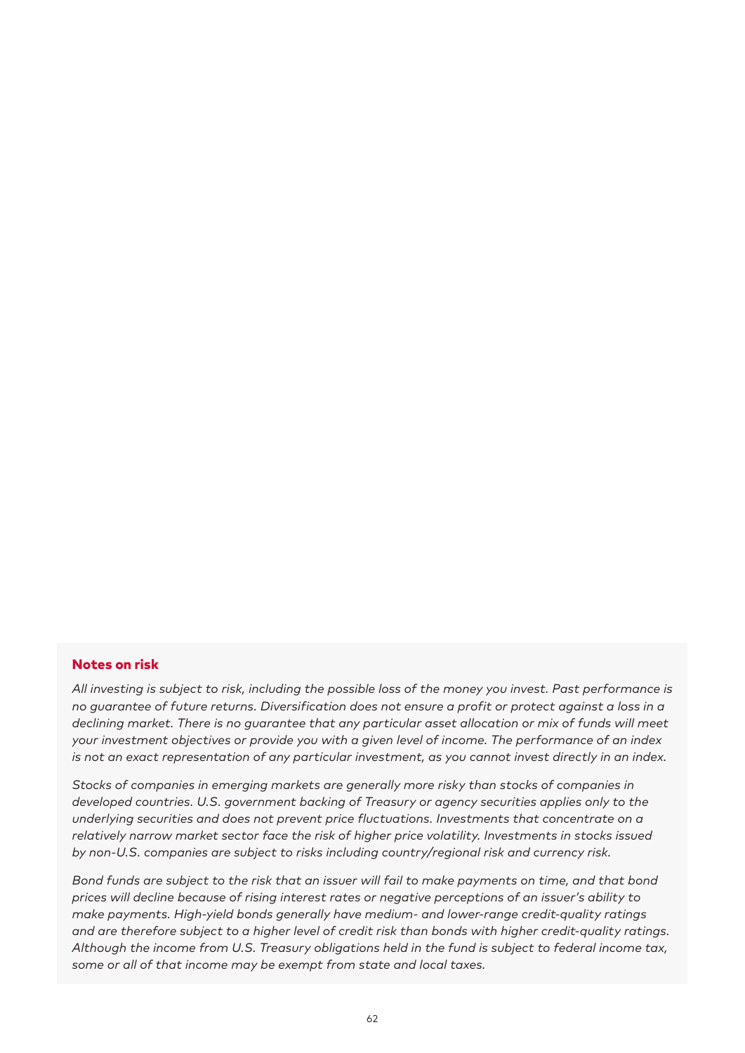## Notes on risk

*All investing is subject to risk, including the possible loss of the money you invest. Past performance is no guarantee of future returns. Diversification does not ensure a profit or protect against a loss in a declining market. There is no guarantee that any particular asset allocation or mix of funds will meet your investment objectives or provide you with a given level of income. The performance of an index is not an exact representation of any particular investment, as you cannot invest directly in an index.*

*Stocks of companies in emerging markets are generally more risky than stocks of companies in developed countries. U.S. government backing of Treasury or agency securities applies only to the underlying securities and does not prevent price fluctuations. Investments that concentrate on a relatively narrow market sector face the risk of higher price volatility. Investments in stocks issued by non-U.S. companies are subject to risks including country/regional risk and currency risk.*

*Bond funds are subject to the risk that an issuer will fail to make payments on time, and that bond prices will decline because of rising interest rates or negative perceptions of an issuer's ability to make payments. High-yield bonds generally have medium- and lower-range credit-quality ratings and are therefore subject to a higher level of credit risk than bonds with higher credit-quality ratings. Although the income from U.S. Treasury obligations held in the fund is subject to federal income tax, some or all of that income may be exempt from state and local taxes.*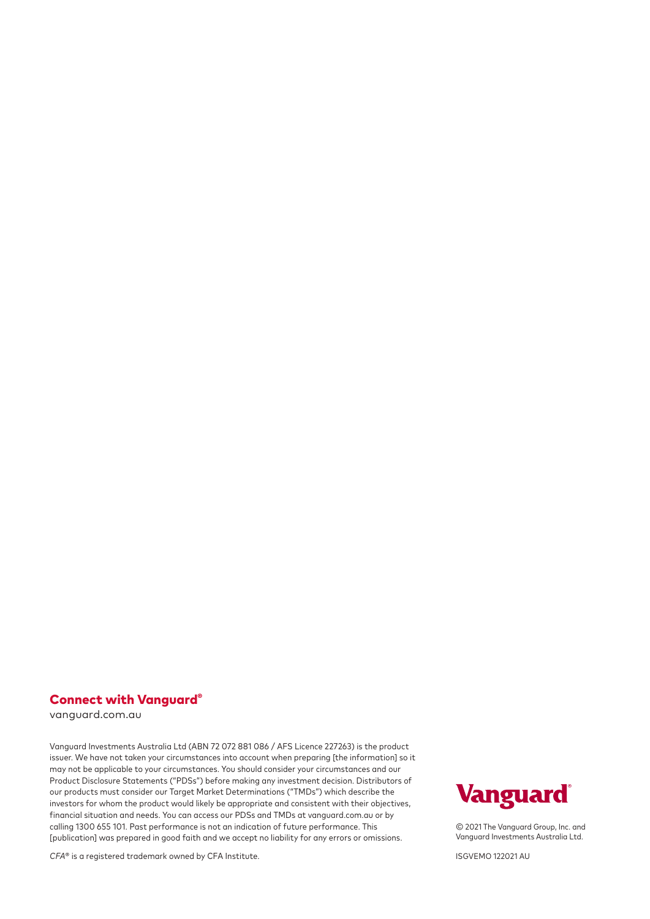## Connect with Vanguard®

vanguard.com.au

Vanguard Investments Australia Ltd (ABN 72 072 881 086 / AFS Licence 227263) is the product issuer. We have not taken your circumstances into account when preparing [the information] so it may not be applicable to your circumstances. You should consider your circumstances and our Product Disclosure Statements ("PDSs") before making any investment decision. Distributors of our products must consider our Target Market Determinations ("TMDs") which describe the investors for whom the product would likely be appropriate and consistent with their objectives, financial situation and needs. You can access our PDSs and TMDs at vanguard.com.au or by calling 1300 655 101. Past performance is not an indication of future performance. This [publication] was prepared in good faith and we accept no liability for any errors or omissions.

*CFA®* is a registered trademark owned by CFA Institute.

**Vanguard®**

© 2021 The Vanguard Group, Inc. and Vanguard Investments Australia Ltd.

ISGVEMO 122021 AU